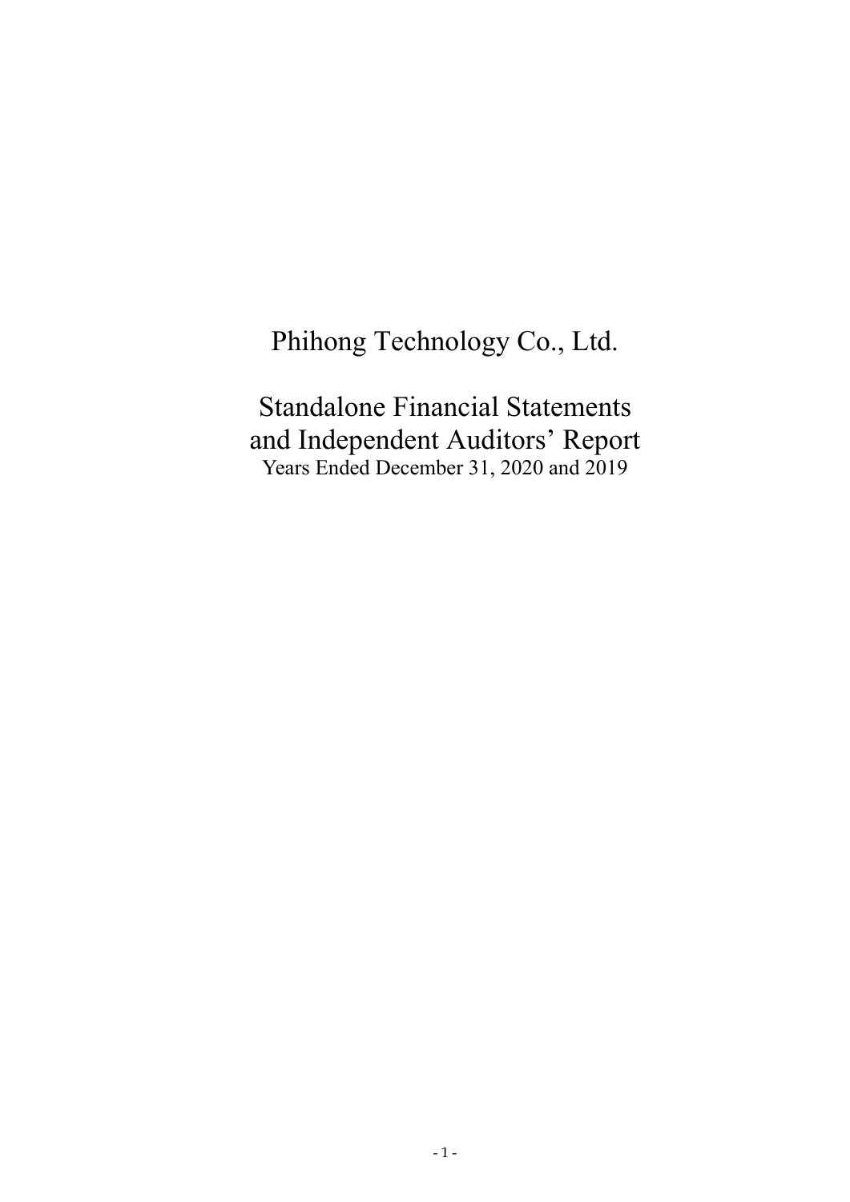# Phihong Technology Co., Ltd.

## Standalone Financial Statements and Independent Auditors' Report

Years Ended December 31, 2020 and 2019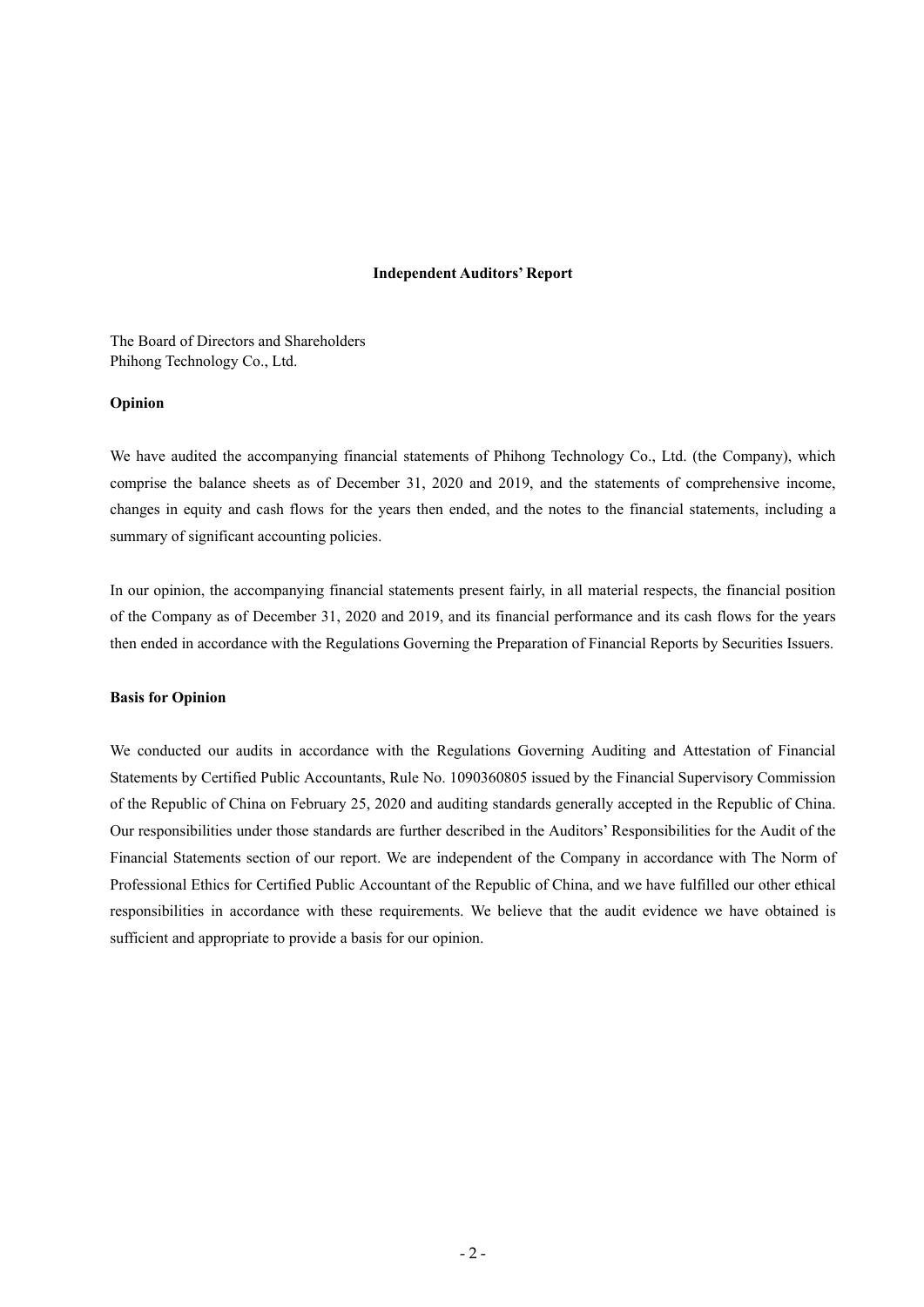# Independent Auditors' Report

The Board of Directors and Shareholders
Phihong Technology Co., Ltd.

## Opinion

We have audited the accompanying financial statements of Phihong Technology Co., Ltd. (the Company), which comprise the balance sheets as of December 31, 2020 and 2019, and the statements of comprehensive income, changes in equity and cash flows for the years then ended, and the notes to the financial statements, including a summary of significant accounting policies.

In our opinion, the accompanying financial statements present fairly, in all material respects, the financial position of the Company as of December 31, 2020 and 2019, and its financial performance and its cash flows for the years then ended in accordance with the Regulations Governing the Preparation of Financial Reports by Securities Issuers.

## Basis for Opinion

We conducted our audits in accordance with the Regulations Governing Auditing and Attestation of Financial Statements by Certified Public Accountants, Rule No. 1090360805 issued by the Financial Supervisory Commission of the Republic of China on February 25, 2020 and auditing standards generally accepted in the Republic of China. Our responsibilities under those standards are further described in the Auditors' Responsibilities for the Audit of the Financial Statements section of our report. We are independent of the Company in accordance with The Norm of Professional Ethics for Certified Public Accountant of the Republic of China, and we have fulfilled our other ethical responsibilities in accordance with these requirements. We believe that the audit evidence we have obtained is sufficient and appropriate to provide a basis for our opinion.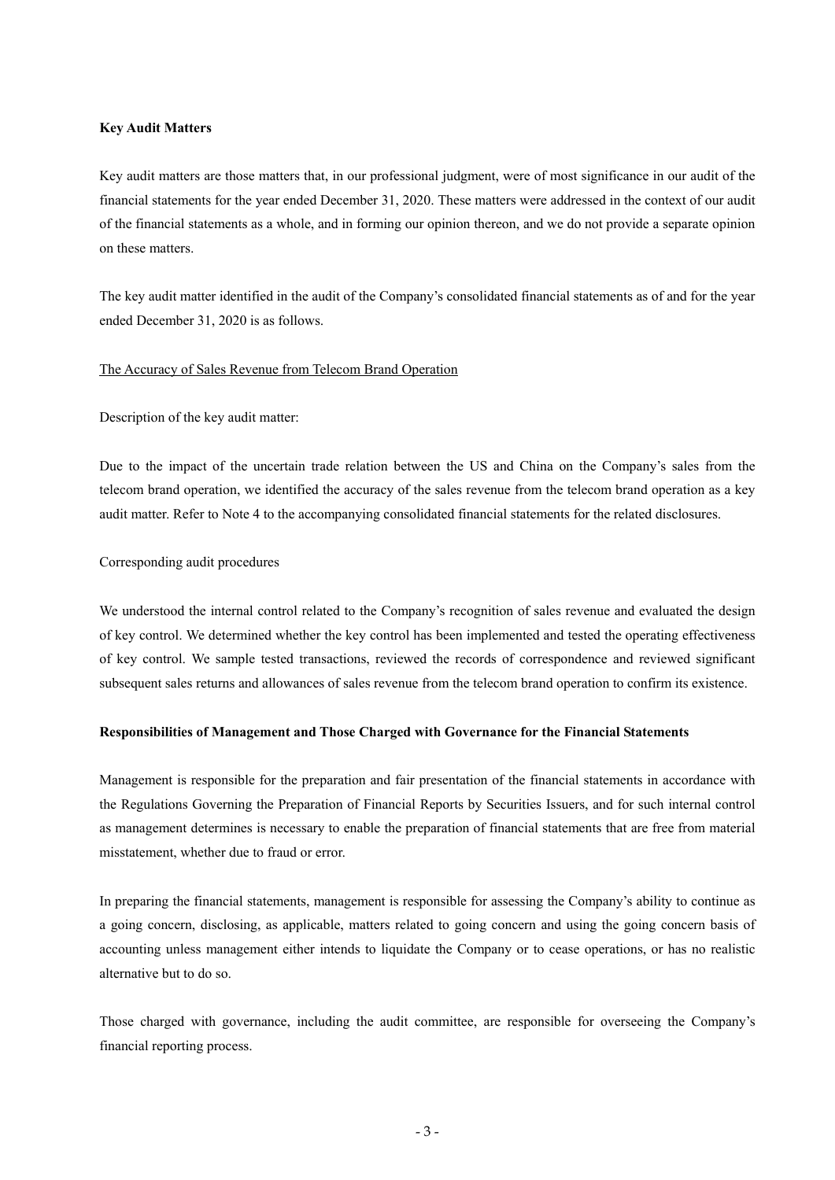**Key Audit Matters**

Key audit matters are those matters that, in our professional judgment, were of most significance in our audit of the financial statements for the year ended December 31, 2020. These matters were addressed in the context of our audit of the financial statements as a whole, and in forming our opinion thereon, and we do not provide a separate opinion on these matters.

The key audit matter identified in the audit of the Company's consolidated financial statements as of and for the year ended December 31, 2020 is as follows.

<u>The Accuracy of Sales Revenue from Telecom Brand Operation</u>

Description of the key audit matter:

Due to the impact of the uncertain trade relation between the US and China on the Company's sales from the telecom brand operation, we identified the accuracy of the sales revenue from the telecom brand operation as a key audit matter. Refer to Note 4 to the accompanying consolidated financial statements for the related disclosures.

Corresponding audit procedures

We understood the internal control related to the Company's recognition of sales revenue and evaluated the design of key control. We determined whether the key control has been implemented and tested the operating effectiveness of key control. We sample tested transactions, reviewed the records of correspondence and reviewed significant subsequent sales returns and allowances of sales revenue from the telecom brand operation to confirm its existence.

**Responsibilities of Management and Those Charged with Governance for the Financial Statements**

Management is responsible for the preparation and fair presentation of the financial statements in accordance with the Regulations Governing the Preparation of Financial Reports by Securities Issuers, and for such internal control as management determines is necessary to enable the preparation of financial statements that are free from material misstatement, whether due to fraud or error.

In preparing the financial statements, management is responsible for assessing the Company's ability to continue as a going concern, disclosing, as applicable, matters related to going concern and using the going concern basis of accounting unless management either intends to liquidate the Company or to cease operations, or has no realistic alternative but to do so.

Those charged with governance, including the audit committee, are responsible for overseeing the Company's financial reporting process.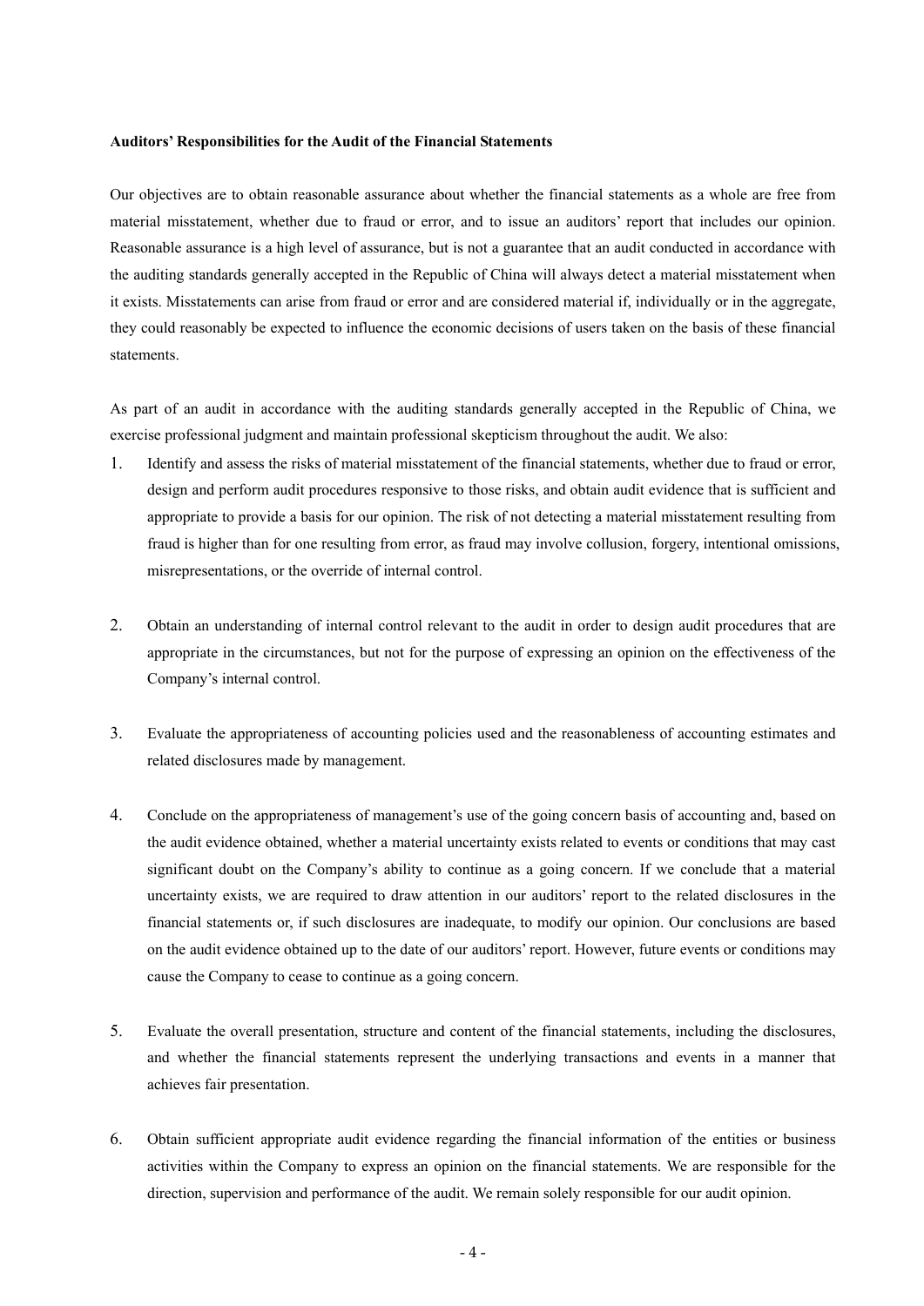**Auditors' Responsibilities for the Audit of the Financial Statements**

Our objectives are to obtain reasonable assurance about whether the financial statements as a whole are free from material misstatement, whether due to fraud or error, and to issue an auditors' report that includes our opinion. Reasonable assurance is a high level of assurance, but is not a guarantee that an audit conducted in accordance with the auditing standards generally accepted in the Republic of China will always detect a material misstatement when it exists. Misstatements can arise from fraud or error and are considered material if, individually or in the aggregate, they could reasonably be expected to influence the economic decisions of users taken on the basis of these financial statements.

As part of an audit in accordance with the auditing standards generally accepted in the Republic of China, we exercise professional judgment and maintain professional skepticism throughout the audit. We also:

1. Identify and assess the risks of material misstatement of the financial statements, whether due to fraud or error, design and perform audit procedures responsive to those risks, and obtain audit evidence that is sufficient and appropriate to provide a basis for our opinion. The risk of not detecting a material misstatement resulting from fraud is higher than for one resulting from error, as fraud may involve collusion, forgery, intentional omissions, misrepresentations, or the override of internal control.

2. Obtain an understanding of internal control relevant to the audit in order to design audit procedures that are appropriate in the circumstances, but not for the purpose of expressing an opinion on the effectiveness of the Company's internal control.

3. Evaluate the appropriateness of accounting policies used and the reasonableness of accounting estimates and related disclosures made by management.

4. Conclude on the appropriateness of management's use of the going concern basis of accounting and, based on the audit evidence obtained, whether a material uncertainty exists related to events or conditions that may cast significant doubt on the Company's ability to continue as a going concern. If we conclude that a material uncertainty exists, we are required to draw attention in our auditors' report to the related disclosures in the financial statements or, if such disclosures are inadequate, to modify our opinion. Our conclusions are based on the audit evidence obtained up to the date of our auditors' report. However, future events or conditions may cause the Company to cease to continue as a going concern.

5. Evaluate the overall presentation, structure and content of the financial statements, including the disclosures, and whether the financial statements represent the underlying transactions and events in a manner that achieves fair presentation.

6. Obtain sufficient appropriate audit evidence regarding the financial information of the entities or business activities within the Company to express an opinion on the financial statements. We are responsible for the direction, supervision and performance of the audit. We remain solely responsible for our audit opinion.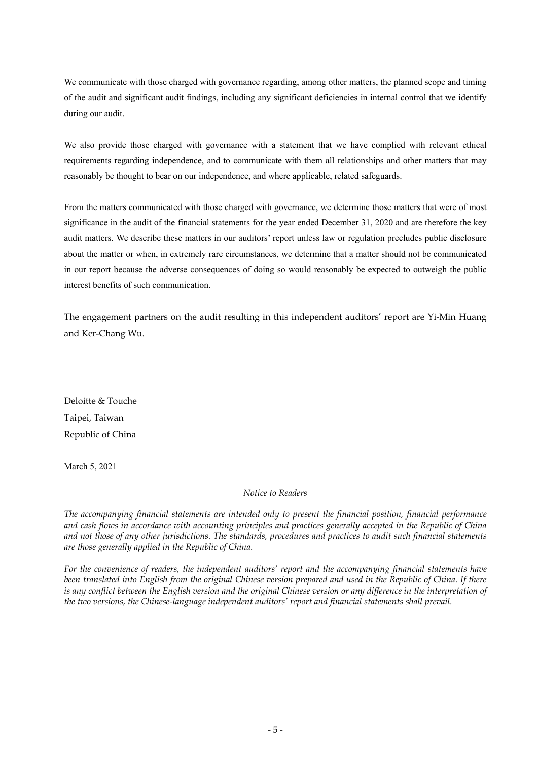We communicate with those charged with governance regarding, among other matters, the planned scope and timing of the audit and significant audit findings, including any significant deficiencies in internal control that we identify during our audit.

We also provide those charged with governance with a statement that we have complied with relevant ethical requirements regarding independence, and to communicate with them all relationships and other matters that may reasonably be thought to bear on our independence, and where applicable, related safeguards.

From the matters communicated with those charged with governance, we determine those matters that were of most significance in the audit of the financial statements for the year ended December 31, 2020 and are therefore the key audit matters. We describe these matters in our auditors' report unless law or regulation precludes public disclosure about the matter or when, in extremely rare circumstances, we determine that a matter should not be communicated in our report because the adverse consequences of doing so would reasonably be expected to outweigh the public interest benefits of such communication.

The engagement partners on the audit resulting in this independent auditors' report are Yi-Min Huang and Ker-Chang Wu.

Deloitte & Touche
Taipei, Taiwan
Republic of China

March 5, 2021

<u>*Notice to Readers*</u>

*The accompanying financial statements are intended only to present the financial position, financial performance and cash flows in accordance with accounting principles and practices generally accepted in the Republic of China and not those of any other jurisdictions. The standards, procedures and practices to audit such financial statements are those generally applied in the Republic of China.*

*For the convenience of readers, the independent auditors' report and the accompanying financial statements have been translated into English from the original Chinese version prepared and used in the Republic of China. If there is any conflict between the English version and the original Chinese version or any difference in the interpretation of the two versions, the Chinese-language independent auditors' report and financial statements shall prevail.*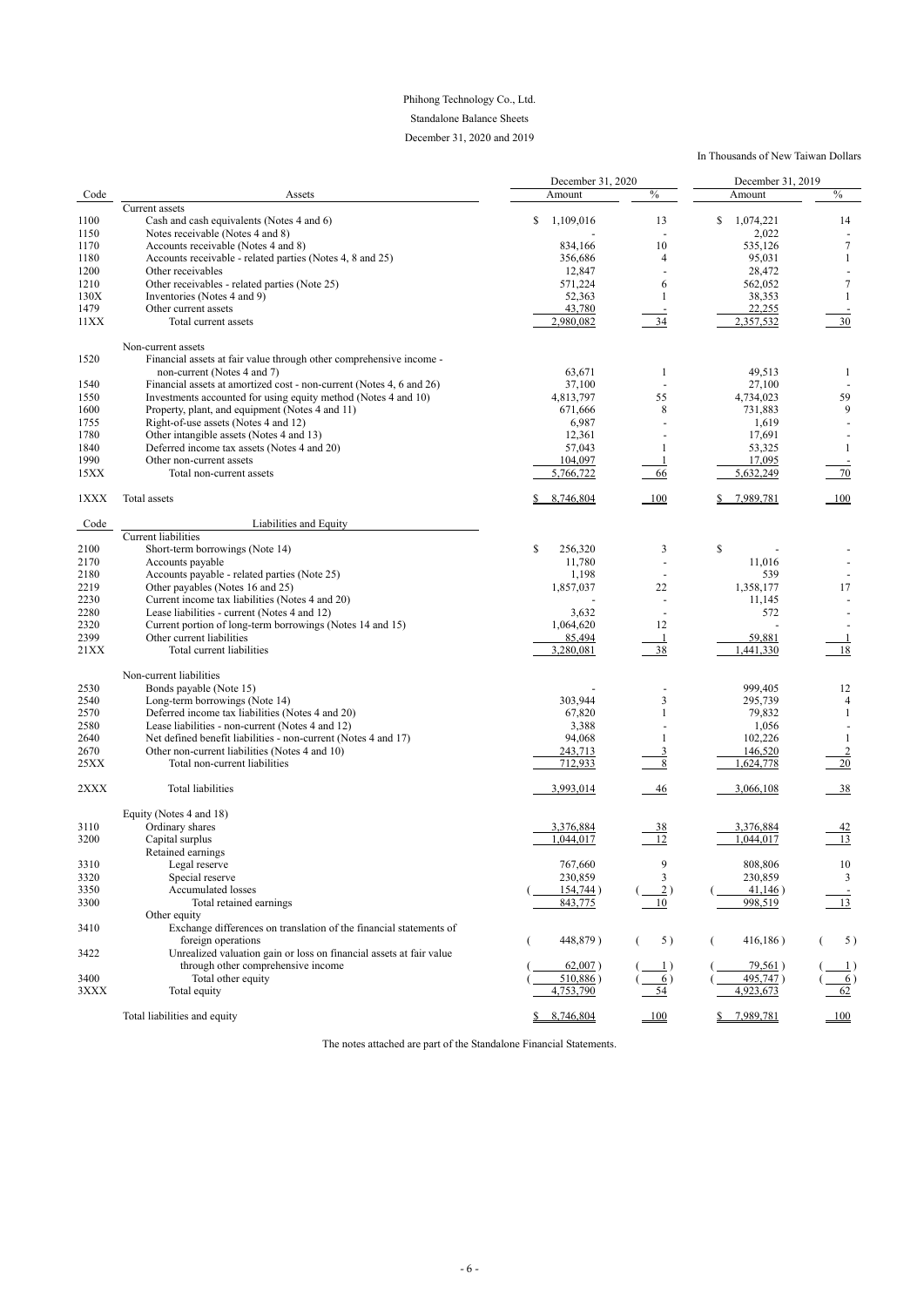# Phihong Technology Co., Ltd.

## Standalone Balance Sheets

## December 31, 2020 and 2019

In Thousands of New Taiwan Dollars

| Code | Assets | December 31, 2020 Amount | % | December 31, 2019 Amount | % |
|---|---|---|---|---|---|
| | Current assets | | | | |
| 1100 | Cash and cash equivalents (Notes 4 and 6) | $ 1,109,016 | 13 | $ 1,074,221 | 14 |
| 1150 | Notes receivable (Notes 4 and 8) | - | - | 2,022 | - |
| 1170 | Accounts receivable (Notes 4 and 8) | 834,166 | 10 | 535,126 | 7 |
| 1180 | Accounts receivable - related parties (Notes 4, 8 and 25) | 356,686 | 4 | 95,031 | 1 |
| 1200 | Other receivables | 12,847 | - | 28,472 | - |
| 1210 | Other receivables - related parties (Note 25) | 571,224 | 6 | 562,052 | 7 |
| 130X | Inventories (Notes 4 and 9) | 52,363 | 1 | 38,353 | 1 |
| 1479 | Other current assets | 43,780 | - | 22,255 | - |
| 11XX | Total current assets | 2,980,082 | 34 | 2,357,532 | 30 |
| | Non-current assets | | | | |
| 1520 | Financial assets at fair value through other comprehensive income - non-current (Notes 4 and 7) | 63,671 | 1 | 49,513 | 1 |
| 1540 | Financial assets at amortized cost - non-current (Notes 4, 6 and 26) | 37,100 | - | 27,100 | - |
| 1550 | Investments accounted for using equity method (Notes 4 and 10) | 4,813,797 | 55 | 4,734,023 | 59 |
| 1600 | Property, plant, and equipment (Notes 4 and 11) | 671,666 | 8 | 731,883 | 9 |
| 1755 | Right-of-use assets (Notes 4 and 12) | 6,987 | - | 1,619 | - |
| 1780 | Other intangible assets (Notes 4 and 13) | 12,361 | - | 17,691 | - |
| 1840 | Deferred income tax assets (Notes 4 and 20) | 57,043 | 1 | 53,325 | 1 |
| 1990 | Other non-current assets | 104,097 | 1 | 17,095 | - |
| 15XX | Total non-current assets | 5,766,722 | 66 | 5,632,249 | 70 |
| 1XXX | Total assets | $ 8,746,804 | 100 | $ 7,989,781 | 100 |

| Code | Liabilities and Equity | December 31, 2020 Amount | % | December 31, 2019 Amount | % |
|---|---|---|---|---|---|
| | Current liabilities | | | | |
| 2100 | Short-term borrowings (Note 14) | $ 256,320 | 3 | $ - | - |
| 2170 | Accounts payable | 11,780 | - | 11,016 | - |
| 2180 | Accounts payable - related parties (Note 25) | 1,198 | - | 539 | - |
| 2219 | Other payables (Notes 16 and 25) | 1,857,037 | 22 | 1,358,177 | 17 |
| 2230 | Current income tax liabilities (Notes 4 and 20) | - | - | 11,145 | - |
| 2280 | Lease liabilities - current (Notes 4 and 12) | 3,632 | - | 572 | - |
| 2320 | Current portion of long-term borrowings (Notes 14 and 15) | 1,064,620 | 12 | - | - |
| 2399 | Other current liabilities | 85,494 | 1 | 59,881 | 1 |
| 21XX | Total current liabilities | 3,280,081 | 38 | 1,441,330 | 18 |
| | Non-current liabilities | | | | |
| 2530 | Bonds payable (Note 15) | - | - | 999,405 | 12 |
| 2540 | Long-term borrowings (Note 14) | 303,944 | 3 | 295,739 | 4 |
| 2570 | Deferred income tax liabilities (Notes 4 and 20) | 67,820 | 1 | 79,832 | 1 |
| 2580 | Lease liabilities - non-current (Notes 4 and 12) | 3,388 | - | 1,056 | - |
| 2640 | Net defined benefit liabilities - non-current (Notes 4 and 17) | 94,068 | 1 | 102,226 | 1 |
| 2670 | Other non-current liabilities (Notes 4 and 10) | 243,713 | 3 | 146,520 | 2 |
| 25XX | Total non-current liabilities | 712,933 | 8 | 1,624,778 | 20 |
| 2XXX | Total liabilities | 3,993,014 | 46 | 3,066,108 | 38 |
| | Equity (Notes 4 and 18) | | | | |
| 3110 | Ordinary shares | 3,376,884 | 38 | 3,376,884 | 42 |
| 3200 | Capital surplus | 1,044,017 | 12 | 1,044,017 | 13 |
| | Retained earnings | | | | |
| 3310 | Legal reserve | 767,660 | 9 | 808,806 | 10 |
| 3320 | Special reserve | 230,859 | 3 | 230,859 | 3 |
| 3350 | Accumulated losses | ( 154,744 ) | ( 2 ) | ( 41,146 ) | - |
| 3300 | Total retained earnings | 843,775 | 10 | 998,519 | 13 |
| | Other equity | | | | |
| 3410 | Exchange differences on translation of the financial statements of foreign operations | ( 448,879 ) | ( 5 ) | ( 416,186 ) | ( 5 ) |
| 3422 | Unrealized valuation gain or loss on financial assets at fair value through other comprehensive income | ( 62,007 ) | ( 1 ) | ( 79,561 ) | ( 1 ) |
| 3400 | Total other equity | ( 510,886 ) | ( 6 ) | ( 495,747 ) | ( 6 ) |
| 3XXX | Total equity | 4,753,790 | 54 | 4,923,673 | 62 |
| | Total liabilities and equity | $ 8,746,804 | 100 | $ 7,989,781 | 100 |

The notes attached are part of the Standalone Financial Statements.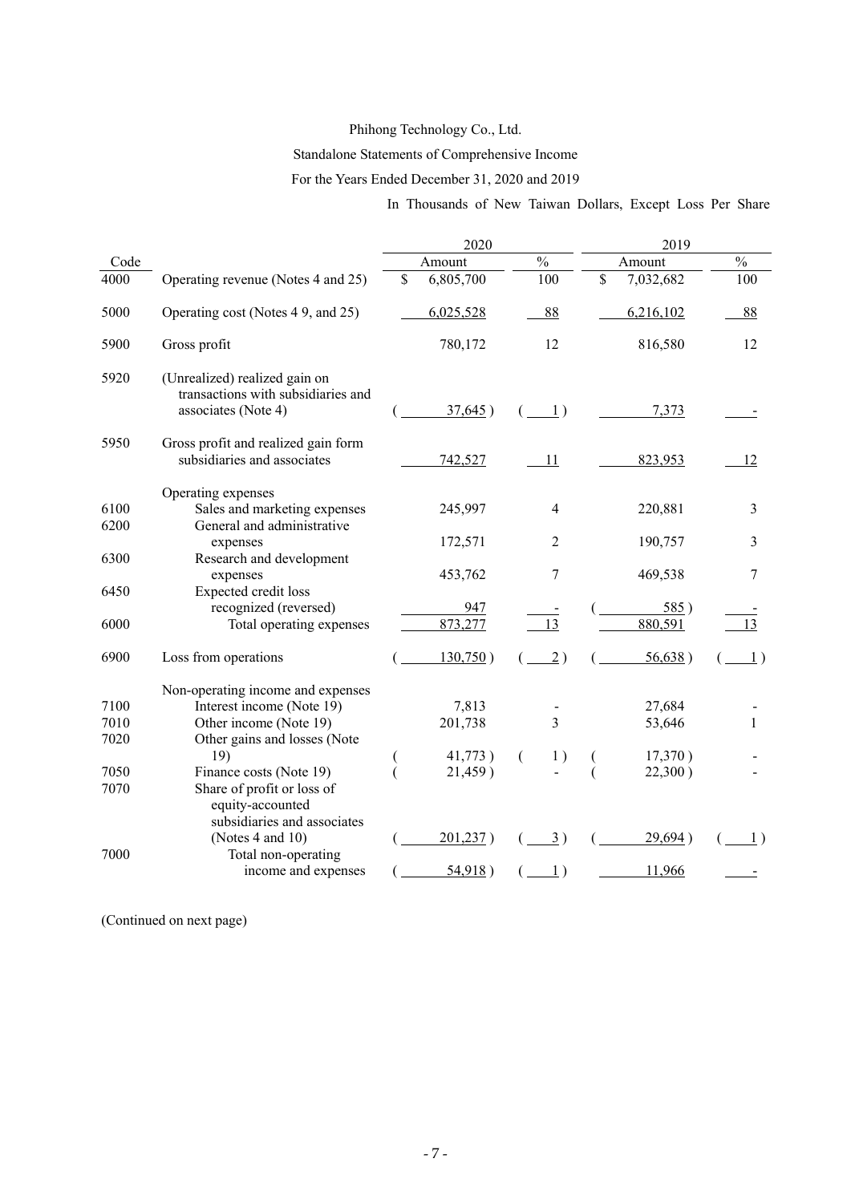Phihong Technology Co., Ltd.

Standalone Statements of Comprehensive Income

For the Years Ended December 31, 2020 and 2019

In Thousands of New Taiwan Dollars, Except Loss Per Share

| Code | | 2020 Amount | 2020 % | 2019 Amount | 2019 % |
|---|---|---|---|---|---|
| 4000 | Operating revenue (Notes 4 and 25) | $ 6,805,700 | 100 | $ 7,032,682 | 100 |
| 5000 | Operating cost (Notes 4 9, and 25) | 6,025,528 | 88 | 6,216,102 | 88 |
| 5900 | Gross profit | 780,172 | 12 | 816,580 | 12 |
| 5920 | (Unrealized) realized gain on transactions with subsidiaries and associates (Note 4) | ( 37,645 ) | ( 1 ) | 7,373 | - |
| 5950 | Gross profit and realized gain form subsidiaries and associates | 742,527 | 11 | 823,953 | 12 |
| | Operating expenses | | | | |
| 6100 | Sales and marketing expenses | 245,997 | 4 | 220,881 | 3 |
| 6200 | General and administrative expenses | 172,571 | 2 | 190,757 | 3 |
| 6300 | Research and development expenses | 453,762 | 7 | 469,538 | 7 |
| 6450 | Expected credit loss recognized (reversed) | 947 | - | ( 585 ) | - |
| 6000 | Total operating expenses | 873,277 | 13 | 880,591 | 13 |
| 6900 | Loss from operations | ( 130,750 ) | ( 2 ) | ( 56,638 ) | ( 1 ) |
| | Non-operating income and expenses | | | | |
| 7100 | Interest income (Note 19) | 7,813 | - | 27,684 | - |
| 7010 | Other income (Note 19) | 201,738 | 3 | 53,646 | 1 |
| 7020 | Other gains and losses (Note 19) | ( 41,773 ) | ( 1 ) | ( 17,370 ) | - |
| 7050 | Finance costs (Note 19) | ( 21,459 ) | - | ( 22,300 ) | - |
| 7070 | Share of profit or loss of equity-accounted subsidiaries and associates (Notes 4 and 10) | ( 201,237 ) | ( 3 ) | ( 29,694 ) | ( 1 ) |
| 7000 | Total non-operating income and expenses | ( 54,918 ) | ( 1 ) | 11,966 | - |

(Continued on next page)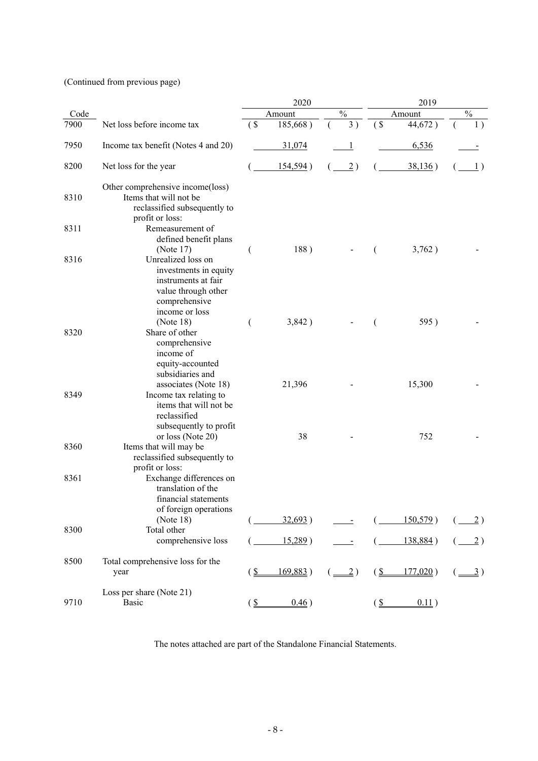(Continued from previous page)

| Code | | 2020 Amount | 2020 % | 2019 Amount | 2019 % |
|---|---|---|---|---|---|
| 7900 | Net loss before income tax | ($ 185,668) | (3) | ($ 44,672) | (1) |
| 7950 | Income tax benefit (Notes 4 and 20) | 31,074 | 1 | 6,536 | - |
| 8200 | Net loss for the year | (154,594) | (2) | (38,136) | (1) |
| | Other comprehensive income(loss) | | | | |
| 8310 | Items that will not be reclassified subsequently to profit or loss: | | | | |
| 8311 | Remeasurement of defined benefit plans (Note 17) | (188) | - | (3,762) | - |
| 8316 | Unrealized loss on investments in equity instruments at fair value through other comprehensive income or loss (Note 18) | (3,842) | - | (595) | - |
| 8320 | Share of other comprehensive income of equity-accounted subsidiaries and associates (Note 18) | 21,396 | - | 15,300 | - |
| 8349 | Income tax relating to items that will not be reclassified subsequently to profit or loss (Note 20) | 38 | - | 752 | - |
| 8360 | Items that will may be reclassified subsequently to profit or loss: | | | | |
| 8361 | Exchange differences on translation of the financial statements of foreign operations (Note 18) | (32,693) | - | (150,579) | (2) |
| 8300 | Total other comprehensive loss | (15,289) | - | (138,884) | (2) |
| 8500 | Total comprehensive loss for the year | ($ 169,883) | (2) | ($ 177,020) | (3) |
| | Loss per share (Note 21) | | | | |
| 9710 | Basic | ($ 0.46) | | ($ 0.11) | |

The notes attached are part of the Standalone Financial Statements.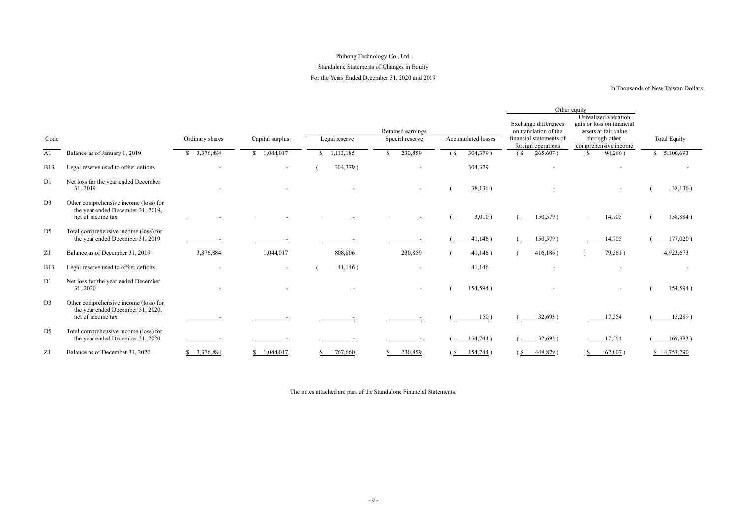Phihong Technology Co., Ltd.

Standalone Statements of Changes in Equity

For the Years Ended December 31, 2020 and 2019

In Thousands of New Taiwan Dollars

| Code | | Ordinary shares | Capital surplus | Retained earnings | | | Other equity | | Total Equity |
|---|---|---|---|---|---|---|---|---|---|
| | | | | Legal reserve | Special reserve | Accumulated losses | Exchange differences on translation of the financial statements of foreign operations | Unrealized valuation gain or loss on financial assets at fair value through other comprehensive income | |
| A1 | Balance as of January 1, 2019 | $ 3,376,884 | $ 1,044,017 | $ 1,113,185 | $ 230,859 | ($ 304,379 ) | ($ 265,607 ) | ($ 94,266 ) | $ 5,100,693 |
| B13 | Legal reserve used to offset deficits | - | - | ( 304,379 ) | - | 304,379 | - | - | - |
| D1 | Net loss for the year ended December 31, 2019 | - | - | - | - | ( 38,136 ) | - | - | ( 38,136 ) |
| D3 | Other comprehensive income (loss) for the year ended December 31, 2019, net of income tax | - | - | - | - | ( 3,010 ) | ( 150,579 ) | 14,705 | ( 138,884 ) |
| D5 | Total comprehensive income (loss) for the year ended December 31, 2019 | - | - | - | - | ( 41,146 ) | ( 150,579 ) | 14,705 | ( 177,020 ) |
| Z1 | Balance as of December 31, 2019 | 3,376,884 | 1,044,017 | 808,806 | 230,859 | ( 41,146 ) | ( 416,186 ) | ( 79,561 ) | 4,923,673 |
| B13 | Legal reserve used to offset deficits | - | - | ( 41,146 ) | - | 41,146 | - | - | - |
| D1 | Net loss for the year ended December 31, 2020 | - | - | - | - | ( 154,594 ) | - | - | ( 154,594 ) |
| D3 | Other comprehensive income (loss) for the year ended December 31, 2020, net of income tax | - | - | - | - | ( 150 ) | ( 32,693 ) | 17,554 | ( 15,289 ) |
| D5 | Total comprehensive income (loss) for the year ended December 31, 2020 | - | - | - | - | ( 154,744 ) | ( 32,693 ) | 17,554 | ( 169,883 ) |
| Z1 | Balance as of December 31, 2020 | $ 3,376,884 | $ 1,044,017 | $ 767,660 | $ 230,859 | ($ 154,744 ) | ($ 448,879 ) | ($ 62,007 ) | $ 4,753,790 |

The notes attached are part of the Standalone Financial Statements.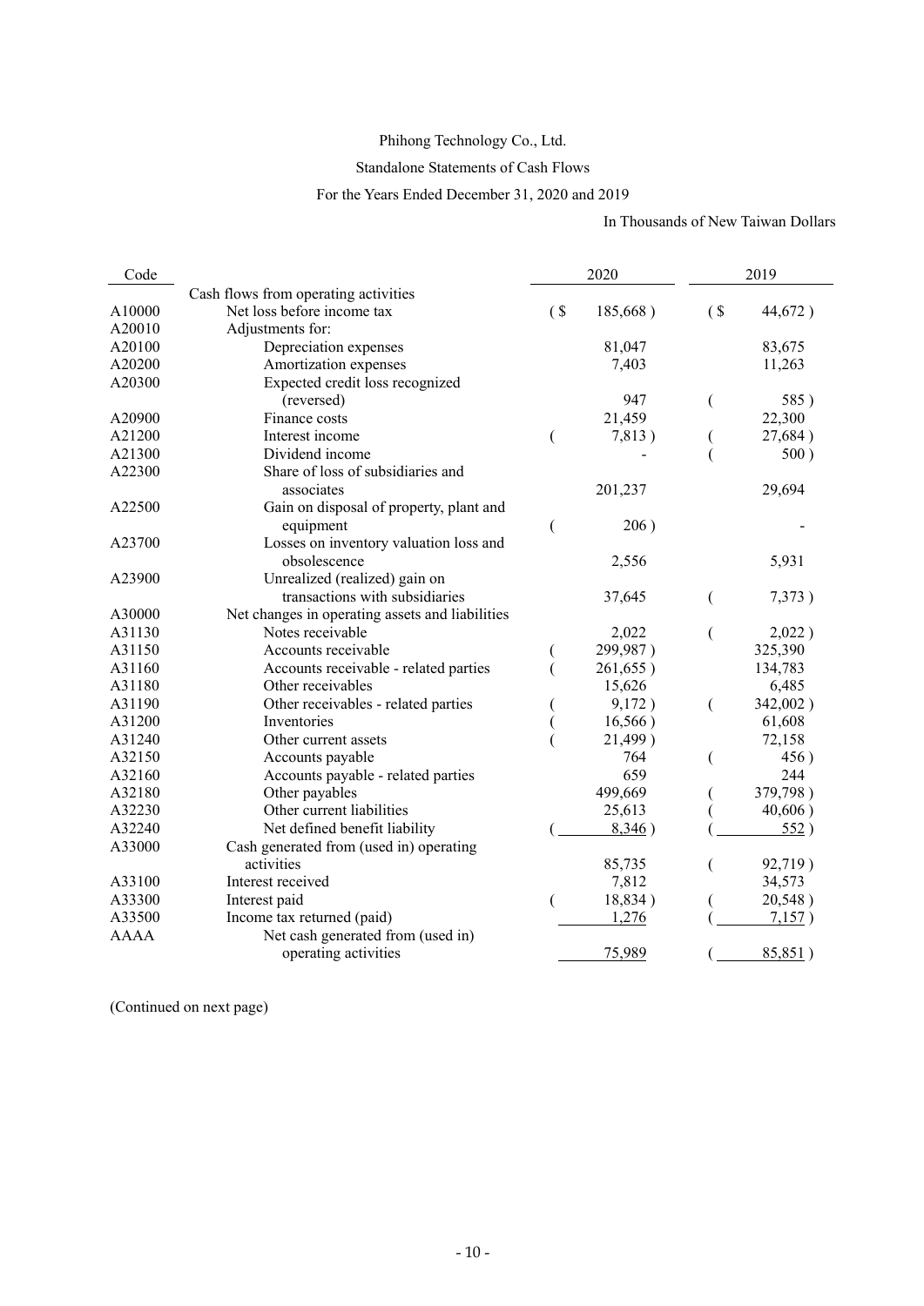Phihong Technology Co., Ltd.

Standalone Statements of Cash Flows

For the Years Ended December 31, 2020 and 2019

In Thousands of New Taiwan Dollars

| Code | | 2020 | 2019 |
|---|---|---|---|
| | Cash flows from operating activities | | |
| A10000 | Net loss before income tax | ($ 185,668) | ($ 44,672) |
| A20010 | Adjustments for: | | |
| A20100 | Depreciation expenses | 81,047 | 83,675 |
| A20200 | Amortization expenses | 7,403 | 11,263 |
| A20300 | Expected credit loss recognized (reversed) | 947 | ( 585) |
| A20900 | Finance costs | 21,459 | 22,300 |
| A21200 | Interest income | ( 7,813) | ( 27,684) |
| A21300 | Dividend income | - | ( 500) |
| A22300 | Share of loss of subsidiaries and associates | 201,237 | 29,694 |
| A22500 | Gain on disposal of property, plant and equipment | ( 206) | - |
| A23700 | Losses on inventory valuation loss and obsolescence | 2,556 | 5,931 |
| A23900 | Unrealized (realized) gain on transactions with subsidiaries | 37,645 | ( 7,373) |
| A30000 | Net changes in operating assets and liabilities | | |
| A31130 | Notes receivable | 2,022 | ( 2,022) |
| A31150 | Accounts receivable | ( 299,987) | 325,390 |
| A31160 | Accounts receivable - related parties | ( 261,655) | 134,783 |
| A31180 | Other receivables | 15,626 | 6,485 |
| A31190 | Other receivables - related parties | ( 9,172) | ( 342,002) |
| A31200 | Inventories | ( 16,566) | 61,608 |
| A31240 | Other current assets | ( 21,499) | 72,158 |
| A32150 | Accounts payable | 764 | ( 456) |
| A32160 | Accounts payable - related parties | 659 | 244 |
| A32180 | Other payables | 499,669 | ( 379,798) |
| A32230 | Other current liabilities | 25,613 | ( 40,606) |
| A32240 | Net defined benefit liability | ( 8,346) | ( 552) |
| A33000 | Cash generated from (used in) operating activities | 85,735 | ( 92,719) |
| A33100 | Interest received | 7,812 | 34,573 |
| A33300 | Interest paid | ( 18,834) | ( 20,548) |
| A33500 | Income tax returned (paid) | 1,276 | ( 7,157) |
| AAAA | Net cash generated from (used in) operating activities | 75,989 | ( 85,851) |

(Continued on next page)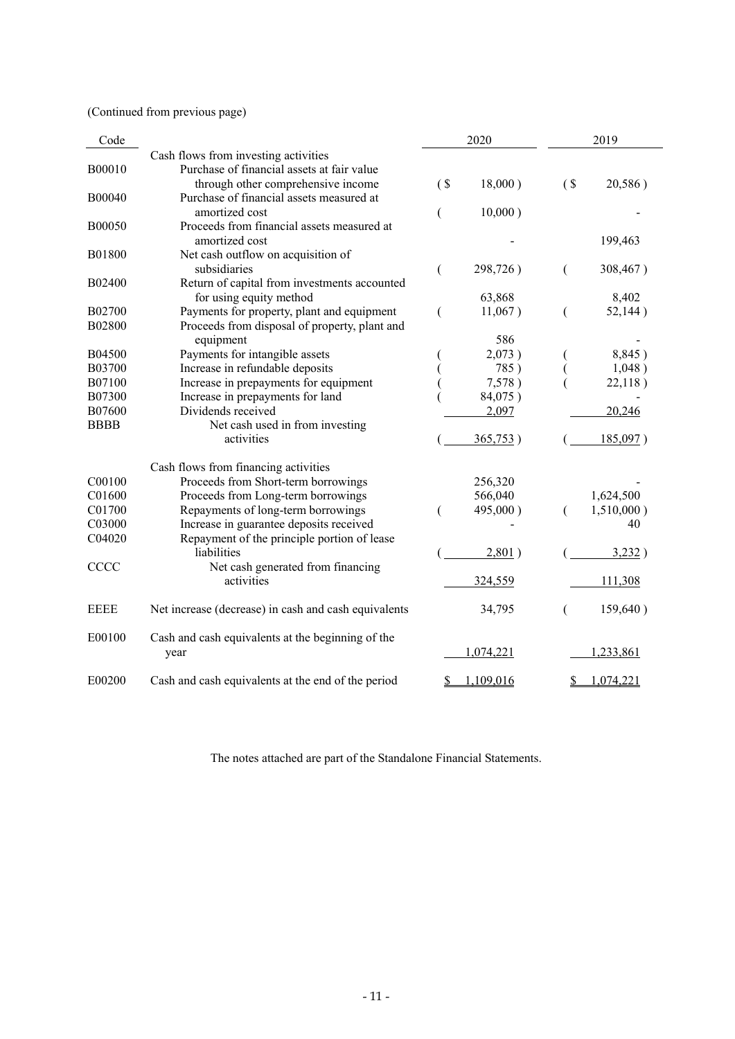(Continued from previous page)

| Code | | 2020 | 2019 |
|---|---|---|---|
| | Cash flows from investing activities | | |
| B00010 | Purchase of financial assets at fair value through other comprehensive income | ($ 18,000 ) | ($ 20,586 ) |
| B00040 | Purchase of financial assets measured at amortized cost | ( 10,000 ) | - |
| B00050 | Proceeds from financial assets measured at amortized cost | - | 199,463 |
| B01800 | Net cash outflow on acquisition of subsidiaries | ( 298,726 ) | ( 308,467 ) |
| B02400 | Return of capital from investments accounted for using equity method | 63,868 | 8,402 |
| B02700 | Payments for property, plant and equipment | ( 11,067 ) | ( 52,144 ) |
| B02800 | Proceeds from disposal of property, plant and equipment | 586 | - |
| B04500 | Payments for intangible assets | ( 2,073 ) | ( 8,845 ) |
| B03700 | Increase in refundable deposits | ( 785 ) | ( 1,048 ) |
| B07100 | Increase in prepayments for equipment | ( 7,578 ) | ( 22,118 ) |
| B07300 | Increase in prepayments for land | ( 84,075 ) | - |
| B07600 | Dividends received | 2,097 | 20,246 |
| BBBB | Net cash used in from investing activities | ( 365,753 ) | ( 185,097 ) |
| | Cash flows from financing activities | | |
| C00100 | Proceeds from Short-term borrowings | 256,320 | - |
| C01600 | Proceeds from Long-term borrowings | 566,040 | 1,624,500 |
| C01700 | Repayments of long-term borrowings | ( 495,000 ) | ( 1,510,000 ) |
| C03000 | Increase in guarantee deposits received | - | 40 |
| C04020 | Repayment of the principle portion of lease liabilities | ( 2,801 ) | ( 3,232 ) |
| CCCC | Net cash generated from financing activities | 324,559 | 111,308 |
| EEEE | Net increase (decrease) in cash and cash equivalents | 34,795 | ( 159,640 ) |
| E00100 | Cash and cash equivalents at the beginning of the year | 1,074,221 | 1,233,861 |
| E00200 | Cash and cash equivalents at the end of the period | $ 1,109,016 | $ 1,074,221 |

The notes attached are part of the Standalone Financial Statements.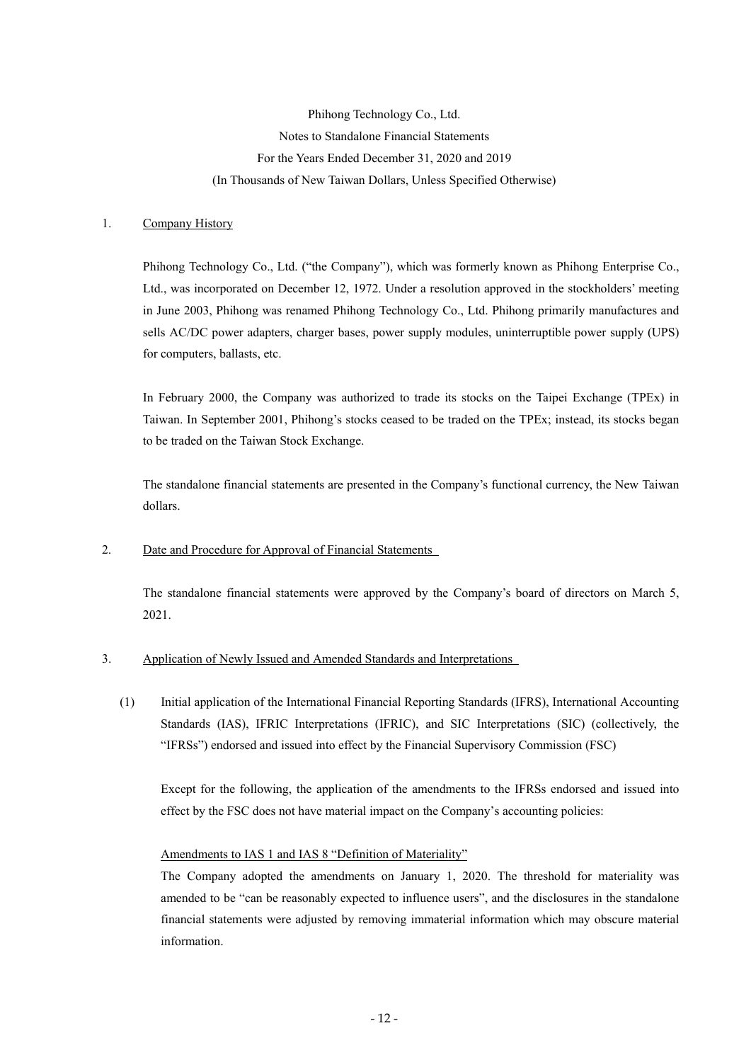Phihong Technology Co., Ltd.
Notes to Standalone Financial Statements
For the Years Ended December 31, 2020 and 2019
(In Thousands of New Taiwan Dollars, Unless Specified Otherwise)

1. Company History

Phihong Technology Co., Ltd. ("the Company"), which was formerly known as Phihong Enterprise Co., Ltd., was incorporated on December 12, 1972. Under a resolution approved in the stockholders' meeting in June 2003, Phihong was renamed Phihong Technology Co., Ltd. Phihong primarily manufactures and sells AC/DC power adapters, charger bases, power supply modules, uninterruptible power supply (UPS) for computers, ballasts, etc.

In February 2000, the Company was authorized to trade its stocks on the Taipei Exchange (TPEx) in Taiwan. In September 2001, Phihong's stocks ceased to be traded on the TPEx; instead, its stocks began to be traded on the Taiwan Stock Exchange.

The standalone financial statements are presented in the Company's functional currency, the New Taiwan dollars.

2. Date and Procedure for Approval of Financial Statements

The standalone financial statements were approved by the Company's board of directors on March 5, 2021.

3. Application of Newly Issued and Amended Standards and Interpretations

(1) Initial application of the International Financial Reporting Standards (IFRS), International Accounting Standards (IAS), IFRIC Interpretations (IFRIC), and SIC Interpretations (SIC) (collectively, the "IFRSs") endorsed and issued into effect by the Financial Supervisory Commission (FSC)

Except for the following, the application of the amendments to the IFRSs endorsed and issued into effect by the FSC does not have material impact on the Company's accounting policies:

Amendments to IAS 1 and IAS 8 "Definition of Materiality"

The Company adopted the amendments on January 1, 2020. The threshold for materiality was amended to be "can be reasonably expected to influence users", and the disclosures in the standalone financial statements were adjusted by removing immaterial information which may obscure material information.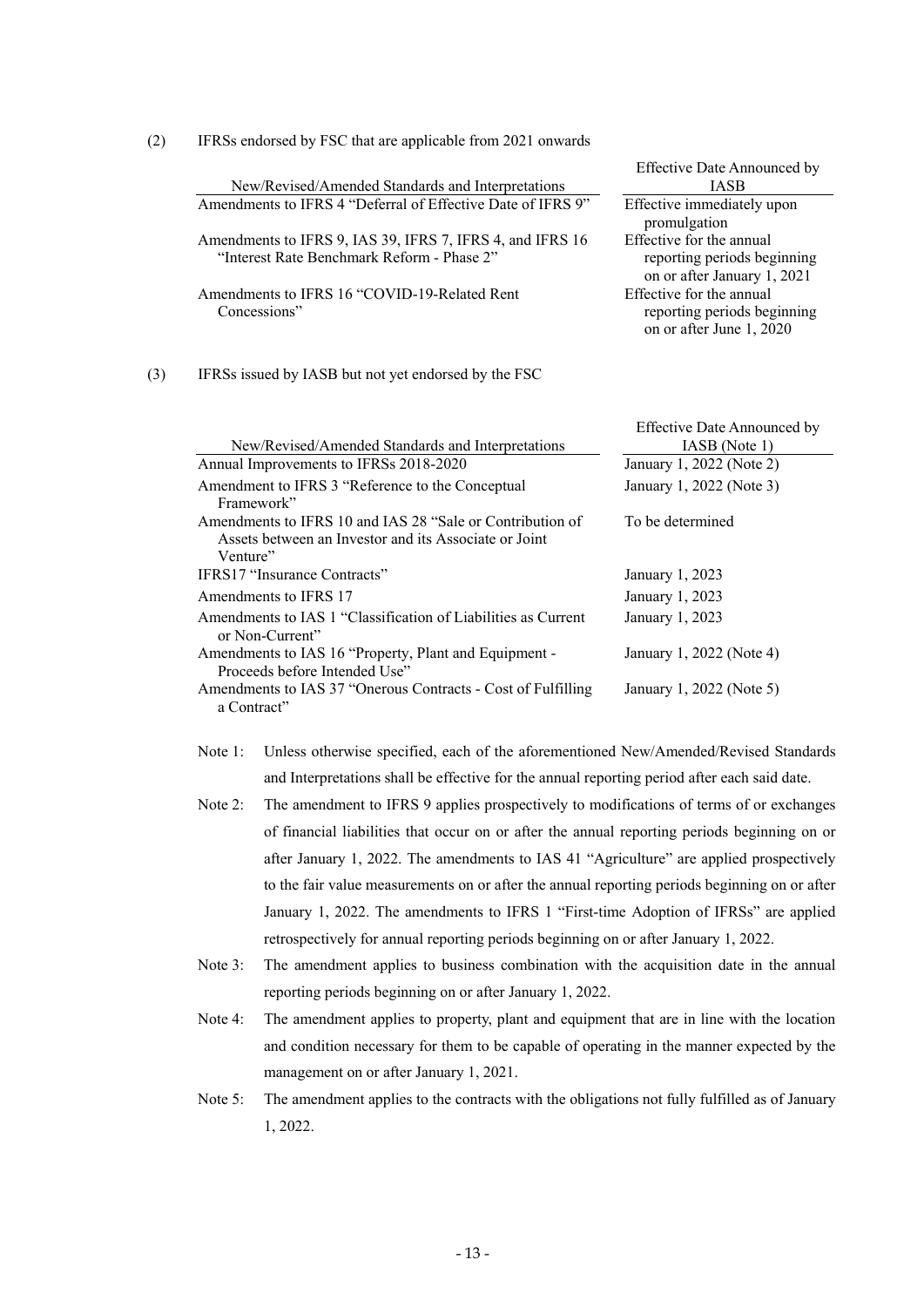(2) IFRSs endorsed by FSC that are applicable from 2021 onwards

| New/Revised/Amended Standards and Interpretations | Effective Date Announced by IASB |
|---|---|
| Amendments to IFRS 4 "Deferral of Effective Date of IFRS 9" | Effective immediately upon promulgation |
| Amendments to IFRS 9, IAS 39, IFRS 7, IFRS 4, and IFRS 16 "Interest Rate Benchmark Reform - Phase 2" | Effective for the annual reporting periods beginning on or after January 1, 2021 |
| Amendments to IFRS 16 "COVID-19-Related Rent Concessions" | Effective for the annual reporting periods beginning on or after June 1, 2020 |

(3) IFRSs issued by IASB but not yet endorsed by the FSC

| New/Revised/Amended Standards and Interpretations | Effective Date Announced by IASB (Note 1) |
|---|---|
| Annual Improvements to IFRSs 2018-2020 | January 1, 2022 (Note 2) |
| Amendment to IFRS 3 "Reference to the Conceptual Framework" | January 1, 2022 (Note 3) |
| Amendments to IFRS 10 and IAS 28 "Sale or Contribution of Assets between an Investor and its Associate or Joint Venture" | To be determined |
| IFRS17 "Insurance Contracts" | January 1, 2023 |
| Amendments to IFRS 17 | January 1, 2023 |
| Amendments to IAS 1 "Classification of Liabilities as Current or Non-Current" | January 1, 2023 |
| Amendments to IAS 16 "Property, Plant and Equipment - Proceeds before Intended Use" | January 1, 2022 (Note 4) |
| Amendments to IAS 37 "Onerous Contracts - Cost of Fulfilling a Contract" | January 1, 2022 (Note 5) |

Note 1: Unless otherwise specified, each of the aforementioned New/Amended/Revised Standards and Interpretations shall be effective for the annual reporting period after each said date.

Note 2: The amendment to IFRS 9 applies prospectively to modifications of terms of or exchanges of financial liabilities that occur on or after the annual reporting periods beginning on or after January 1, 2022. The amendments to IAS 41 "Agriculture" are applied prospectively to the fair value measurements on or after the annual reporting periods beginning on or after January 1, 2022. The amendments to IFRS 1 "First-time Adoption of IFRSs" are applied retrospectively for annual reporting periods beginning on or after January 1, 2022.

Note 3: The amendment applies to business combination with the acquisition date in the annual reporting periods beginning on or after January 1, 2022.

Note 4: The amendment applies to property, plant and equipment that are in line with the location and condition necessary for them to be capable of operating in the manner expected by the management on or after January 1, 2021.

Note 5: The amendment applies to the contracts with the obligations not fully fulfilled as of January 1, 2022.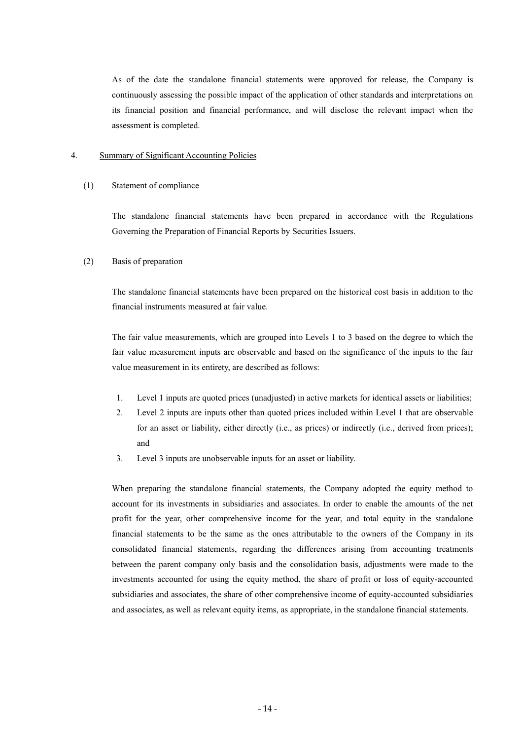As of the date the standalone financial statements were approved for release, the Company is continuously assessing the possible impact of the application of other standards and interpretations on its financial position and financial performance, and will disclose the relevant impact when the assessment is completed.

## 4. Summary of Significant Accounting Policies

### (1) Statement of compliance

The standalone financial statements have been prepared in accordance with the Regulations Governing the Preparation of Financial Reports by Securities Issuers.

### (2) Basis of preparation

The standalone financial statements have been prepared on the historical cost basis in addition to the financial instruments measured at fair value.

The fair value measurements, which are grouped into Levels 1 to 3 based on the degree to which the fair value measurement inputs are observable and based on the significance of the inputs to the fair value measurement in its entirety, are described as follows:

1. Level 1 inputs are quoted prices (unadjusted) in active markets for identical assets or liabilities;
2. Level 2 inputs are inputs other than quoted prices included within Level 1 that are observable for an asset or liability, either directly (i.e., as prices) or indirectly (i.e., derived from prices); and
3. Level 3 inputs are unobservable inputs for an asset or liability.

When preparing the standalone financial statements, the Company adopted the equity method to account for its investments in subsidiaries and associates. In order to enable the amounts of the net profit for the year, other comprehensive income for the year, and total equity in the standalone financial statements to be the same as the ones attributable to the owners of the Company in its consolidated financial statements, regarding the differences arising from accounting treatments between the parent company only basis and the consolidation basis, adjustments were made to the investments accounted for using the equity method, the share of profit or loss of equity-accounted subsidiaries and associates, the share of other comprehensive income of equity-accounted subsidiaries and associates, as well as relevant equity items, as appropriate, in the standalone financial statements.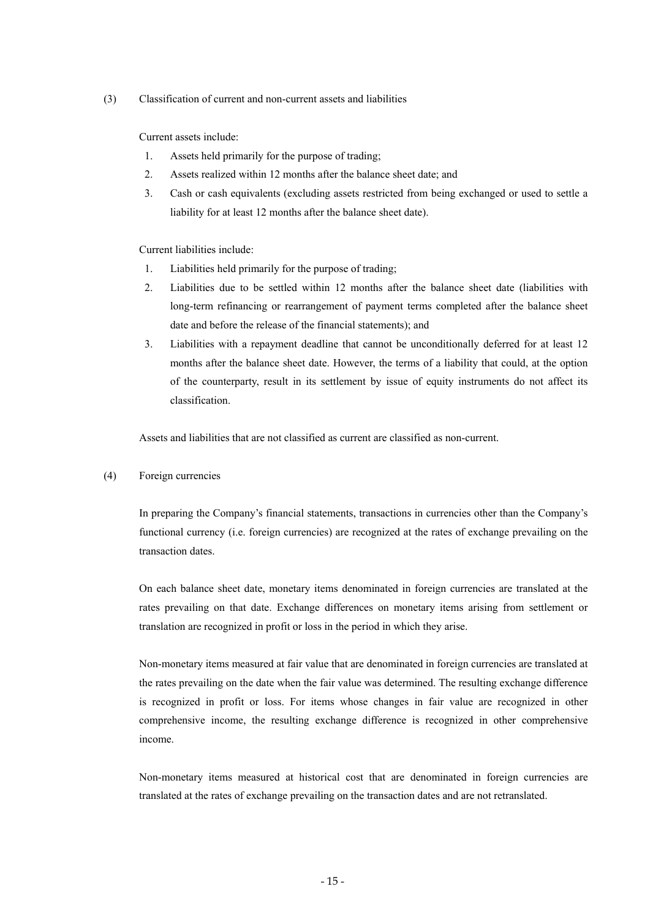(3) Classification of current and non-current assets and liabilities

Current assets include:

1. Assets held primarily for the purpose of trading;
2. Assets realized within 12 months after the balance sheet date; and
3. Cash or cash equivalents (excluding assets restricted from being exchanged or used to settle a liability for at least 12 months after the balance sheet date).

Current liabilities include:

1. Liabilities held primarily for the purpose of trading;
2. Liabilities due to be settled within 12 months after the balance sheet date (liabilities with long-term refinancing or rearrangement of payment terms completed after the balance sheet date and before the release of the financial statements); and
3. Liabilities with a repayment deadline that cannot be unconditionally deferred for at least 12 months after the balance sheet date. However, the terms of a liability that could, at the option of the counterparty, result in its settlement by issue of equity instruments do not affect its classification.

Assets and liabilities that are not classified as current are classified as non-current.

(4) Foreign currencies

In preparing the Company's financial statements, transactions in currencies other than the Company's functional currency (i.e. foreign currencies) are recognized at the rates of exchange prevailing on the transaction dates.

On each balance sheet date, monetary items denominated in foreign currencies are translated at the rates prevailing on that date. Exchange differences on monetary items arising from settlement or translation are recognized in profit or loss in the period in which they arise.

Non-monetary items measured at fair value that are denominated in foreign currencies are translated at the rates prevailing on the date when the fair value was determined. The resulting exchange difference is recognized in profit or loss. For items whose changes in fair value are recognized in other comprehensive income, the resulting exchange difference is recognized in other comprehensive income.

Non-monetary items measured at historical cost that are denominated in foreign currencies are translated at the rates of exchange prevailing on the transaction dates and are not retranslated.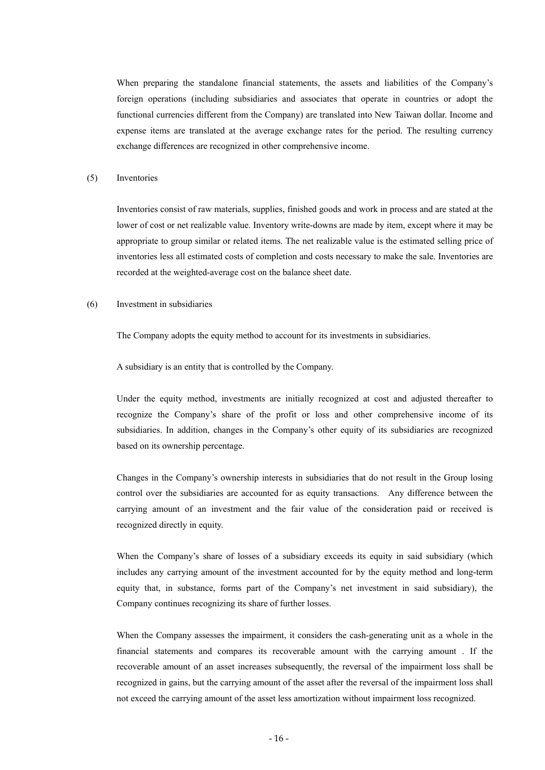When preparing the standalone financial statements, the assets and liabilities of the Company's foreign operations (including subsidiaries and associates that operate in countries or adopt the functional currencies different from the Company) are translated into New Taiwan dollar. Income and expense items are translated at the average exchange rates for the period. The resulting currency exchange differences are recognized in other comprehensive income.

(5) Inventories

Inventories consist of raw materials, supplies, finished goods and work in process and are stated at the lower of cost or net realizable value. Inventory write-downs are made by item, except where it may be appropriate to group similar or related items. The net realizable value is the estimated selling price of inventories less all estimated costs of completion and costs necessary to make the sale. Inventories are recorded at the weighted-average cost on the balance sheet date.

(6) Investment in subsidiaries

The Company adopts the equity method to account for its investments in subsidiaries.

A subsidiary is an entity that is controlled by the Company.

Under the equity method, investments are initially recognized at cost and adjusted thereafter to recognize the Company's share of the profit or loss and other comprehensive income of its subsidiaries. In addition, changes in the Company's other equity of its subsidiaries are recognized based on its ownership percentage.

Changes in the Company's ownership interests in subsidiaries that do not result in the Group losing control over the subsidiaries are accounted for as equity transactions. Any difference between the carrying amount of an investment and the fair value of the consideration paid or received is recognized directly in equity.

When the Company's share of losses of a subsidiary exceeds its equity in said subsidiary (which includes any carrying amount of the investment accounted for by the equity method and long-term equity that, in substance, forms part of the Company's net investment in said subsidiary), the Company continues recognizing its share of further losses.

When the Company assesses the impairment, it considers the cash-generating unit as a whole in the financial statements and compares its recoverable amount with the carrying amount . If the recoverable amount of an asset increases subsequently, the reversal of the impairment loss shall be recognized in gains, but the carrying amount of the asset after the reversal of the impairment loss shall not exceed the carrying amount of the asset less amortization without impairment loss recognized.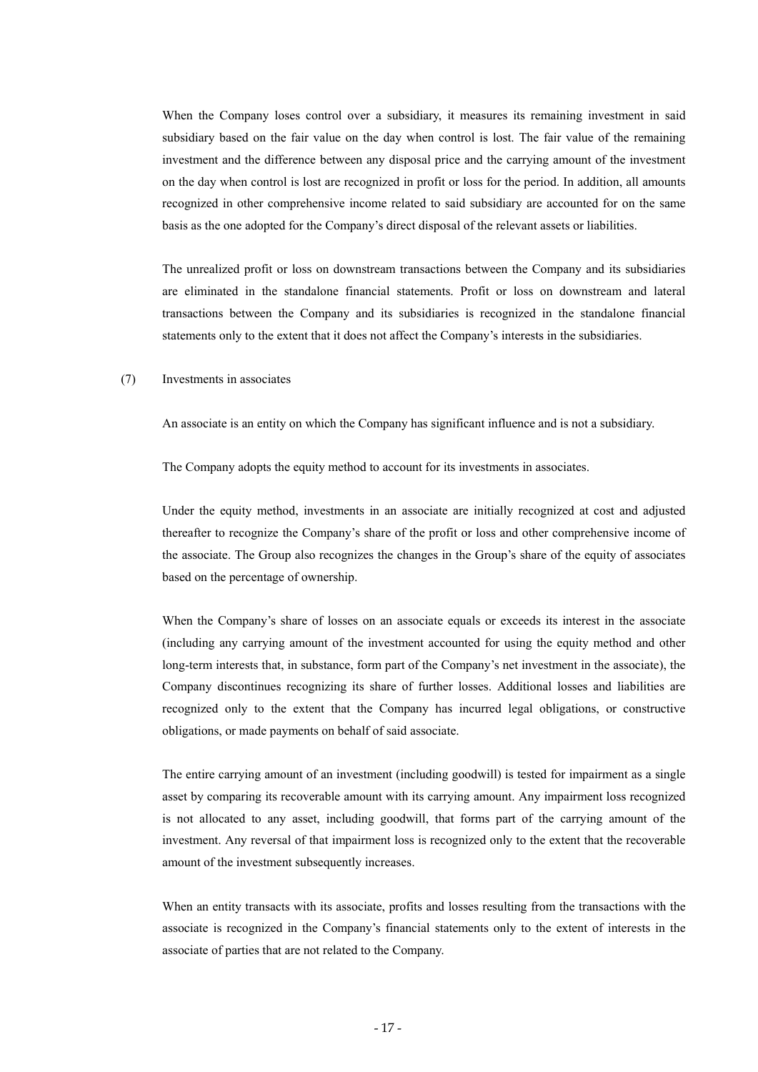When the Company loses control over a subsidiary, it measures its remaining investment in said subsidiary based on the fair value on the day when control is lost. The fair value of the remaining investment and the difference between any disposal price and the carrying amount of the investment on the day when control is lost are recognized in profit or loss for the period. In addition, all amounts recognized in other comprehensive income related to said subsidiary are accounted for on the same basis as the one adopted for the Company's direct disposal of the relevant assets or liabilities.

The unrealized profit or loss on downstream transactions between the Company and its subsidiaries are eliminated in the standalone financial statements. Profit or loss on downstream and lateral transactions between the Company and its subsidiaries is recognized in the standalone financial statements only to the extent that it does not affect the Company's interests in the subsidiaries.

(7) Investments in associates

An associate is an entity on which the Company has significant influence and is not a subsidiary.

The Company adopts the equity method to account for its investments in associates.

Under the equity method, investments in an associate are initially recognized at cost and adjusted thereafter to recognize the Company's share of the profit or loss and other comprehensive income of the associate. The Group also recognizes the changes in the Group's share of the equity of associates based on the percentage of ownership.

When the Company's share of losses on an associate equals or exceeds its interest in the associate (including any carrying amount of the investment accounted for using the equity method and other long-term interests that, in substance, form part of the Company's net investment in the associate), the Company discontinues recognizing its share of further losses. Additional losses and liabilities are recognized only to the extent that the Company has incurred legal obligations, or constructive obligations, or made payments on behalf of said associate.

The entire carrying amount of an investment (including goodwill) is tested for impairment as a single asset by comparing its recoverable amount with its carrying amount. Any impairment loss recognized is not allocated to any asset, including goodwill, that forms part of the carrying amount of the investment. Any reversal of that impairment loss is recognized only to the extent that the recoverable amount of the investment subsequently increases.

When an entity transacts with its associate, profits and losses resulting from the transactions with the associate is recognized in the Company's financial statements only to the extent of interests in the associate of parties that are not related to the Company.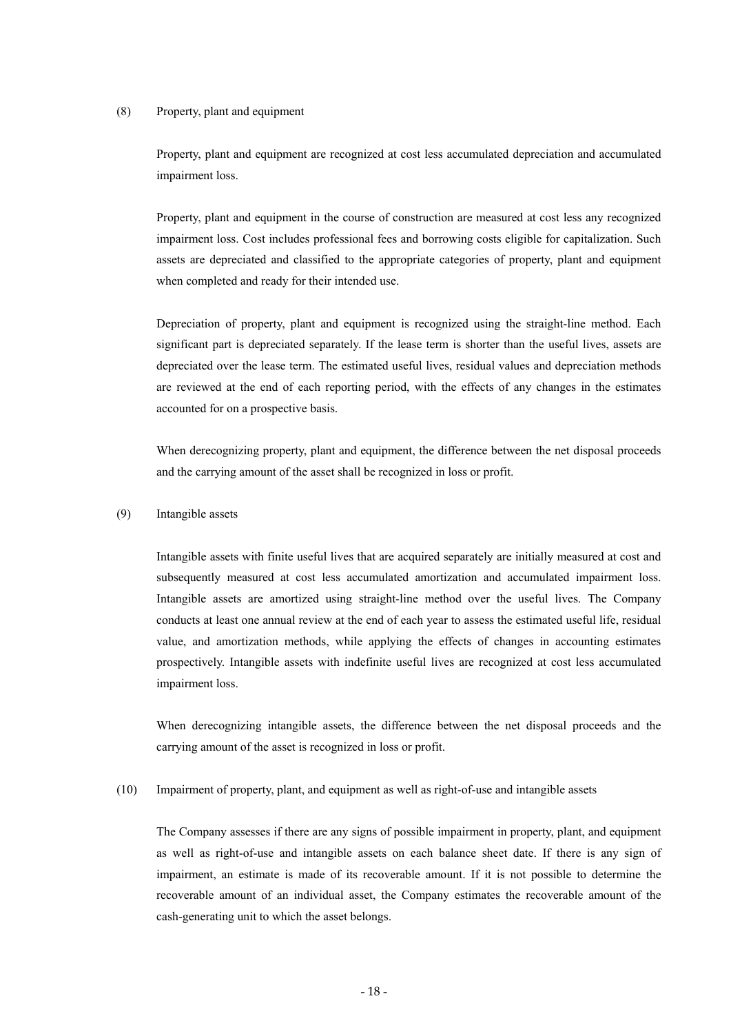(8) Property, plant and equipment

Property, plant and equipment are recognized at cost less accumulated depreciation and accumulated impairment loss.

Property, plant and equipment in the course of construction are measured at cost less any recognized impairment loss. Cost includes professional fees and borrowing costs eligible for capitalization. Such assets are depreciated and classified to the appropriate categories of property, plant and equipment when completed and ready for their intended use.

Depreciation of property, plant and equipment is recognized using the straight-line method. Each significant part is depreciated separately. If the lease term is shorter than the useful lives, assets are depreciated over the lease term. The estimated useful lives, residual values and depreciation methods are reviewed at the end of each reporting period, with the effects of any changes in the estimates accounted for on a prospective basis.

When derecognizing property, plant and equipment, the difference between the net disposal proceeds and the carrying amount of the asset shall be recognized in loss or profit.

(9) Intangible assets

Intangible assets with finite useful lives that are acquired separately are initially measured at cost and subsequently measured at cost less accumulated amortization and accumulated impairment loss. Intangible assets are amortized using straight-line method over the useful lives. The Company conducts at least one annual review at the end of each year to assess the estimated useful life, residual value, and amortization methods, while applying the effects of changes in accounting estimates prospectively. Intangible assets with indefinite useful lives are recognized at cost less accumulated impairment loss.

When derecognizing intangible assets, the difference between the net disposal proceeds and the carrying amount of the asset is recognized in loss or profit.

(10) Impairment of property, plant, and equipment as well as right-of-use and intangible assets

The Company assesses if there are any signs of possible impairment in property, plant, and equipment as well as right-of-use and intangible assets on each balance sheet date. If there is any sign of impairment, an estimate is made of its recoverable amount. If it is not possible to determine the recoverable amount of an individual asset, the Company estimates the recoverable amount of the cash-generating unit to which the asset belongs.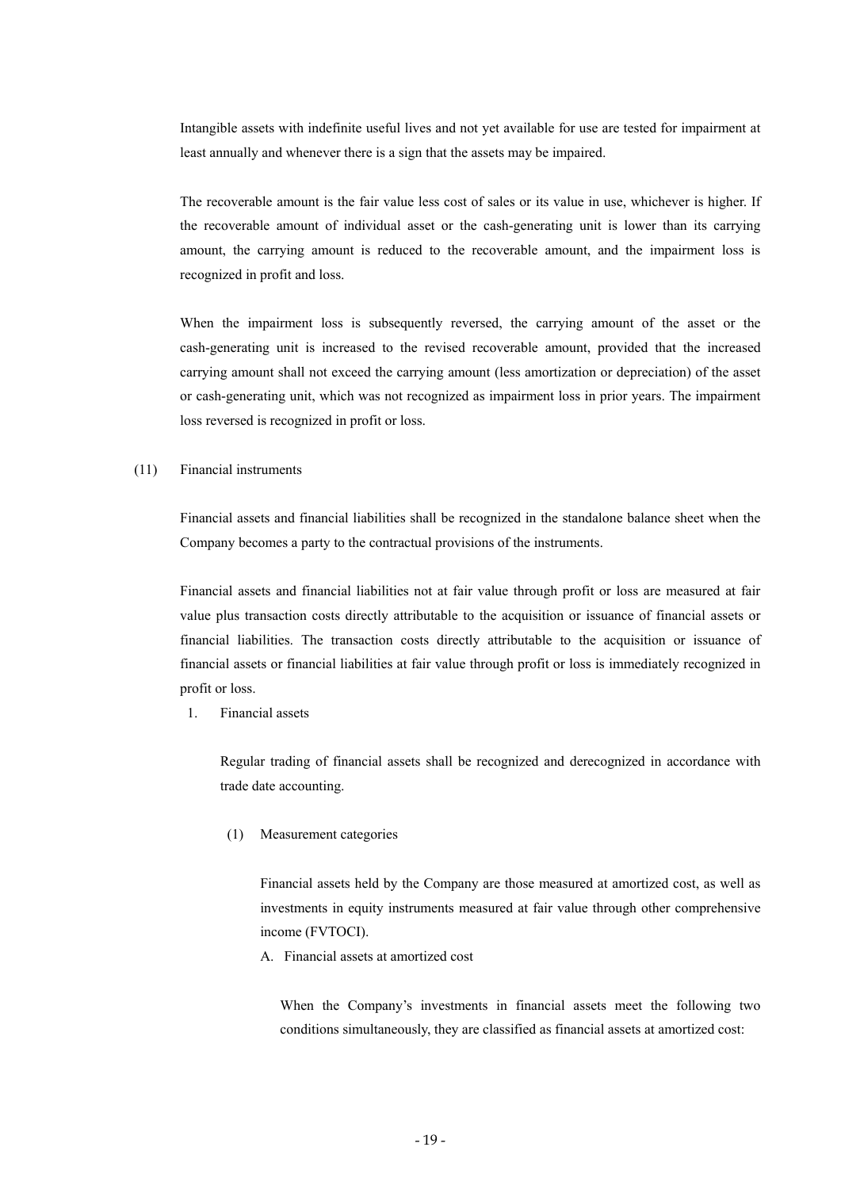Intangible assets with indefinite useful lives and not yet available for use are tested for impairment at least annually and whenever there is a sign that the assets may be impaired.

The recoverable amount is the fair value less cost of sales or its value in use, whichever is higher. If the recoverable amount of individual asset or the cash-generating unit is lower than its carrying amount, the carrying amount is reduced to the recoverable amount, and the impairment loss is recognized in profit and loss.

When the impairment loss is subsequently reversed, the carrying amount of the asset or the cash-generating unit is increased to the revised recoverable amount, provided that the increased carrying amount shall not exceed the carrying amount (less amortization or depreciation) of the asset or cash-generating unit, which was not recognized as impairment loss in prior years. The impairment loss reversed is recognized in profit or loss.

(11) Financial instruments

Financial assets and financial liabilities shall be recognized in the standalone balance sheet when the Company becomes a party to the contractual provisions of the instruments.

Financial assets and financial liabilities not at fair value through profit or loss are measured at fair value plus transaction costs directly attributable to the acquisition or issuance of financial assets or financial liabilities. The transaction costs directly attributable to the acquisition or issuance of financial assets or financial liabilities at fair value through profit or loss is immediately recognized in profit or loss.

1. Financial assets

Regular trading of financial assets shall be recognized and derecognized in accordance with trade date accounting.

(1) Measurement categories

Financial assets held by the Company are those measured at amortized cost, as well as investments in equity instruments measured at fair value through other comprehensive income (FVTOCI).

A. Financial assets at amortized cost

When the Company's investments in financial assets meet the following two conditions simultaneously, they are classified as financial assets at amortized cost: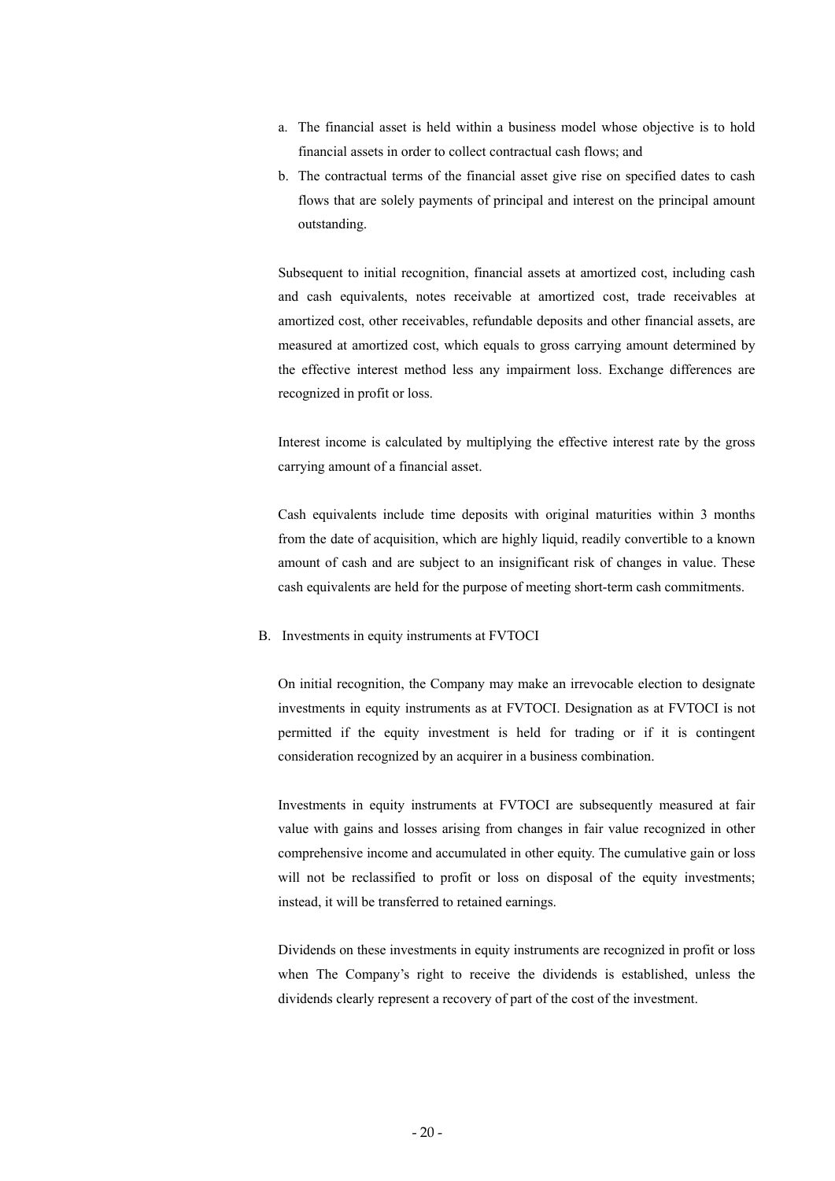a. The financial asset is held within a business model whose objective is to hold financial assets in order to collect contractual cash flows; and
b. The contractual terms of the financial asset give rise on specified dates to cash flows that are solely payments of principal and interest on the principal amount outstanding.

Subsequent to initial recognition, financial assets at amortized cost, including cash and cash equivalents, notes receivable at amortized cost, trade receivables at amortized cost, other receivables, refundable deposits and other financial assets, are measured at amortized cost, which equals to gross carrying amount determined by the effective interest method less any impairment loss. Exchange differences are recognized in profit or loss.

Interest income is calculated by multiplying the effective interest rate by the gross carrying amount of a financial asset.

Cash equivalents include time deposits with original maturities within 3 months from the date of acquisition, which are highly liquid, readily convertible to a known amount of cash and are subject to an insignificant risk of changes in value. These cash equivalents are held for the purpose of meeting short-term cash commitments.

B. Investments in equity instruments at FVTOCI

On initial recognition, the Company may make an irrevocable election to designate investments in equity instruments as at FVTOCI. Designation as at FVTOCI is not permitted if the equity investment is held for trading or if it is contingent consideration recognized by an acquirer in a business combination.

Investments in equity instruments at FVTOCI are subsequently measured at fair value with gains and losses arising from changes in fair value recognized in other comprehensive income and accumulated in other equity. The cumulative gain or loss will not be reclassified to profit or loss on disposal of the equity investments; instead, it will be transferred to retained earnings.

Dividends on these investments in equity instruments are recognized in profit or loss when The Company's right to receive the dividends is established, unless the dividends clearly represent a recovery of part of the cost of the investment.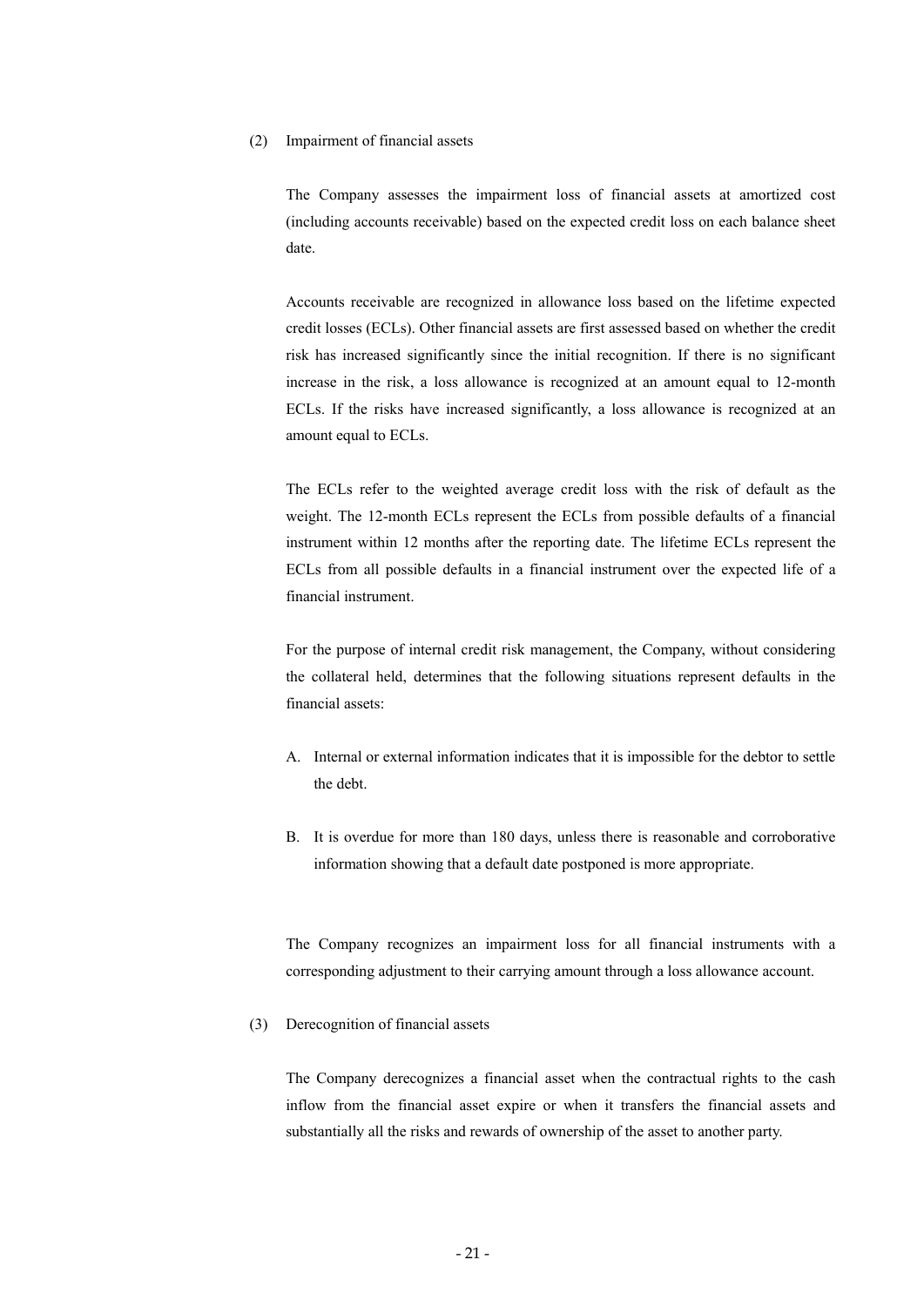(2) Impairment of financial assets

The Company assesses the impairment loss of financial assets at amortized cost (including accounts receivable) based on the expected credit loss on each balance sheet date.

Accounts receivable are recognized in allowance loss based on the lifetime expected credit losses (ECLs). Other financial assets are first assessed based on whether the credit risk has increased significantly since the initial recognition. If there is no significant increase in the risk, a loss allowance is recognized at an amount equal to 12-month ECLs. If the risks have increased significantly, a loss allowance is recognized at an amount equal to ECLs.

The ECLs refer to the weighted average credit loss with the risk of default as the weight. The 12-month ECLs represent the ECLs from possible defaults of a financial instrument within 12 months after the reporting date. The lifetime ECLs represent the ECLs from all possible defaults in a financial instrument over the expected life of a financial instrument.

For the purpose of internal credit risk management, the Company, without considering the collateral held, determines that the following situations represent defaults in the financial assets:

A. Internal or external information indicates that it is impossible for the debtor to settle the debt.

B. It is overdue for more than 180 days, unless there is reasonable and corroborative information showing that a default date postponed is more appropriate.

The Company recognizes an impairment loss for all financial instruments with a corresponding adjustment to their carrying amount through a loss allowance account.

(3) Derecognition of financial assets

The Company derecognizes a financial asset when the contractual rights to the cash inflow from the financial asset expire or when it transfers the financial assets and substantially all the risks and rewards of ownership of the asset to another party.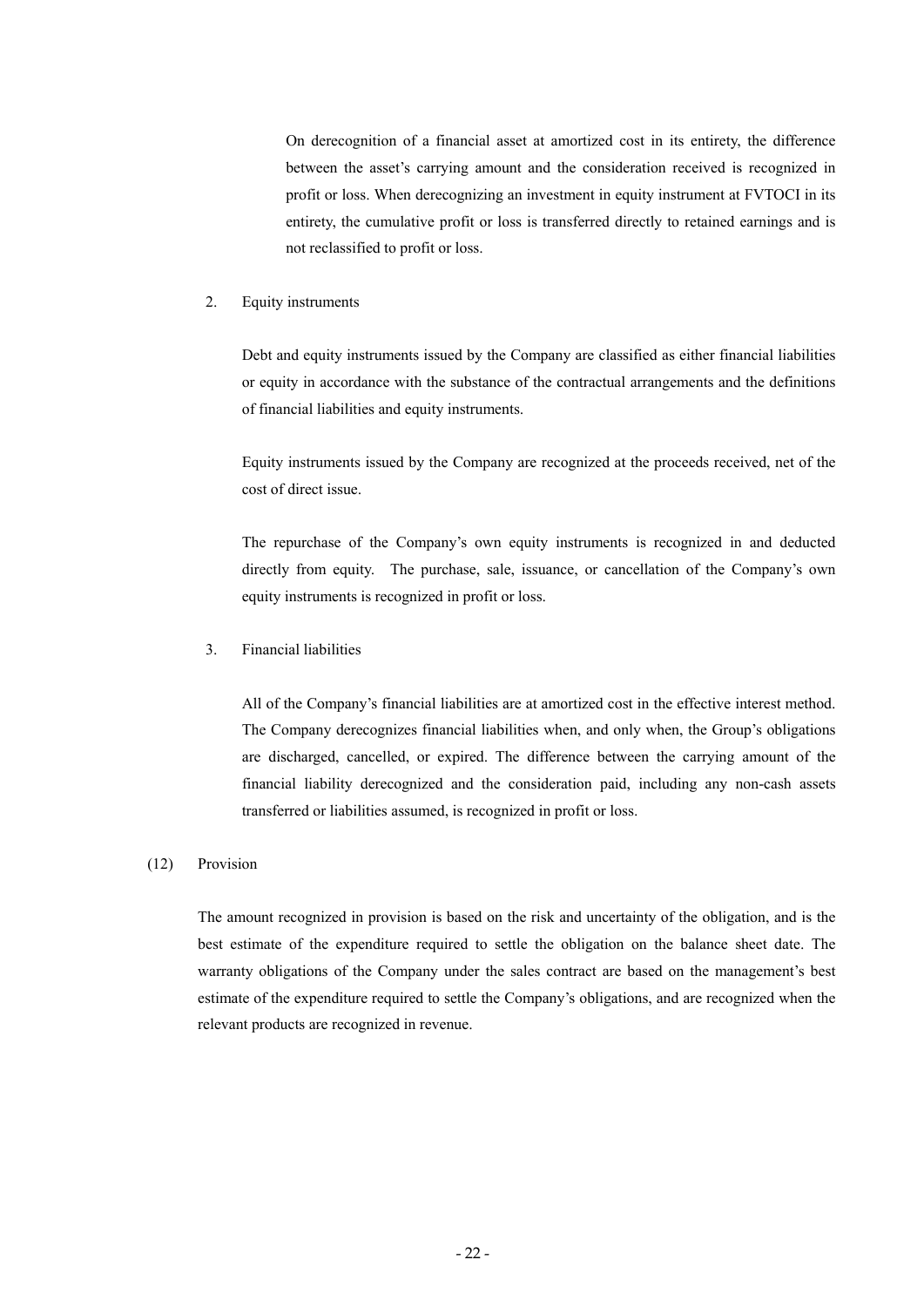On derecognition of a financial asset at amortized cost in its entirety, the difference between the asset's carrying amount and the consideration received is recognized in profit or loss. When derecognizing an investment in equity instrument at FVTOCI in its entirety, the cumulative profit or loss is transferred directly to retained earnings and is not reclassified to profit or loss.

2. Equity instruments

Debt and equity instruments issued by the Company are classified as either financial liabilities or equity in accordance with the substance of the contractual arrangements and the definitions of financial liabilities and equity instruments.

Equity instruments issued by the Company are recognized at the proceeds received, net of the cost of direct issue.

The repurchase of the Company's own equity instruments is recognized in and deducted directly from equity. The purchase, sale, issuance, or cancellation of the Company's own equity instruments is recognized in profit or loss.

3. Financial liabilities

All of the Company's financial liabilities are at amortized cost in the effective interest method. The Company derecognizes financial liabilities when, and only when, the Group's obligations are discharged, cancelled, or expired. The difference between the carrying amount of the financial liability derecognized and the consideration paid, including any non-cash assets transferred or liabilities assumed, is recognized in profit or loss.

(12) Provision

The amount recognized in provision is based on the risk and uncertainty of the obligation, and is the best estimate of the expenditure required to settle the obligation on the balance sheet date. The warranty obligations of the Company under the sales contract are based on the management's best estimate of the expenditure required to settle the Company's obligations, and are recognized when the relevant products are recognized in revenue.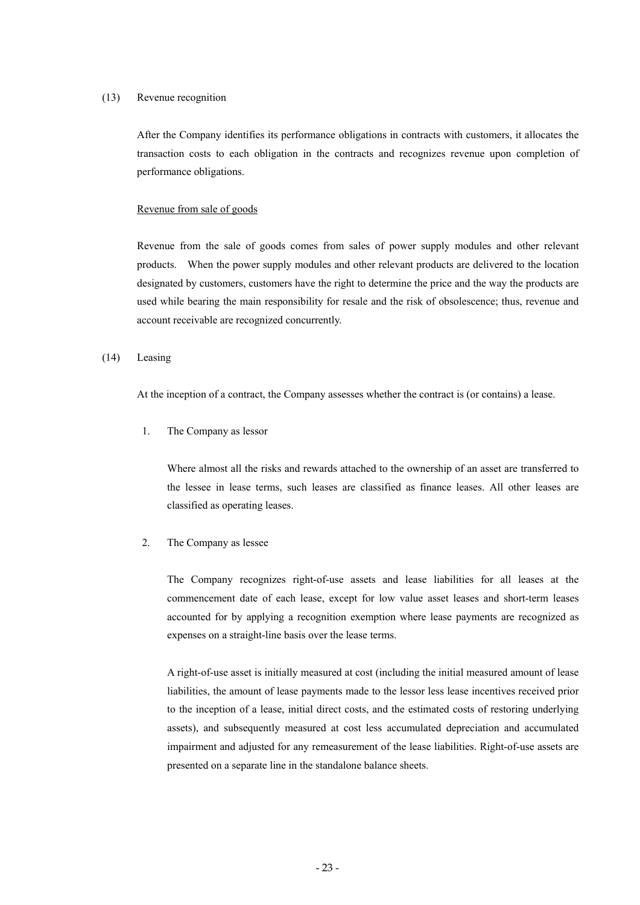(13) Revenue recognition

After the Company identifies its performance obligations in contracts with customers, it allocates the transaction costs to each obligation in the contracts and recognizes revenue upon completion of performance obligations.

Revenue from sale of goods

Revenue from the sale of goods comes from sales of power supply modules and other relevant products. When the power supply modules and other relevant products are delivered to the location designated by customers, customers have the right to determine the price and the way the products are used while bearing the main responsibility for resale and the risk of obsolescence; thus, revenue and account receivable are recognized concurrently.

(14) Leasing

At the inception of a contract, the Company assesses whether the contract is (or contains) a lease.

1. The Company as lessor

   Where almost all the risks and rewards attached to the ownership of an asset are transferred to the lessee in lease terms, such leases are classified as finance leases. All other leases are classified as operating leases.

2. The Company as lessee

   The Company recognizes right-of-use assets and lease liabilities for all leases at the commencement date of each lease, except for low value asset leases and short-term leases accounted for by applying a recognition exemption where lease payments are recognized as expenses on a straight-line basis over the lease terms.

   A right-of-use asset is initially measured at cost (including the initial measured amount of lease liabilities, the amount of lease payments made to the lessor less lease incentives received prior to the inception of a lease, initial direct costs, and the estimated costs of restoring underlying assets), and subsequently measured at cost less accumulated depreciation and accumulated impairment and adjusted for any remeasurement of the lease liabilities. Right-of-use assets are presented on a separate line in the standalone balance sheets.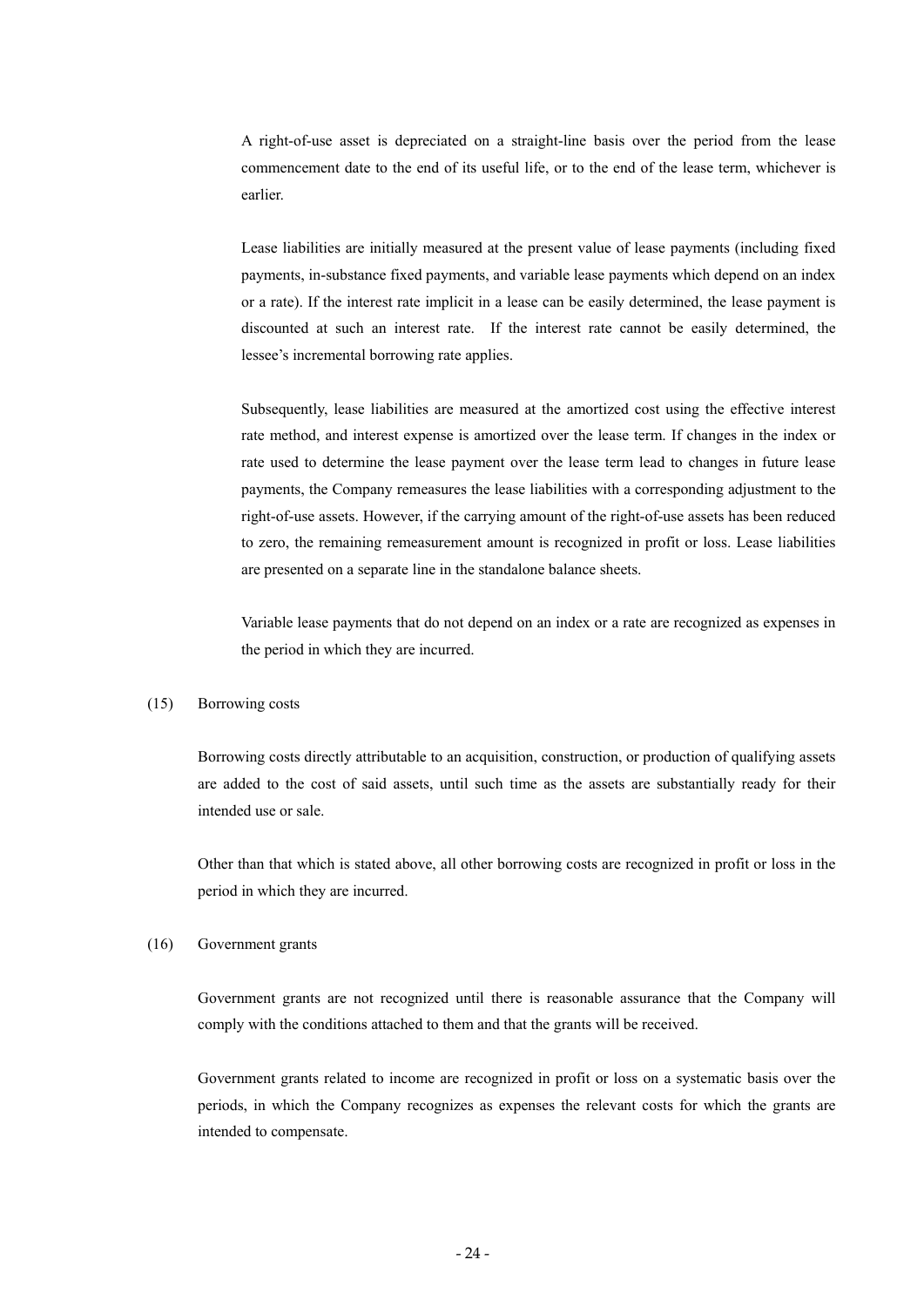A right-of-use asset is depreciated on a straight-line basis over the period from the lease commencement date to the end of its useful life, or to the end of the lease term, whichever is earlier.

Lease liabilities are initially measured at the present value of lease payments (including fixed payments, in-substance fixed payments, and variable lease payments which depend on an index or a rate). If the interest rate implicit in a lease can be easily determined, the lease payment is discounted at such an interest rate. If the interest rate cannot be easily determined, the lessee's incremental borrowing rate applies.

Subsequently, lease liabilities are measured at the amortized cost using the effective interest rate method, and interest expense is amortized over the lease term. If changes in the index or rate used to determine the lease payment over the lease term lead to changes in future lease payments, the Company remeasures the lease liabilities with a corresponding adjustment to the right-of-use assets. However, if the carrying amount of the right-of-use assets has been reduced to zero, the remaining remeasurement amount is recognized in profit or loss. Lease liabilities are presented on a separate line in the standalone balance sheets.

Variable lease payments that do not depend on an index or a rate are recognized as expenses in the period in which they are incurred.

(15) Borrowing costs

Borrowing costs directly attributable to an acquisition, construction, or production of qualifying assets are added to the cost of said assets, until such time as the assets are substantially ready for their intended use or sale.

Other than that which is stated above, all other borrowing costs are recognized in profit or loss in the period in which they are incurred.

(16) Government grants

Government grants are not recognized until there is reasonable assurance that the Company will comply with the conditions attached to them and that the grants will be received.

Government grants related to income are recognized in profit or loss on a systematic basis over the periods, in which the Company recognizes as expenses the relevant costs for which the grants are intended to compensate.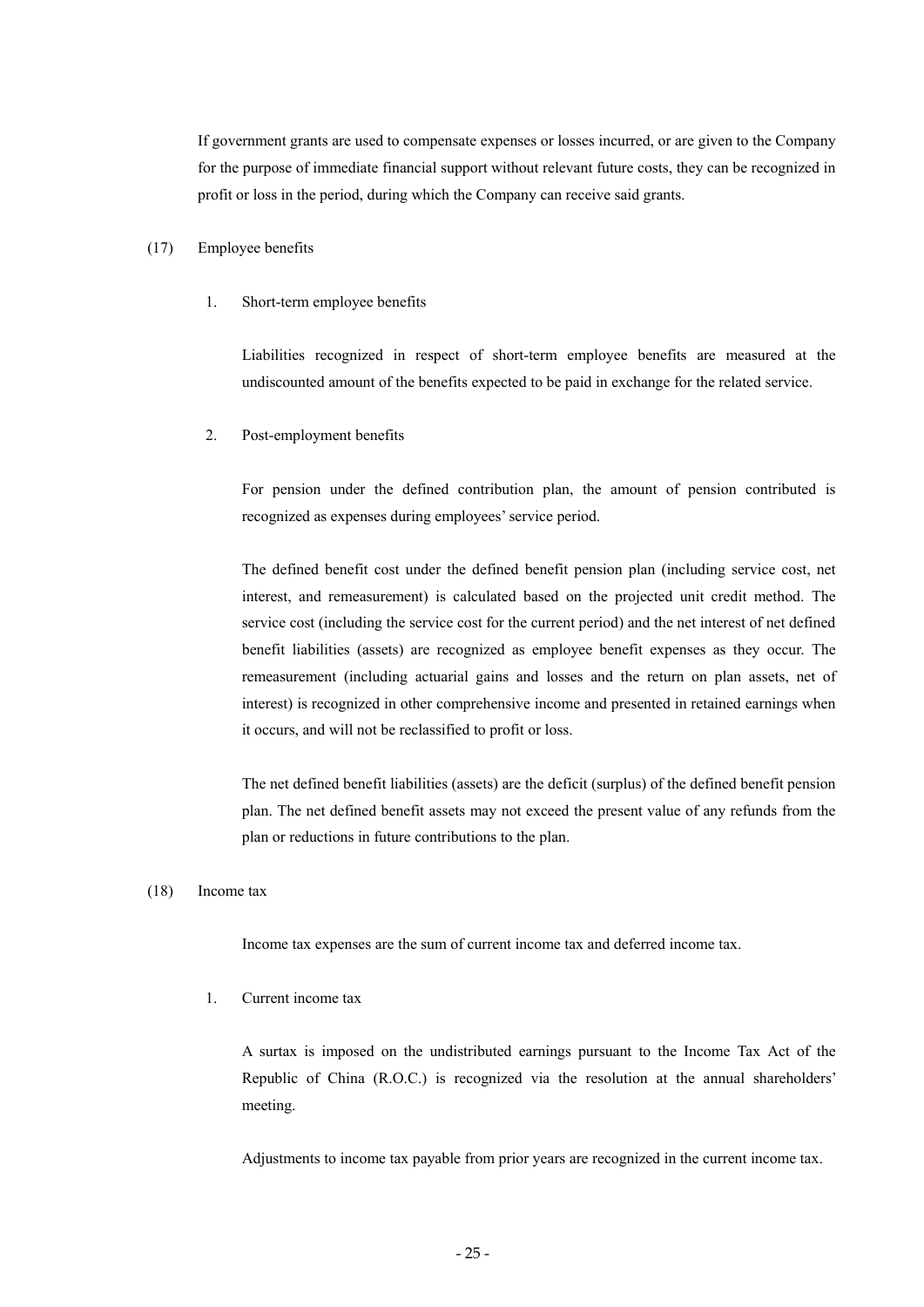If government grants are used to compensate expenses or losses incurred, or are given to the Company for the purpose of immediate financial support without relevant future costs, they can be recognized in profit or loss in the period, during which the Company can receive said grants.

(17) Employee benefits

1. Short-term employee benefits

Liabilities recognized in respect of short-term employee benefits are measured at the undiscounted amount of the benefits expected to be paid in exchange for the related service.

2. Post-employment benefits

For pension under the defined contribution plan, the amount of pension contributed is recognized as expenses during employees' service period.

The defined benefit cost under the defined benefit pension plan (including service cost, net interest, and remeasurement) is calculated based on the projected unit credit method. The service cost (including the service cost for the current period) and the net interest of net defined benefit liabilities (assets) are recognized as employee benefit expenses as they occur. The remeasurement (including actuarial gains and losses and the return on plan assets, net of interest) is recognized in other comprehensive income and presented in retained earnings when it occurs, and will not be reclassified to profit or loss.

The net defined benefit liabilities (assets) are the deficit (surplus) of the defined benefit pension plan. The net defined benefit assets may not exceed the present value of any refunds from the plan or reductions in future contributions to the plan.

(18) Income tax

Income tax expenses are the sum of current income tax and deferred income tax.

1. Current income tax

A surtax is imposed on the undistributed earnings pursuant to the Income Tax Act of the Republic of China (R.O.C.) is recognized via the resolution at the annual shareholders' meeting.

Adjustments to income tax payable from prior years are recognized in the current income tax.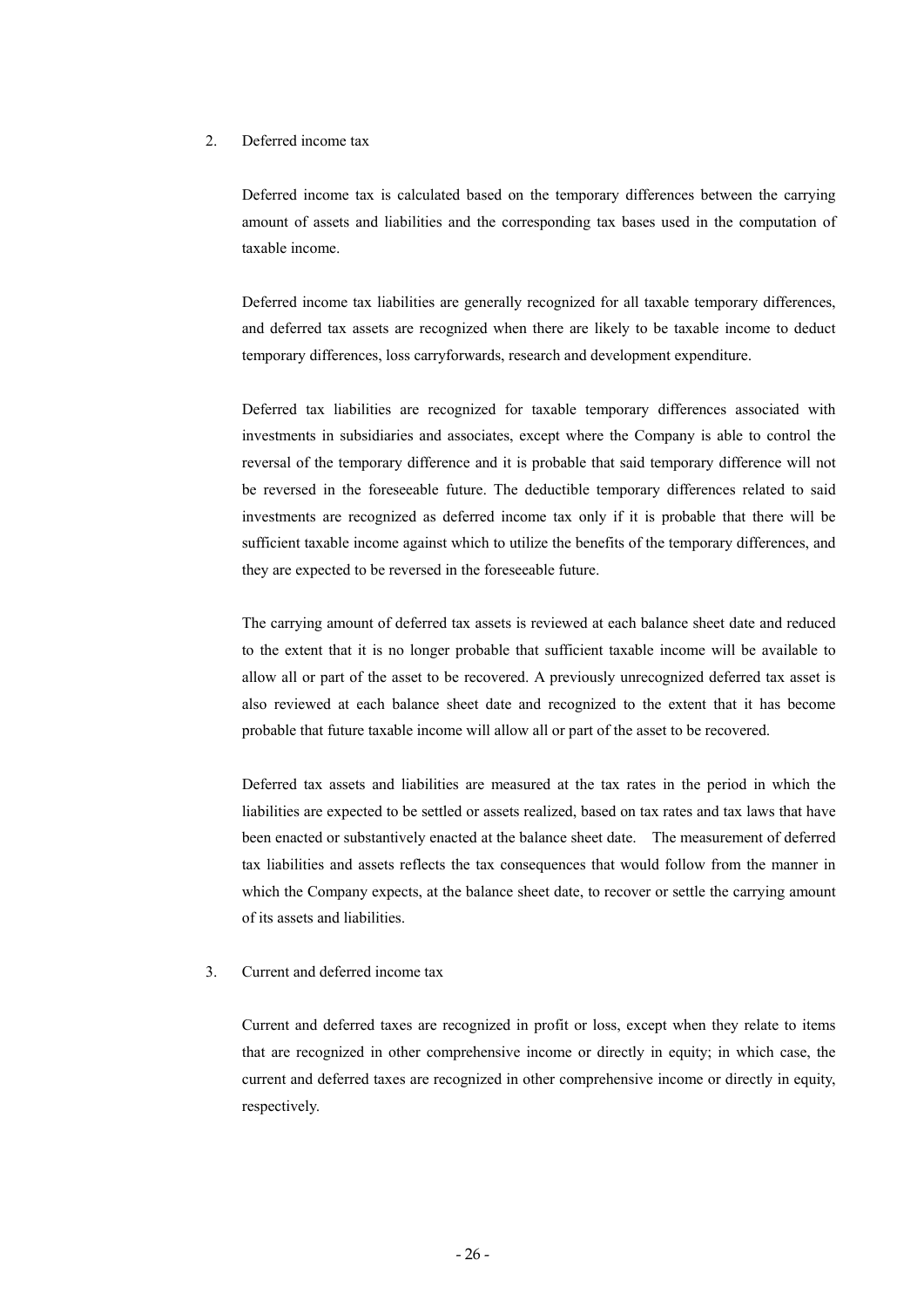2. Deferred income tax

   Deferred income tax is calculated based on the temporary differences between the carrying amount of assets and liabilities and the corresponding tax bases used in the computation of taxable income.

   Deferred income tax liabilities are generally recognized for all taxable temporary differences, and deferred tax assets are recognized when there are likely to be taxable income to deduct temporary differences, loss carryforwards, research and development expenditure.

   Deferred tax liabilities are recognized for taxable temporary differences associated with investments in subsidiaries and associates, except where the Company is able to control the reversal of the temporary difference and it is probable that said temporary difference will not be reversed in the foreseeable future. The deductible temporary differences related to said investments are recognized as deferred income tax only if it is probable that there will be sufficient taxable income against which to utilize the benefits of the temporary differences, and they are expected to be reversed in the foreseeable future.

   The carrying amount of deferred tax assets is reviewed at each balance sheet date and reduced to the extent that it is no longer probable that sufficient taxable income will be available to allow all or part of the asset to be recovered. A previously unrecognized deferred tax asset is also reviewed at each balance sheet date and recognized to the extent that it has become probable that future taxable income will allow all or part of the asset to be recovered.

   Deferred tax assets and liabilities are measured at the tax rates in the period in which the liabilities are expected to be settled or assets realized, based on tax rates and tax laws that have been enacted or substantively enacted at the balance sheet date. The measurement of deferred tax liabilities and assets reflects the tax consequences that would follow from the manner in which the Company expects, at the balance sheet date, to recover or settle the carrying amount of its assets and liabilities.

3. Current and deferred income tax

   Current and deferred taxes are recognized in profit or loss, except when they relate to items that are recognized in other comprehensive income or directly in equity; in which case, the current and deferred taxes are recognized in other comprehensive income or directly in equity, respectively.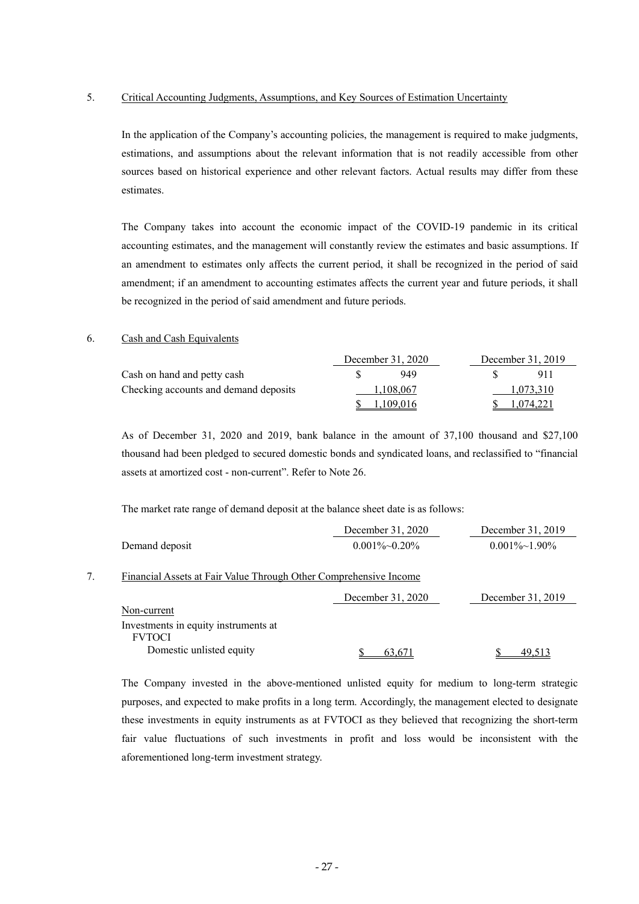## 5. Critical Accounting Judgments, Assumptions, and Key Sources of Estimation Uncertainty

In the application of the Company's accounting policies, the management is required to make judgments, estimations, and assumptions about the relevant information that is not readily accessible from other sources based on historical experience and other relevant factors. Actual results may differ from these estimates.

The Company takes into account the economic impact of the COVID-19 pandemic in its critical accounting estimates, and the management will constantly review the estimates and basic assumptions. If an amendment to estimates only affects the current period, it shall be recognized in the period of said amendment; if an amendment to accounting estimates affects the current year and future periods, it shall be recognized in the period of said amendment and future periods.

## 6. Cash and Cash Equivalents

| | December 31, 2020 | December 31, 2019 |
|---|---|---|
| Cash on hand and petty cash | $ 949 | $ 911 |
| Checking accounts and demand deposits | 1,108,067 | 1,073,310 |
| | $ 1,109,016 | $ 1,074,221 |

As of December 31, 2020 and 2019, bank balance in the amount of 37,100 thousand and $27,100 thousand had been pledged to secured domestic bonds and syndicated loans, and reclassified to "financial assets at amortized cost - non-current". Refer to Note 26.

The market rate range of demand deposit at the balance sheet date is as follows:

| | December 31, 2020 | December 31, 2019 |
|---|---|---|
| Demand deposit | 0.001%~0.20% | 0.001%~1.90% |

## 7. Financial Assets at Fair Value Through Other Comprehensive Income

| | December 31, 2020 | December 31, 2019 |
|---|---|---|
| Non-current | | |
| Investments in equity instruments at FVTOCI | | |
| Domestic unlisted equity | $ 63,671 | $ 49,513 |

The Company invested in the above-mentioned unlisted equity for medium to long-term strategic purposes, and expected to make profits in a long term. Accordingly, the management elected to designate these investments in equity instruments as at FVTOCI as they believed that recognizing the short-term fair value fluctuations of such investments in profit and loss would be inconsistent with the aforementioned long-term investment strategy.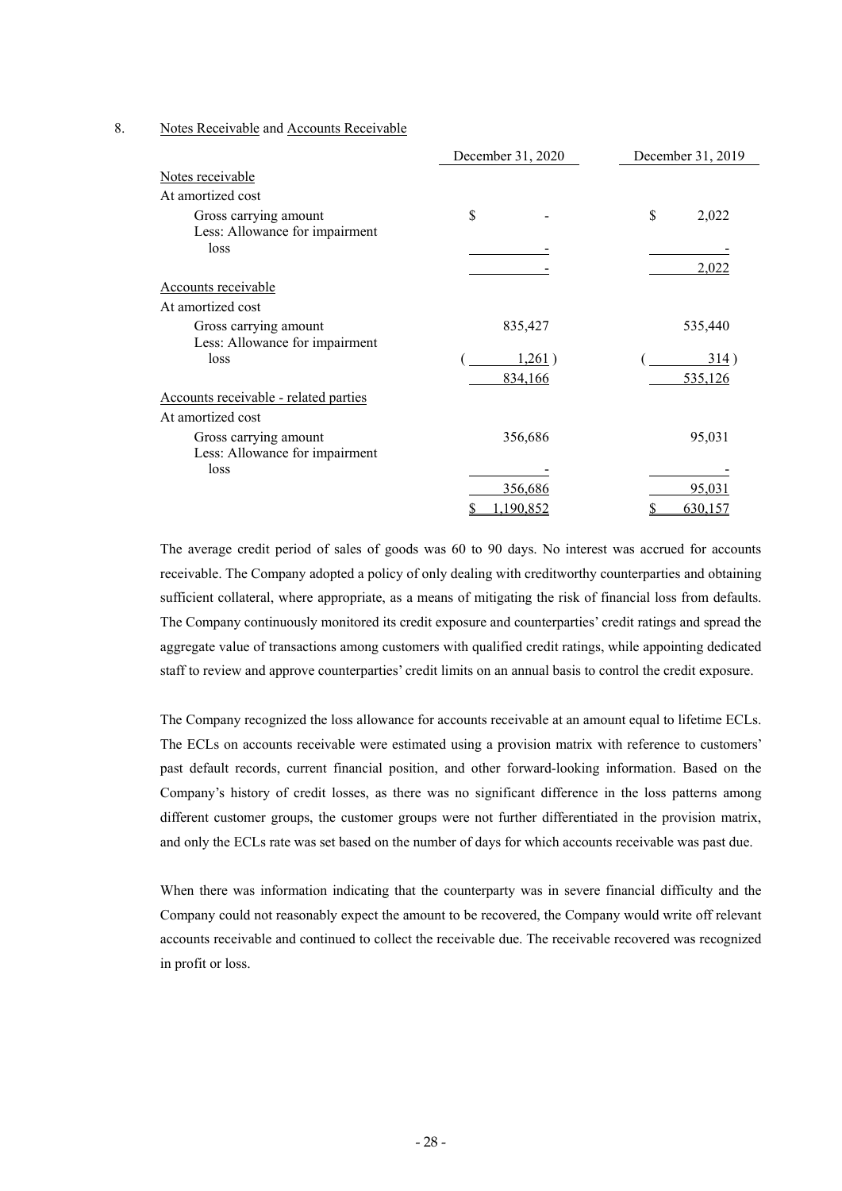8. Notes Receivable and Accounts Receivable

| | December 31, 2020 | December 31, 2019 |
|---|---|---|
| Notes receivable | | |
| At amortized cost | | |
| Gross carrying amount | $ - | $ 2,022 |
| Less: Allowance for impairment loss | - | - |
| | - | 2,022 |
| Accounts receivable | | |
| At amortized cost | | |
| Gross carrying amount | 835,427 | 535,440 |
| Less: Allowance for impairment loss | ( 1,261 ) | ( 314 ) |
| | 834,166 | 535,126 |
| Accounts receivable - related parties | | |
| At amortized cost | | |
| Gross carrying amount | 356,686 | 95,031 |
| Less: Allowance for impairment loss | - | - |
| | 356,686 | 95,031 |
| | $ 1,190,852 | $ 630,157 |

The average credit period of sales of goods was 60 to 90 days. No interest was accrued for accounts receivable. The Company adopted a policy of only dealing with creditworthy counterparties and obtaining sufficient collateral, where appropriate, as a means of mitigating the risk of financial loss from defaults. The Company continuously monitored its credit exposure and counterparties' credit ratings and spread the aggregate value of transactions among customers with qualified credit ratings, while appointing dedicated staff to review and approve counterparties' credit limits on an annual basis to control the credit exposure.

The Company recognized the loss allowance for accounts receivable at an amount equal to lifetime ECLs. The ECLs on accounts receivable were estimated using a provision matrix with reference to customers' past default records, current financial position, and other forward-looking information. Based on the Company's history of credit losses, as there was no significant difference in the loss patterns among different customer groups, the customer groups were not further differentiated in the provision matrix, and only the ECLs rate was set based on the number of days for which accounts receivable was past due.

When there was information indicating that the counterparty was in severe financial difficulty and the Company could not reasonably expect the amount to be recovered, the Company would write off relevant accounts receivable and continued to collect the receivable due. The receivable recovered was recognized in profit or loss.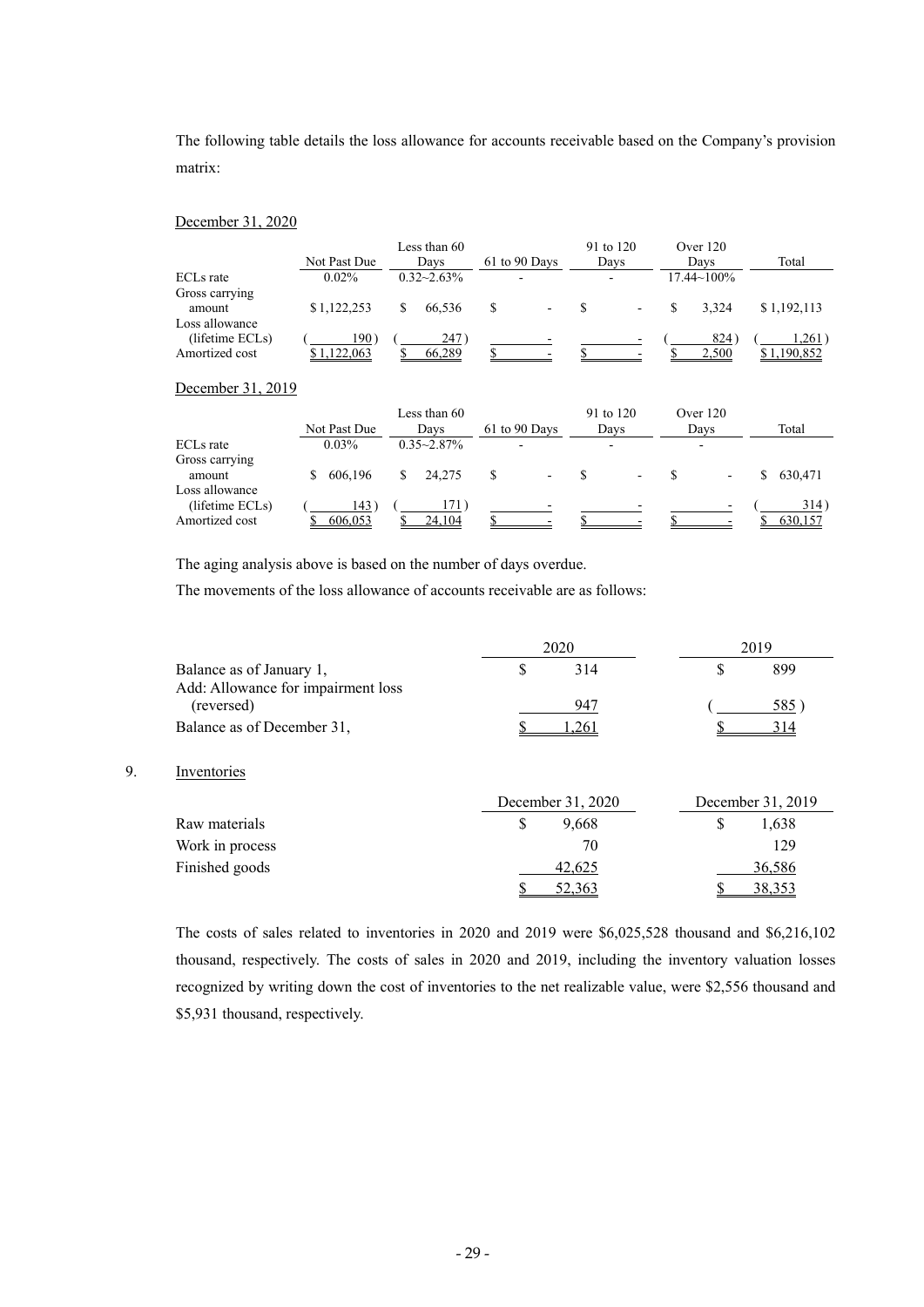The following table details the loss allowance for accounts receivable based on the Company's provision matrix:

December 31, 2020

| | Not Past Due | Less than 60 Days | 61 to 90 Days | 91 to 120 Days | Over 120 Days | Total |
|---|---|---|---|---|---|---|
| ECLs rate | 0.02% | 0.32~2.63% | - | - | 17.44~100% | |
| Gross carrying amount | $ 1,122,253 | $ 66,536 | $ - | $ - | $ 3,324 | $ 1,192,113 |
| Loss allowance (lifetime ECLs) | ( 190 ) | ( 247 ) | - | - | ( 824 ) | ( 1,261 ) |
| Amortized cost | $ 1,122,063 | $ 66,289 | $ - | $ - | $ 2,500 | $ 1,190,852 |

December 31, 2019

| | Not Past Due | Less than 60 Days | 61 to 90 Days | 91 to 120 Days | Over 120 Days | Total |
|---|---|---|---|---|---|---|
| ECLs rate | 0.03% | 0.35~2.87% | - | - | - | |
| Gross carrying amount | $ 606,196 | $ 24,275 | $ - | $ - | $ - | $ 630,471 |
| Loss allowance (lifetime ECLs) | ( 143 ) | ( 171 ) | - | - | - | ( 314 ) |
| Amortized cost | $ 606,053 | $ 24,104 | $ - | $ - | $ - | $ 630,157 |

The aging analysis above is based on the number of days overdue.

The movements of the loss allowance of accounts receivable are as follows:

| | 2020 | 2019 |
|---|---|---|
| Balance as of January 1, | $ 314 | $ 899 |
| Add: Allowance for impairment loss (reversed) | 947 | ( 585 ) |
| Balance as of December 31, | $ 1,261 | $ 314 |

9. Inventories

| | December 31, 2020 | December 31, 2019 |
|---|---|---|
| Raw materials | $ 9,668 | $ 1,638 |
| Work in process | 70 | 129 |
| Finished goods | 42,625 | 36,586 |
| | $ 52,363 | $ 38,353 |

The costs of sales related to inventories in 2020 and 2019 were $6,025,528 thousand and $6,216,102 thousand, respectively. The costs of sales in 2020 and 2019, including the inventory valuation losses recognized by writing down the cost of inventories to the net realizable value, were $2,556 thousand and $5,931 thousand, respectively.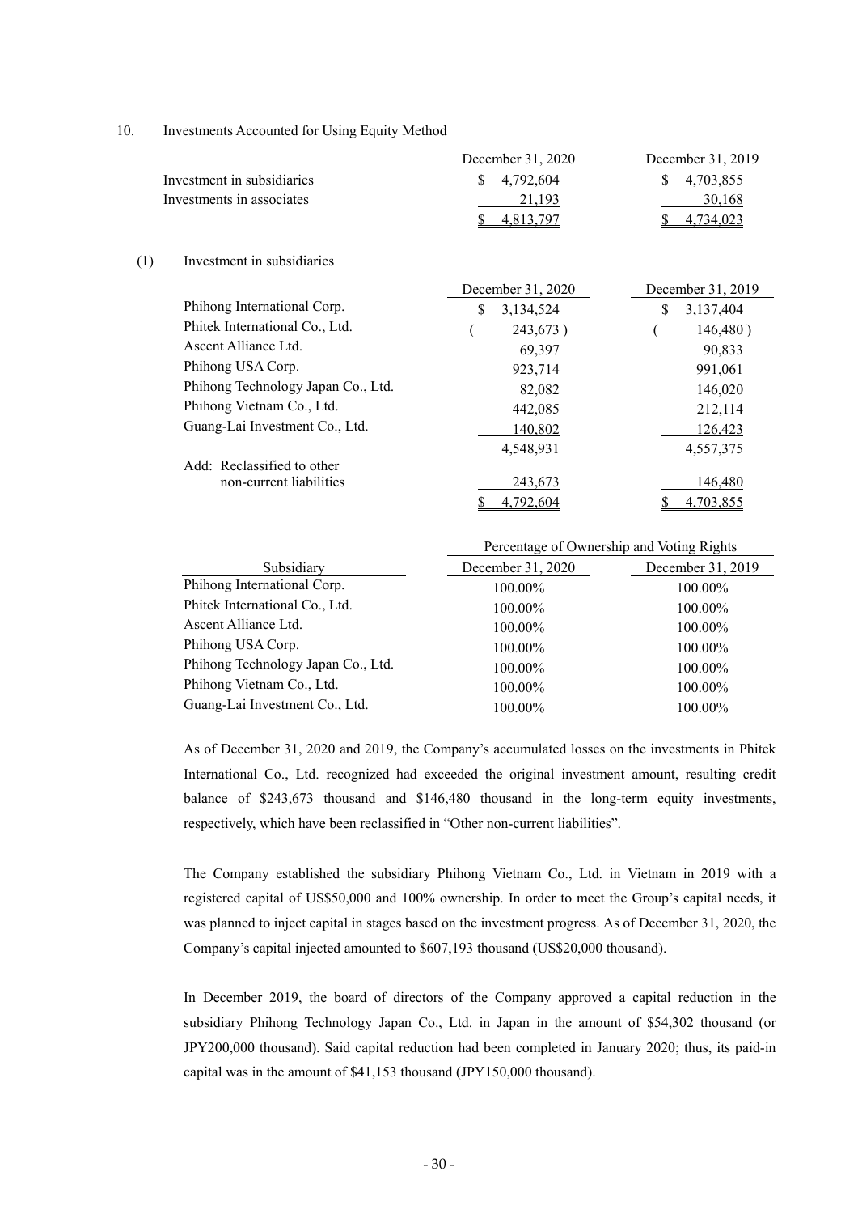10. Investments Accounted for Using Equity Method

| | December 31, 2020 | December 31, 2019 |
|---|---|---|
| Investment in subsidiaries | $ 4,792,604 | $ 4,703,855 |
| Investments in associates | 21,193 | 30,168 |
| | $ 4,813,797 | $ 4,734,023 |

(1) Investment in subsidiaries

| | December 31, 2020 | December 31, 2019 |
|---|---|---|
| Phihong International Corp. | $ 3,134,524 | $ 3,137,404 |
| Phitek International Co., Ltd. | ( 243,673 ) | ( 146,480 ) |
| Ascent Alliance Ltd. | 69,397 | 90,833 |
| Phihong USA Corp. | 923,714 | 991,061 |
| Phihong Technology Japan Co., Ltd. | 82,082 | 146,020 |
| Phihong Vietnam Co., Ltd. | 442,085 | 212,114 |
| Guang-Lai Investment Co., Ltd. | 140,802 | 126,423 |
| | 4,548,931 | 4,557,375 |
| Add: Reclassified to other non-current liabilities | 243,673 | 146,480 |
| | $ 4,792,604 | $ 4,703,855 |

| | Percentage of Ownership and Voting Rights | |
|---|---|---|
| Subsidiary | December 31, 2020 | December 31, 2019 |
| Phihong International Corp. | 100.00% | 100.00% |
| Phitek International Co., Ltd. | 100.00% | 100.00% |
| Ascent Alliance Ltd. | 100.00% | 100.00% |
| Phihong USA Corp. | 100.00% | 100.00% |
| Phihong Technology Japan Co., Ltd. | 100.00% | 100.00% |
| Phihong Vietnam Co., Ltd. | 100.00% | 100.00% |
| Guang-Lai Investment Co., Ltd. | 100.00% | 100.00% |

As of December 31, 2020 and 2019, the Company's accumulated losses on the investments in Phitek International Co., Ltd. recognized had exceeded the original investment amount, resulting credit balance of $243,673 thousand and $146,480 thousand in the long-term equity investments, respectively, which have been reclassified in "Other non-current liabilities".

The Company established the subsidiary Phihong Vietnam Co., Ltd. in Vietnam in 2019 with a registered capital of US$50,000 and 100% ownership. In order to meet the Group's capital needs, it was planned to inject capital in stages based on the investment progress. As of December 31, 2020, the Company's capital injected amounted to $607,193 thousand (US$20,000 thousand).

In December 2019, the board of directors of the Company approved a capital reduction in the subsidiary Phihong Technology Japan Co., Ltd. in Japan in the amount of $54,302 thousand (or JPY200,000 thousand). Said capital reduction had been completed in January 2020; thus, its paid-in capital was in the amount of $41,153 thousand (JPY150,000 thousand).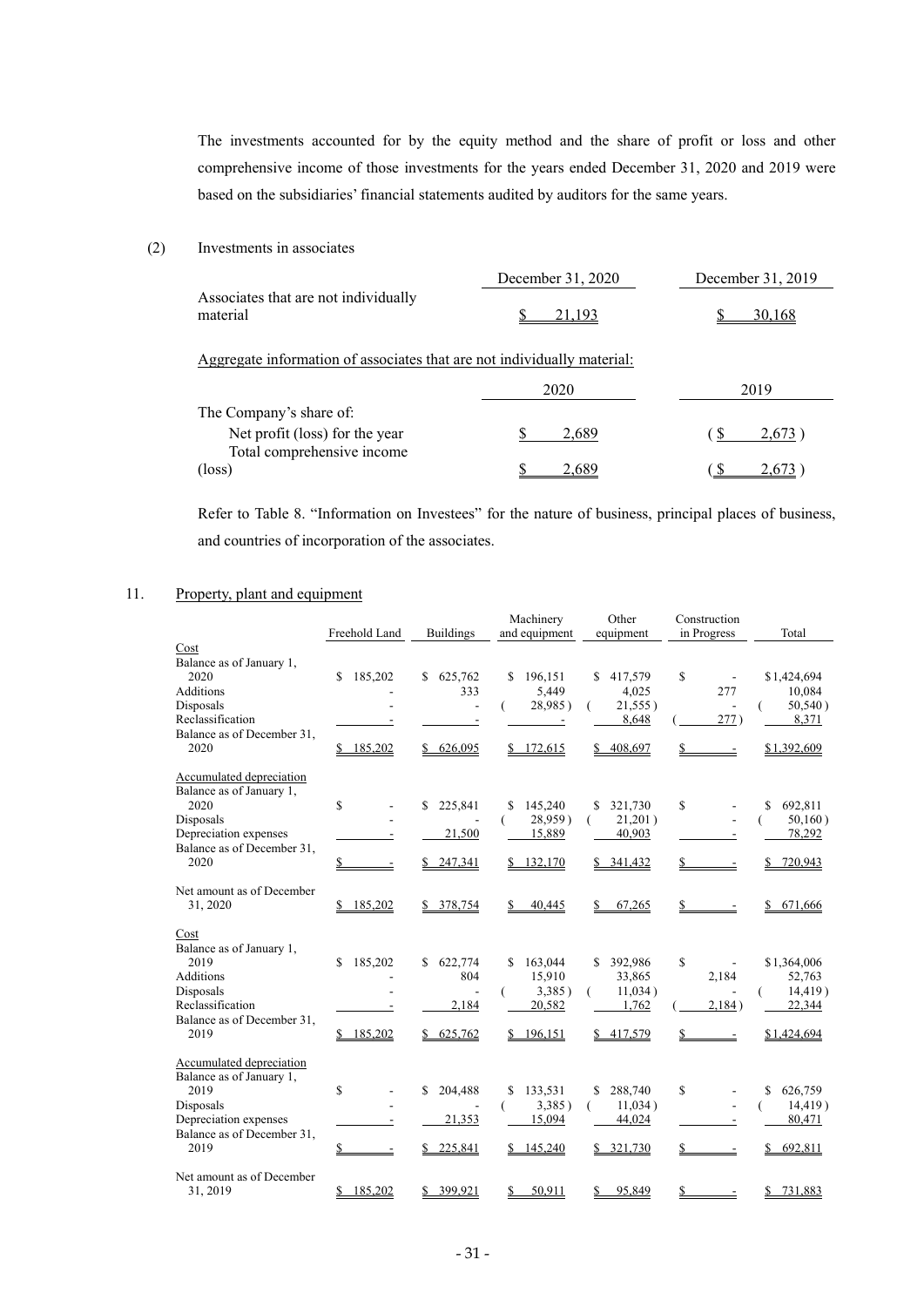The investments accounted for by the equity method and the share of profit or loss and other comprehensive income of those investments for the years ended December 31, 2020 and 2019 were based on the subsidiaries' financial statements audited by auditors for the same years.

(2) Investments in associates

| | December 31, 2020 | December 31, 2019 |
|---|---|---|
| Associates that are not individually material | $ 21,193 | $ 30,168 |

Aggregate information of associates that are not individually material:

| | 2020 | 2019 |
|---|---|---|
| The Company's share of: | | |
| Net profit (loss) for the year | $ 2,689 | ( $ 2,673 ) |
| Total comprehensive income (loss) | $ 2,689 | ( $ 2,673 ) |

Refer to Table 8. "Information on Investees" for the nature of business, principal places of business, and countries of incorporation of the associates.

## 11. Property, plant and equipment

| | Freehold Land | Buildings | Machinery and equipment | Other equipment | Construction in Progress | Total |
|---|---|---|---|---|---|---|
| Cost | | | | | | |
| Balance as of January 1, 2020 | $ 185,202 | $ 625,762 | $ 196,151 | $ 417,579 | $ - | $1,424,694 |
| Additions | - | 333 | 5,449 | 4,025 | 277 | 10,084 |
| Disposals | - | - | ( 28,985 ) | ( 21,555 ) | - | ( 50,540 ) |
| Reclassification | - | - | - | 8,648 | ( 277 ) | 8,371 |
| Balance as of December 31, 2020 | $ 185,202 | $ 626,095 | $ 172,615 | $ 408,697 | $ - | $1,392,609 |
| Accumulated depreciation | | | | | | |
| Balance as of January 1, 2020 | $ - | $ 225,841 | $ 145,240 | $ 321,730 | $ - | $ 692,811 |
| Disposals | - | - | ( 28,959 ) | ( 21,201 ) | - | ( 50,160 ) |
| Depreciation expenses | - | 21,500 | 15,889 | 40,903 | - | 78,292 |
| Balance as of December 31, 2020 | $ - | $ 247,341 | $ 132,170 | $ 341,432 | $ - | $ 720,943 |
| Net amount as of December 31, 2020 | $ 185,202 | $ 378,754 | $ 40,445 | $ 67,265 | $ - | $ 671,666 |
| Cost | | | | | | |
| Balance as of January 1, 2019 | $ 185,202 | $ 622,774 | $ 163,044 | $ 392,986 | $ - | $1,364,006 |
| Additions | - | 804 | 15,910 | 33,865 | 2,184 | 52,763 |
| Disposals | - | - | ( 3,385 ) | ( 11,034 ) | - | ( 14,419 ) |
| Reclassification | - | 2,184 | 20,582 | 1,762 | ( 2,184 ) | 22,344 |
| Balance as of December 31, 2019 | $ 185,202 | $ 625,762 | $ 196,151 | $ 417,579 | $ - | $1,424,694 |
| Accumulated depreciation | | | | | | |
| Balance as of January 1, 2019 | $ - | $ 204,488 | $ 133,531 | $ 288,740 | $ - | $ 626,759 |
| Disposals | - | - | ( 3,385 ) | ( 11,034 ) | - | ( 14,419 ) |
| Depreciation expenses | - | 21,353 | 15,094 | 44,024 | - | 80,471 |
| Balance as of December 31, 2019 | $ - | $ 225,841 | $ 145,240 | $ 321,730 | $ - | $ 692,811 |
| Net amount as of December 31, 2019 | $ 185,202 | $ 399,921 | $ 50,911 | $ 95,849 | $ - | $ 731,883 |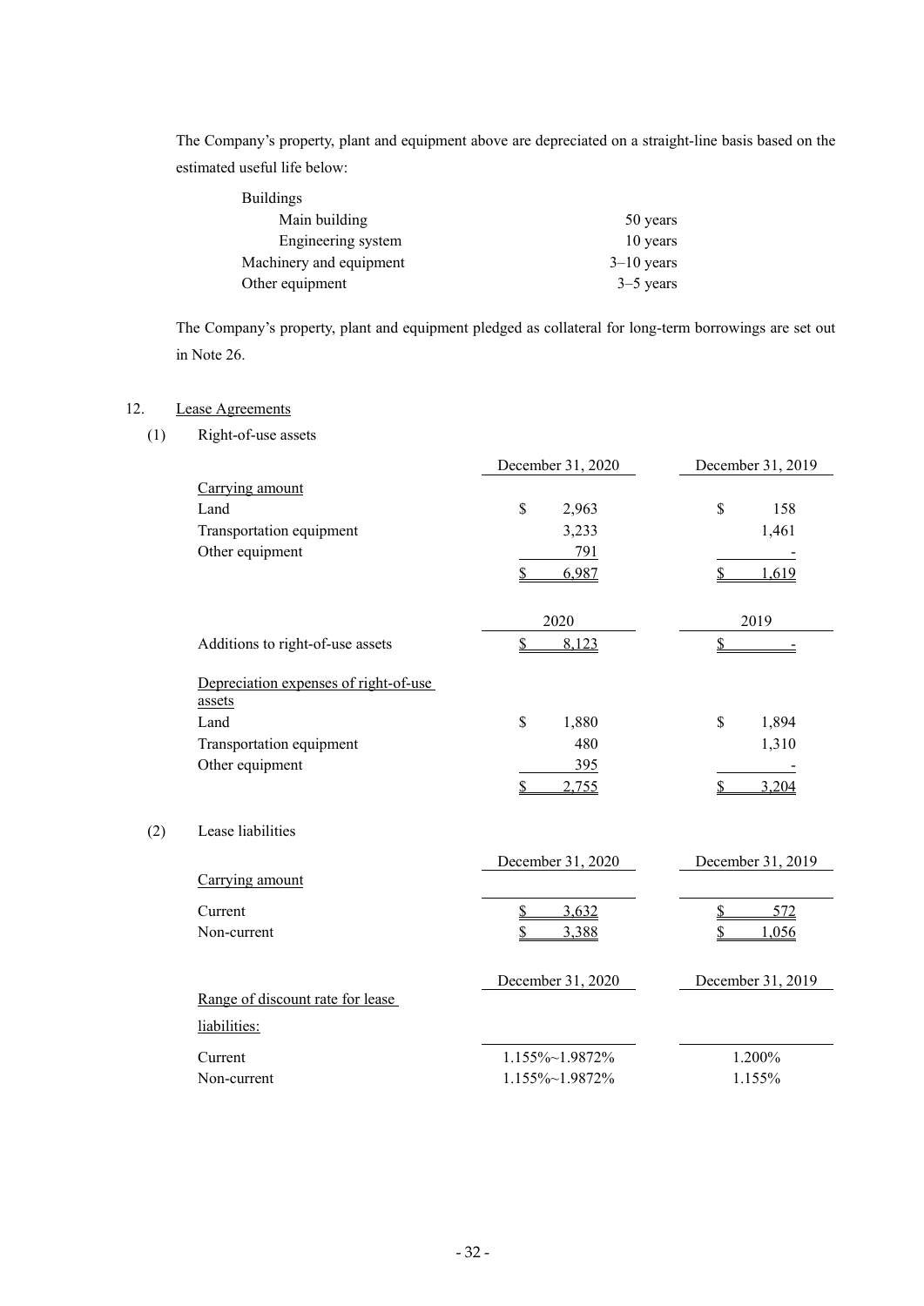The Company's property, plant and equipment above are depreciated on a straight-line basis based on the estimated useful life below:

| | |
|---|---|
| Buildings | |
| Main building | 50 years |
| Engineering system | 10 years |
| Machinery and equipment | 3–10 years |
| Other equipment | 3–5 years |

The Company's property, plant and equipment pledged as collateral for long-term borrowings are set out in Note 26.

12. Lease Agreements

(1) Right-of-use assets

| | December 31, 2020 | December 31, 2019 |
|---|---|---|
| Carrying amount | | |
| Land | $ 2,963 | $ 158 |
| Transportation equipment | 3,233 | 1,461 |
| Other equipment | 791 | - |
| | $ 6,987 | $ 1,619 |

| | 2020 | 2019 |
|---|---|---|
| Additions to right-of-use assets | $ 8,123 | $ - |
| Depreciation expenses of right-of-use assets | | |
| Land | $ 1,880 | $ 1,894 |
| Transportation equipment | 480 | 1,310 |
| Other equipment | 395 | - |
| | $ 2,755 | $ 3,204 |

(2) Lease liabilities

| | December 31, 2020 | December 31, 2019 |
|---|---|---|
| Carrying amount | | |
| Current | $ 3,632 | $ 572 |
| Non-current | $ 3,388 | $ 1,056 |

| | December 31, 2020 | December 31, 2019 |
|---|---|---|
| Range of discount rate for lease liabilities: | | |
| Current | 1.155%~1.9872% | 1.200% |
| Non-current | 1.155%~1.9872% | 1.155% |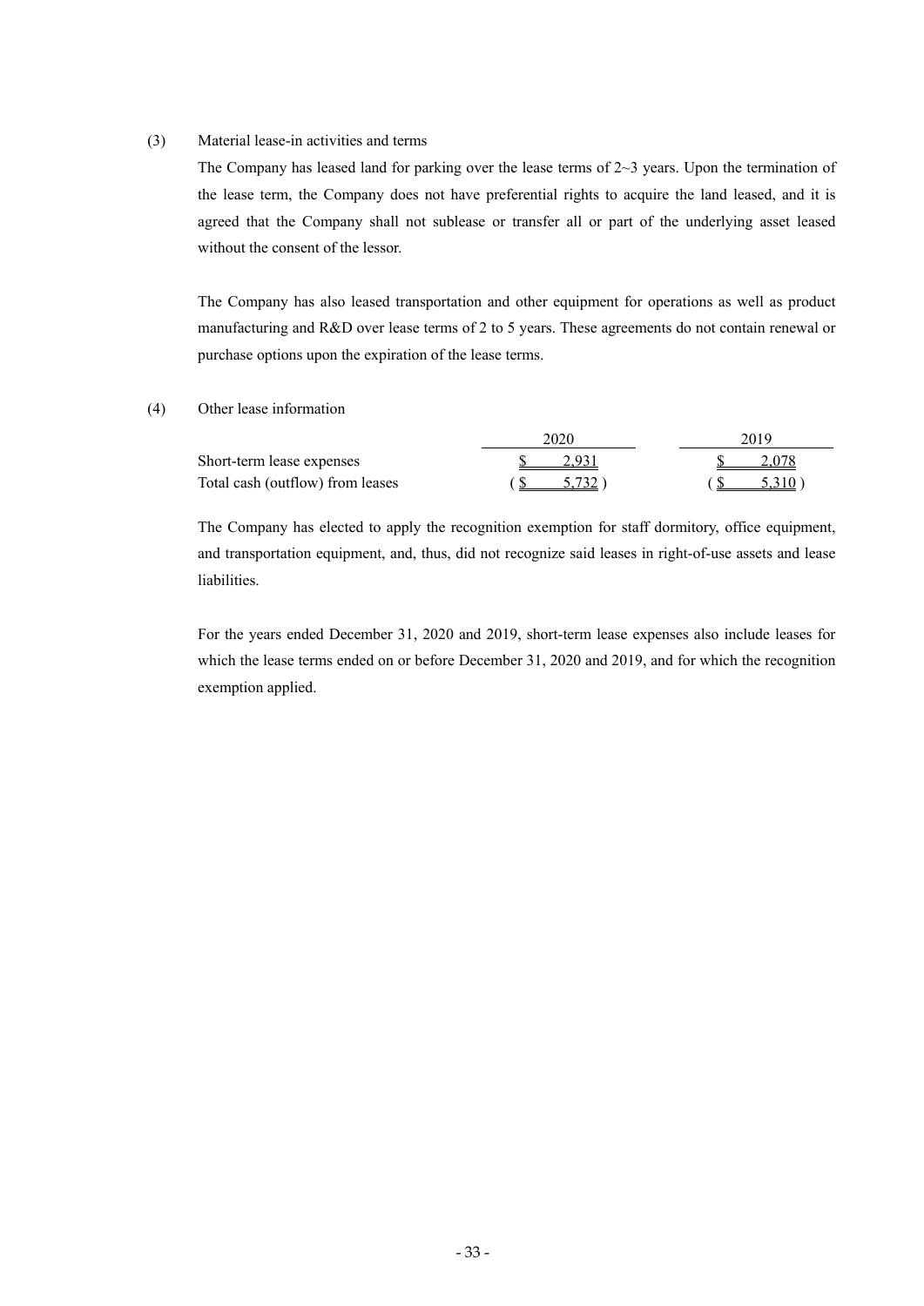(3) Material lease-in activities and terms

The Company has leased land for parking over the lease terms of 2~3 years. Upon the termination of the lease term, the Company does not have preferential rights to acquire the land leased, and it is agreed that the Company shall not sublease or transfer all or part of the underlying asset leased without the consent of the lessor.

The Company has also leased transportation and other equipment for operations as well as product manufacturing and R&D over lease terms of 2 to 5 years. These agreements do not contain renewal or purchase options upon the expiration of the lease terms.

(4) Other lease information

| | 2020 | 2019 |
|---|---|---|
| Short-term lease expenses | $ 2,931 | $ 2,078 |
| Total cash (outflow) from leases | ( $ 5,732 ) | ( $ 5,310 ) |

The Company has elected to apply the recognition exemption for staff dormitory, office equipment, and transportation equipment, and, thus, did not recognize said leases in right-of-use assets and lease liabilities.

For the years ended December 31, 2020 and 2019, short-term lease expenses also include leases for which the lease terms ended on or before December 31, 2020 and 2019, and for which the recognition exemption applied.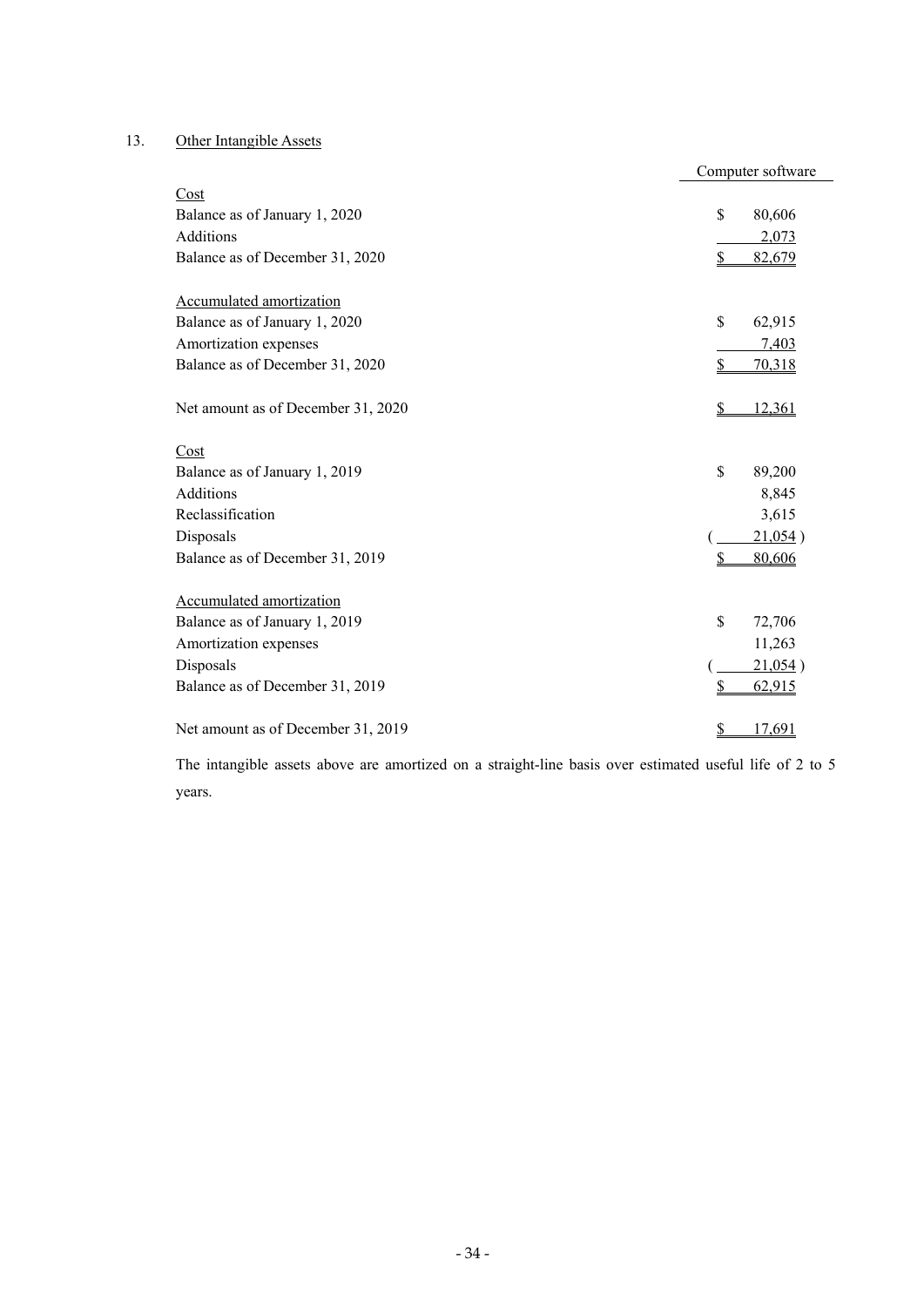## 13. Other Intangible Assets

| | Computer software |
|---|---|
| Cost | |
| Balance as of January 1, 2020 | $ 80,606 |
| Additions | 2,073 |
| Balance as of December 31, 2020 | $ 82,679 |
| | |
| Accumulated amortization | |
| Balance as of January 1, 2020 | $ 62,915 |
| Amortization expenses | 7,403 |
| Balance as of December 31, 2020 | $ 70,318 |
| | |
| Net amount as of December 31, 2020 | $ 12,361 |
| | |
| Cost | |
| Balance as of January 1, 2019 | $ 89,200 |
| Additions | 8,845 |
| Reclassification | 3,615 |
| Disposals | ( 21,054 ) |
| Balance as of December 31, 2019 | $ 80,606 |
| | |
| Accumulated amortization | |
| Balance as of January 1, 2019 | $ 72,706 |
| Amortization expenses | 11,263 |
| Disposals | ( 21,054 ) |
| Balance as of December 31, 2019 | $ 62,915 |
| | |
| Net amount as of December 31, 2019 | $ 17,691 |

The intangible assets above are amortized on a straight-line basis over estimated useful life of 2 to 5 years.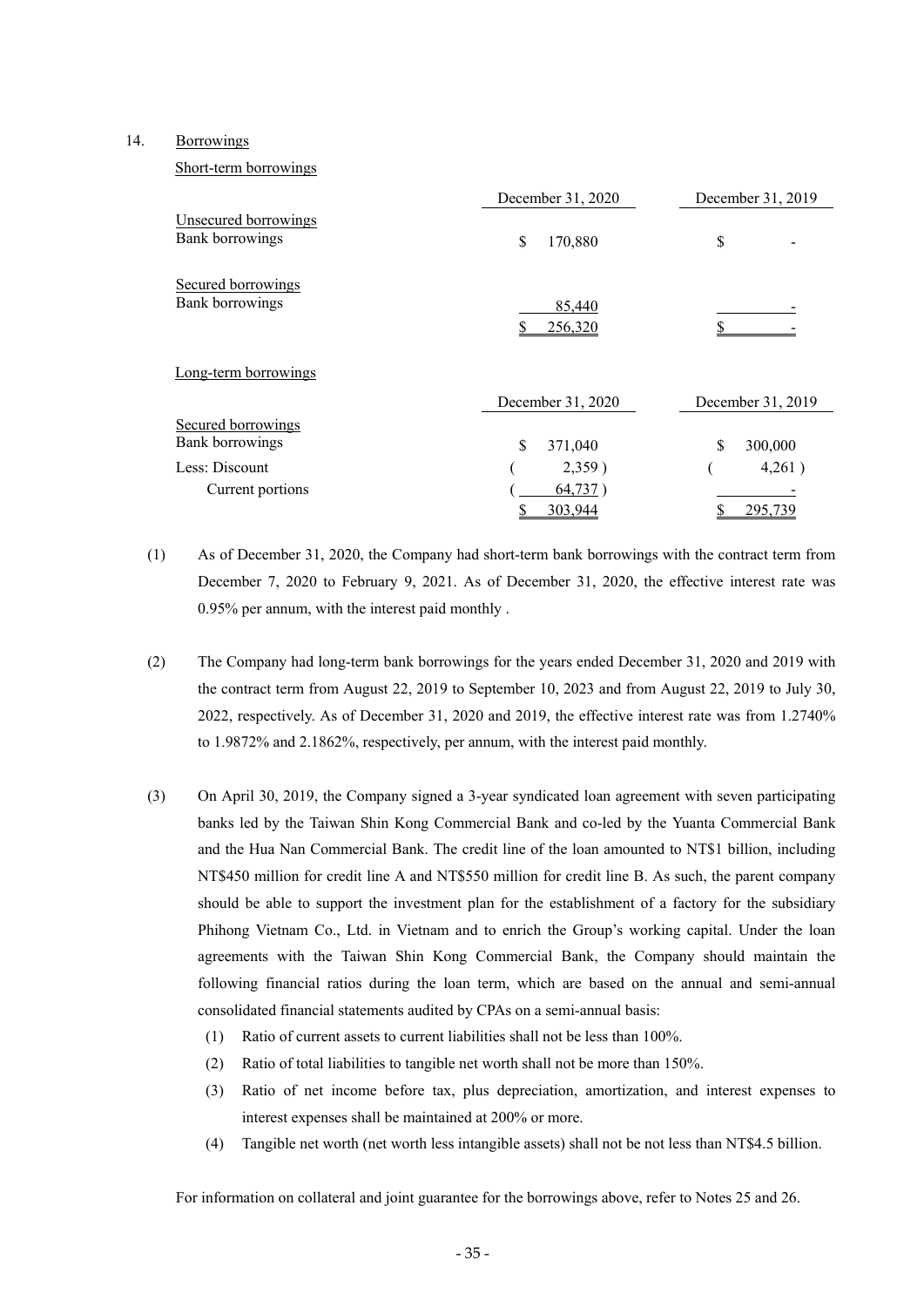14. Borrowings

Short-term borrowings

| | December 31, 2020 | December 31, 2019 |
|---|---|---|
| Unsecured borrowings | | |
| Bank borrowings | $ 170,880 | $ - |
| Secured borrowings | | |
| Bank borrowings | 85,440 | - |
| | $ 256,320 | $ - |

Long-term borrowings

| | December 31, 2020 | December 31, 2019 |
|---|---|---|
| Secured borrowings | | |
| Bank borrowings | $ 371,040 | $ 300,000 |
| Less: Discount | ( 2,359 ) | ( 4,261 ) |
| Current portions | ( 64,737 ) | - |
| | $ 303,944 | $ 295,739 |

(1) As of December 31, 2020, the Company had short-term bank borrowings with the contract term from December 7, 2020 to February 9, 2021. As of December 31, 2020, the effective interest rate was 0.95% per annum, with the interest paid monthly .

(2) The Company had long-term bank borrowings for the years ended December 31, 2020 and 2019 with the contract term from August 22, 2019 to September 10, 2023 and from August 22, 2019 to July 30, 2022, respectively. As of December 31, 2020 and 2019, the effective interest rate was from 1.2740% to 1.9872% and 2.1862%, respectively, per annum, with the interest paid monthly.

(3) On April 30, 2019, the Company signed a 3-year syndicated loan agreement with seven participating banks led by the Taiwan Shin Kong Commercial Bank and co-led by the Yuanta Commercial Bank and the Hua Nan Commercial Bank. The credit line of the loan amounted to NT$1 billion, including NT$450 million for credit line A and NT$550 million for credit line B. As such, the parent company should be able to support the investment plan for the establishment of a factory for the subsidiary Phihong Vietnam Co., Ltd. in Vietnam and to enrich the Group's working capital. Under the loan agreements with the Taiwan Shin Kong Commercial Bank, the Company should maintain the following financial ratios during the loan term, which are based on the annual and semi-annual consolidated financial statements audited by CPAs on a semi-annual basis:

   (1) Ratio of current assets to current liabilities shall not be less than 100%.
   
   (2) Ratio of total liabilities to tangible net worth shall not be more than 150%.
   
   (3) Ratio of net income before tax, plus depreciation, amortization, and interest expenses to interest expenses shall be maintained at 200% or more.
   
   (4) Tangible net worth (net worth less intangible assets) shall not be not less than NT$4.5 billion.

For information on collateral and joint guarantee for the borrowings above, refer to Notes 25 and 26.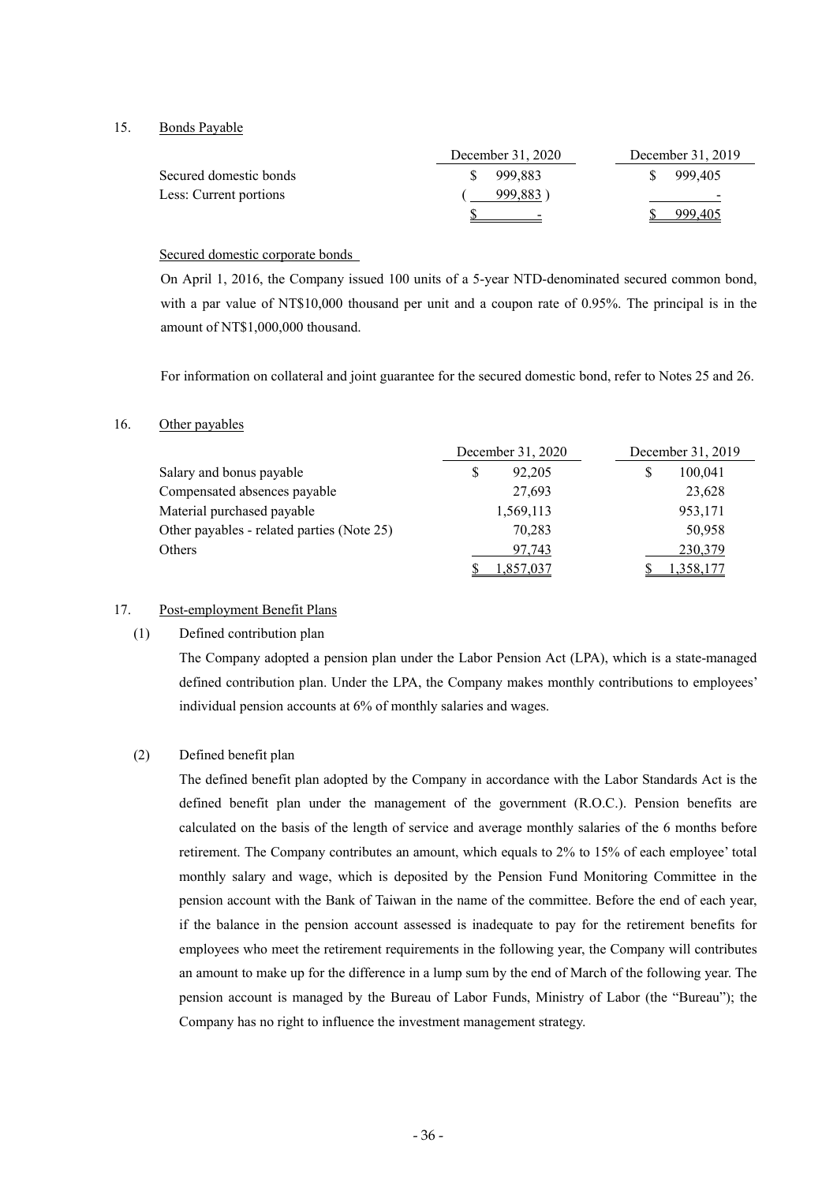## 15. Bonds Payable

| | December 31, 2020 | December 31, 2019 |
|---|---|---|
| Secured domestic bonds | $ 999,883 | $ 999,405 |
| Less: Current portions | ( 999,883 ) | - |
| | $ - | $ 999,405 |

### Secured domestic corporate bonds

On April 1, 2016, the Company issued 100 units of a 5-year NTD-denominated secured common bond, with a par value of NT$10,000 thousand per unit and a coupon rate of 0.95%. The principal is in the amount of NT$1,000,000 thousand.

For information on collateral and joint guarantee for the secured domestic bond, refer to Notes 25 and 26.

## 16. Other payables

| | December 31, 2020 | December 31, 2019 |
|---|---|---|
| Salary and bonus payable | $ 92,205 | $ 100,041 |
| Compensated absences payable | 27,693 | 23,628 |
| Material purchased payable | 1,569,113 | 953,171 |
| Other payables - related parties (Note 25) | 70,283 | 50,958 |
| Others | 97,743 | 230,379 |
| | $ 1,857,037 | $ 1,358,177 |

## 17. Post-employment Benefit Plans

### (1) Defined contribution plan

The Company adopted a pension plan under the Labor Pension Act (LPA), which is a state-managed defined contribution plan. Under the LPA, the Company makes monthly contributions to employees' individual pension accounts at 6% of monthly salaries and wages.

### (2) Defined benefit plan

The defined benefit plan adopted by the Company in accordance with the Labor Standards Act is the defined benefit plan under the management of the government (R.O.C.). Pension benefits are calculated on the basis of the length of service and average monthly salaries of the 6 months before retirement. The Company contributes an amount, which equals to 2% to 15% of each employee' total monthly salary and wage, which is deposited by the Pension Fund Monitoring Committee in the pension account with the Bank of Taiwan in the name of the committee. Before the end of each year, if the balance in the pension account assessed is inadequate to pay for the retirement benefits for employees who meet the retirement requirements in the following year, the Company will contributes an amount to make up for the difference in a lump sum by the end of March of the following year. The pension account is managed by the Bureau of Labor Funds, Ministry of Labor (the "Bureau"); the Company has no right to influence the investment management strategy.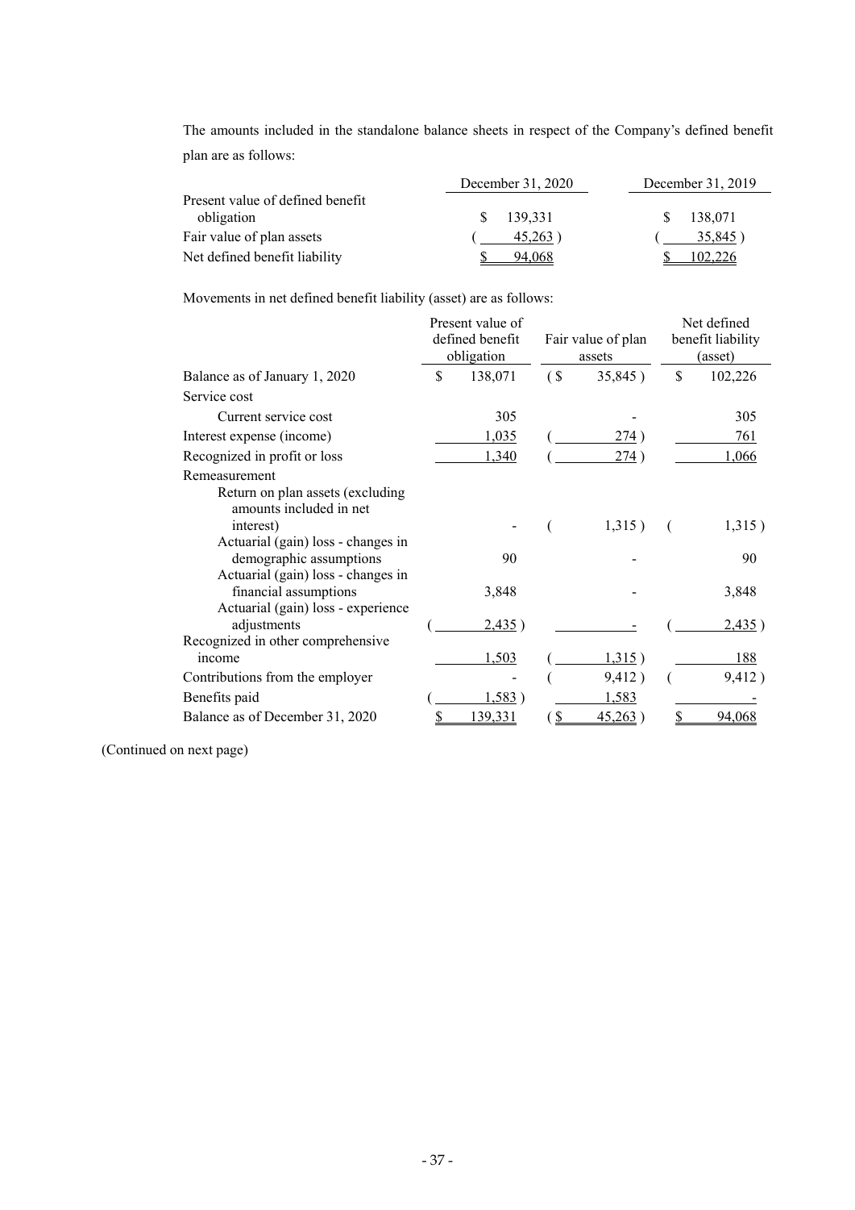The amounts included in the standalone balance sheets in respect of the Company's defined benefit plan are as follows:

| | December 31, 2020 | December 31, 2019 |
|---|---|---|
| Present value of defined benefit obligation | $ 139,331 | $ 138,071 |
| Fair value of plan assets | ( 45,263 ) | ( 35,845 ) |
| Net defined benefit liability | $ 94,068 | $ 102,226 |

Movements in net defined benefit liability (asset) are as follows:

| | Present value of defined benefit obligation | Fair value of plan assets | Net defined benefit liability (asset) |
|---|---|---|---|
| Balance as of January 1, 2020 | $ 138,071 | ( $ 35,845 ) | $ 102,226 |
| Service cost | | | |
| Current service cost | 305 | - | 305 |
| Interest expense (income) | 1,035 | ( 274 ) | 761 |
| Recognized in profit or loss | 1,340 | ( 274 ) | 1,066 |
| Remeasurement | | | |
| Return on plan assets (excluding amounts included in net interest) | - | ( 1,315 ) | ( 1,315 ) |
| Actuarial (gain) loss - changes in demographic assumptions | 90 | - | 90 |
| Actuarial (gain) loss - changes in financial assumptions | 3,848 | - | 3,848 |
| Actuarial (gain) loss - experience adjustments | ( 2,435 ) | - | ( 2,435 ) |
| Recognized in other comprehensive income | 1,503 | ( 1,315 ) | 188 |
| Contributions from the employer | - | ( 9,412 ) | ( 9,412 ) |
| Benefits paid | ( 1,583 ) | 1,583 | - |
| Balance as of December 31, 2020 | $ 139,331 | ( $ 45,263 ) | $ 94,068 |

(Continued on next page)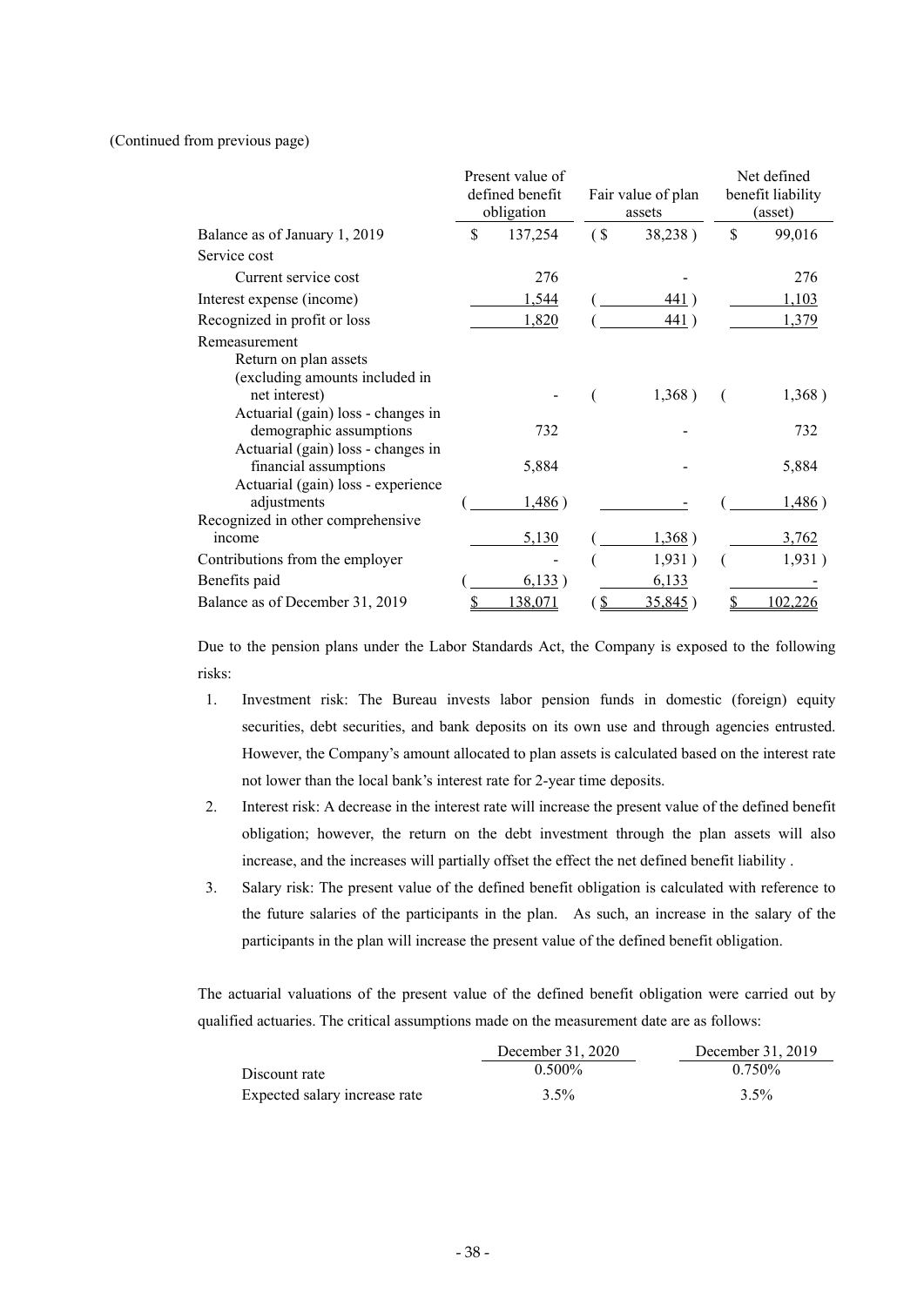(Continued from previous page)

| | Present value of defined benefit obligation | Fair value of plan assets | Net defined benefit liability (asset) |
|---|---|---|---|
| Balance as of January 1, 2019 | $ 137,254 | ( $ 38,238 ) | $ 99,016 |
| Service cost | | | |
| Current service cost | 276 | - | 276 |
| Interest expense (income) | 1,544 | ( 441 ) | 1,103 |
| Recognized in profit or loss | 1,820 | ( 441 ) | 1,379 |
| Remeasurement | | | |
| Return on plan assets (excluding amounts included in net interest) | - | ( 1,368 ) | ( 1,368 ) |
| Actuarial (gain) loss - changes in demographic assumptions | 732 | - | 732 |
| Actuarial (gain) loss - changes in financial assumptions | 5,884 | - | 5,884 |
| Actuarial (gain) loss - experience adjustments | ( 1,486 ) | - | ( 1,486 ) |
| Recognized in other comprehensive income | 5,130 | ( 1,368 ) | 3,762 |
| Contributions from the employer | - | ( 1,931 ) | ( 1,931 ) |
| Benefits paid | ( 6,133 ) | 6,133 | - |
| Balance as of December 31, 2019 | $ 138,071 | ( $ 35,845 ) | $ 102,226 |

Due to the pension plans under the Labor Standards Act, the Company is exposed to the following risks:

1. Investment risk: The Bureau invests labor pension funds in domestic (foreign) equity securities, debt securities, and bank deposits on its own use and through agencies entrusted. However, the Company's amount allocated to plan assets is calculated based on the interest rate not lower than the local bank's interest rate for 2-year time deposits.
2. Interest risk: A decrease in the interest rate will increase the present value of the defined benefit obligation; however, the return on the debt investment through the plan assets will also increase, and the increases will partially offset the effect the net defined benefit liability .
3. Salary risk: The present value of the defined benefit obligation is calculated with reference to the future salaries of the participants in the plan. As such, an increase in the salary of the participants in the plan will increase the present value of the defined benefit obligation.

The actuarial valuations of the present value of the defined benefit obligation were carried out by qualified actuaries. The critical assumptions made on the measurement date are as follows:

| | December 31, 2020 | December 31, 2019 |
|---|---|---|
| Discount rate | 0.500% | 0.750% |
| Expected salary increase rate | 3.5% | 3.5% |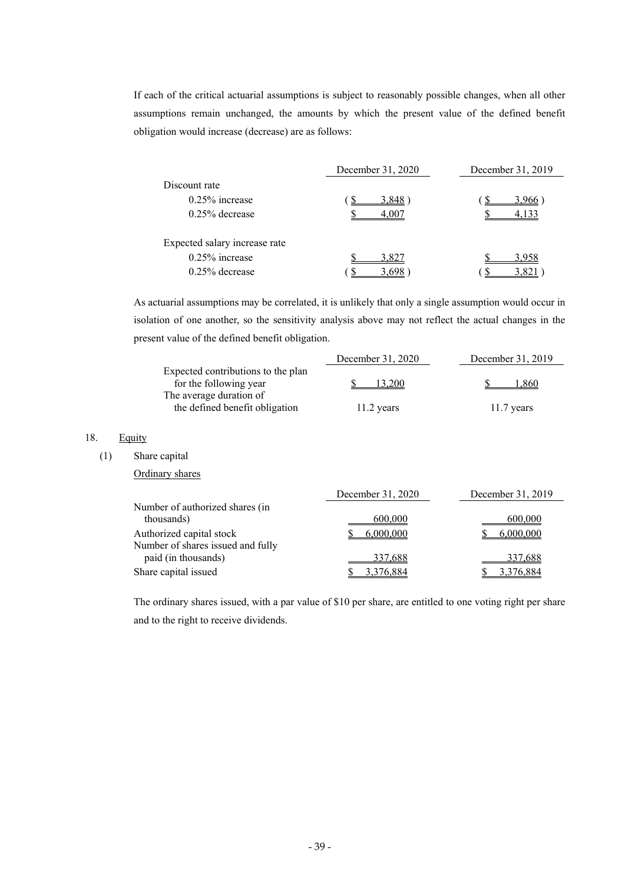If each of the critical actuarial assumptions is subject to reasonably possible changes, when all other assumptions remain unchanged, the amounts by which the present value of the defined benefit obligation would increase (decrease) are as follows:

| | December 31, 2020 | December 31, 2019 |
|---|---|---|
| Discount rate | | |
| 0.25% increase | ( $ 3,848 ) | ( $ 3,966 ) |
| 0.25% decrease | $ 4,007 | $ 4,133 |
| Expected salary increase rate | | |
| 0.25% increase | $ 3,827 | $ 3,958 |
| 0.25% decrease | ( $ 3,698 ) | ( $ 3,821 ) |

As actuarial assumptions may be correlated, it is unlikely that only a single assumption would occur in isolation of one another, so the sensitivity analysis above may not reflect the actual changes in the present value of the defined benefit obligation.

| | December 31, 2020 | December 31, 2019 |
|---|---|---|
| Expected contributions to the plan for the following year | $ 13,200 | $ 1,860 |
| The average duration of the defined benefit obligation | 11.2 years | 11.7 years |

18. Equity

(1) Share capital

Ordinary shares

| | December 31, 2020 | December 31, 2019 |
|---|---|---|
| Number of authorized shares (in thousands) | 600,000 | 600,000 |
| Authorized capital stock | $ 6,000,000 | $ 6,000,000 |
| Number of shares issued and fully paid (in thousands) | 337,688 | 337,688 |
| Share capital issued | $ 3,376,884 | $ 3,376,884 |

The ordinary shares issued, with a par value of $10 per share, are entitled to one voting right per share and to the right to receive dividends.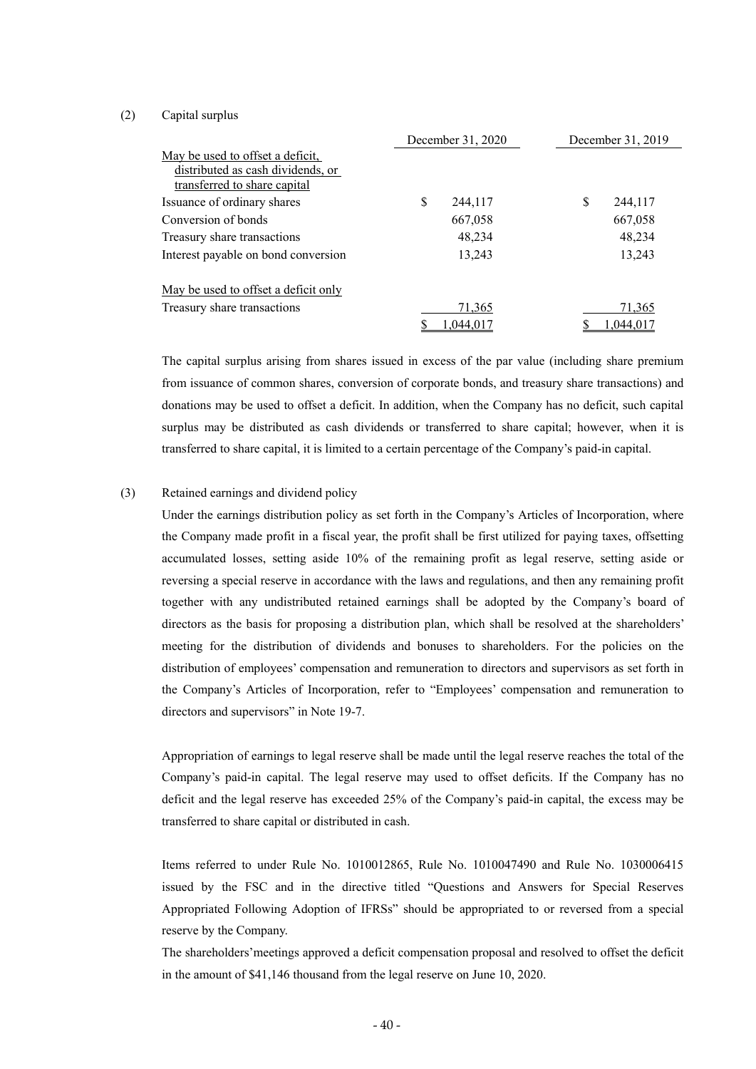(2) Capital surplus

| | December 31, 2020 | December 31, 2019 |
|---|---|---|
| May be used to offset a deficit, distributed as cash dividends, or transferred to share capital | | |
| Issuance of ordinary shares | $ 244,117 | $ 244,117 |
| Conversion of bonds | 667,058 | 667,058 |
| Treasury share transactions | 48,234 | 48,234 |
| Interest payable on bond conversion | 13,243 | 13,243 |
| | | |
| May be used to offset a deficit only | | |
| Treasury share transactions | 71,365 | 71,365 |
| | $ 1,044,017 | $ 1,044,017 |

The capital surplus arising from shares issued in excess of the par value (including share premium from issuance of common shares, conversion of corporate bonds, and treasury share transactions) and donations may be used to offset a deficit. In addition, when the Company has no deficit, such capital surplus may be distributed as cash dividends or transferred to share capital; however, when it is transferred to share capital, it is limited to a certain percentage of the Company's paid-in capital.

(3) Retained earnings and dividend policy

Under the earnings distribution policy as set forth in the Company's Articles of Incorporation, where the Company made profit in a fiscal year, the profit shall be first utilized for paying taxes, offsetting accumulated losses, setting aside 10% of the remaining profit as legal reserve, setting aside or reversing a special reserve in accordance with the laws and regulations, and then any remaining profit together with any undistributed retained earnings shall be adopted by the Company's board of directors as the basis for proposing a distribution plan, which shall be resolved at the shareholders' meeting for the distribution of dividends and bonuses to shareholders. For the policies on the distribution of employees' compensation and remuneration to directors and supervisors as set forth in the Company's Articles of Incorporation, refer to "Employees' compensation and remuneration to directors and supervisors" in Note 19-7.

Appropriation of earnings to legal reserve shall be made until the legal reserve reaches the total of the Company's paid-in capital. The legal reserve may used to offset deficits. If the Company has no deficit and the legal reserve has exceeded 25% of the Company's paid-in capital, the excess may be transferred to share capital or distributed in cash.

Items referred to under Rule No. 1010012865, Rule No. 1010047490 and Rule No. 1030006415 issued by the FSC and in the directive titled "Questions and Answers for Special Reserves Appropriated Following Adoption of IFRSs" should be appropriated to or reversed from a special reserve by the Company.

The shareholders'meetings approved a deficit compensation proposal and resolved to offset the deficit in the amount of $41,146 thousand from the legal reserve on June 10, 2020.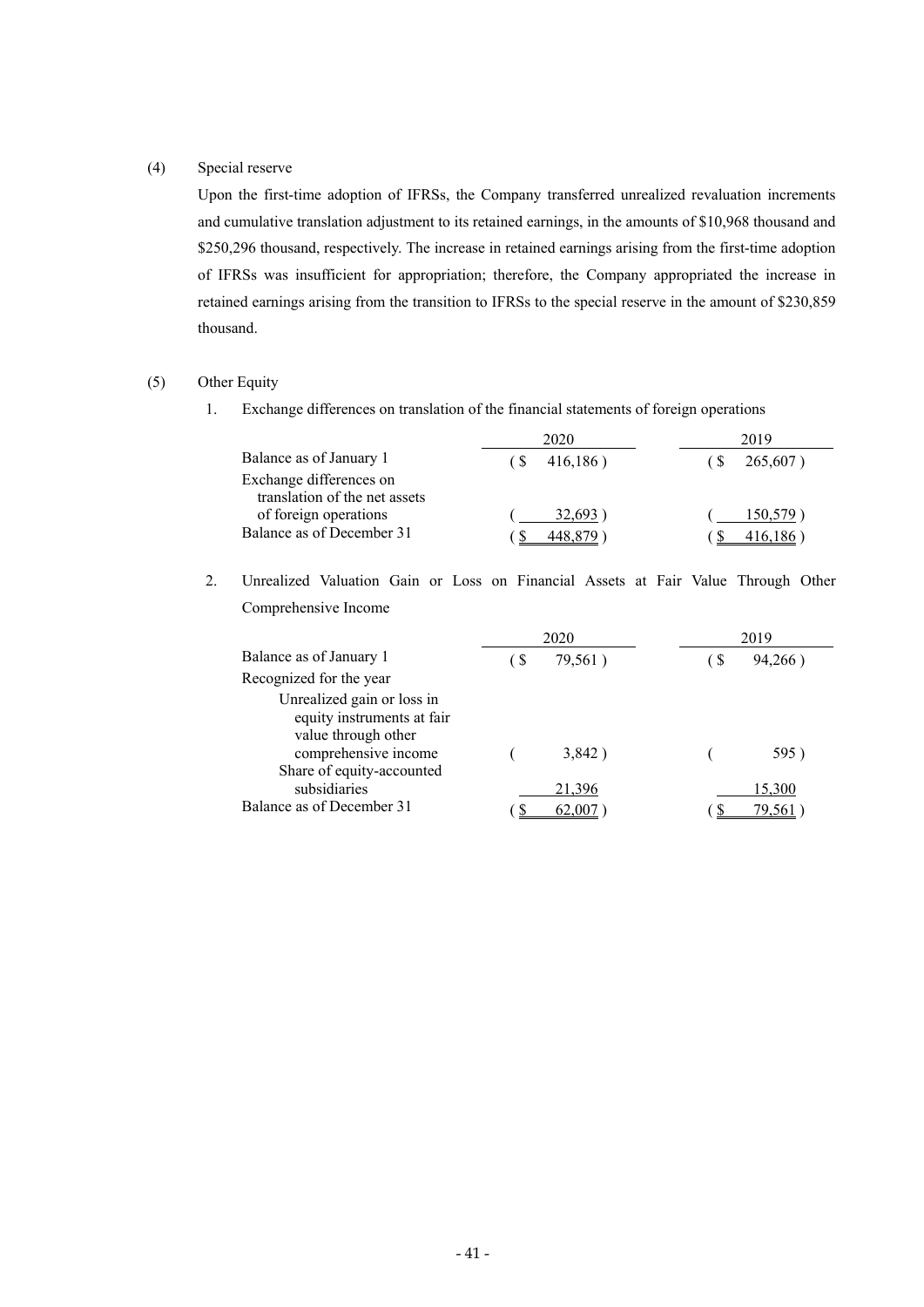(4) Special reserve

Upon the first-time adoption of IFRSs, the Company transferred unrealized revaluation increments and cumulative translation adjustment to its retained earnings, in the amounts of $10,968 thousand and $250,296 thousand, respectively. The increase in retained earnings arising from the first-time adoption of IFRSs was insufficient for appropriation; therefore, the Company appropriated the increase in retained earnings arising from the transition to IFRSs to the special reserve in the amount of $230,859 thousand.

(5) Other Equity

1. Exchange differences on translation of the financial statements of foreign operations

| | 2020 | 2019 |
|---|---|---|
| Balance as of January 1 | ( $ 416,186 ) | ( $ 265,607 ) |
| Exchange differences on translation of the net assets of foreign operations | ( 32,693 ) | ( 150,579 ) |
| Balance as of December 31 | ( $ 448,879 ) | ( $ 416,186 ) |

2. Unrealized Valuation Gain or Loss on Financial Assets at Fair Value Through Other Comprehensive Income

| | 2020 | 2019 |
|---|---|---|
| Balance as of January 1 | ( $ 79,561 ) | ( $ 94,266 ) |
| Recognized for the year | | |
| Unrealized gain or loss in equity instruments at fair value through other comprehensive income | ( 3,842 ) | ( 595 ) |
| Share of equity-accounted subsidiaries | 21,396 | 15,300 |
| Balance as of December 31 | ( $ 62,007 ) | ( $ 79,561 ) |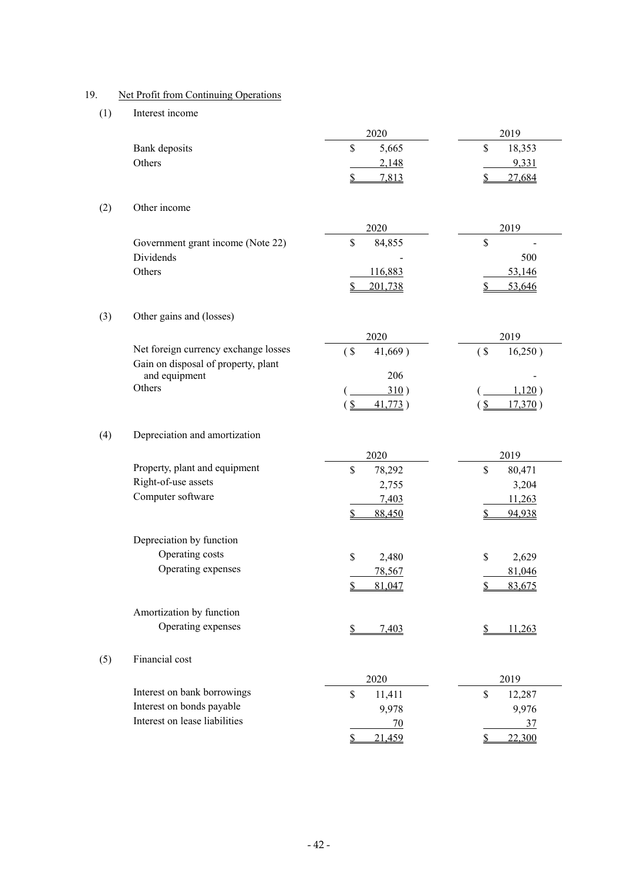## 19. Net Profit from Continuing Operations

### (1) Interest income

| | 2020 | 2019 |
|---|---|---|
| Bank deposits | $ 5,665 | $ 18,353 |
| Others | 2,148 | 9,331 |
| | $ 7,813 | $ 27,684 |

### (2) Other income

| | 2020 | 2019 |
|---|---|---|
| Government grant income (Note 22) | $ 84,855 | $ - |
| Dividends | - | 500 |
| Others | 116,883 | 53,146 |
| | $ 201,738 | $ 53,646 |

### (3) Other gains and (losses)

| | 2020 | 2019 |
|---|---|---|
| Net foreign currency exchange losses | ( $ 41,669 ) | ( $ 16,250 ) |
| Gain on disposal of property, plant and equipment | 206 | - |
| Others | ( 310 ) | ( 1,120 ) |
| | ( $ 41,773 ) | ( $ 17,370 ) |

### (4) Depreciation and amortization

| | 2020 | 2019 |
|---|---|---|
| Property, plant and equipment | $ 78,292 | $ 80,471 |
| Right-of-use assets | 2,755 | 3,204 |
| Computer software | 7,403 | 11,263 |
| | $ 88,450 | $ 94,938 |
| Depreciation by function | | |
| Operating costs | $ 2,480 | $ 2,629 |
| Operating expenses | 78,567 | 81,046 |
| | $ 81,047 | $ 83,675 |
| Amortization by function | | |
| Operating expenses | $ 7,403 | $ 11,263 |

### (5) Financial cost

| | 2020 | 2019 |
|---|---|---|
| Interest on bank borrowings | $ 11,411 | $ 12,287 |
| Interest on bonds payable | 9,978 | 9,976 |
| Interest on lease liabilities | 70 | 37 |
| | $ 21,459 | $ 22,300 |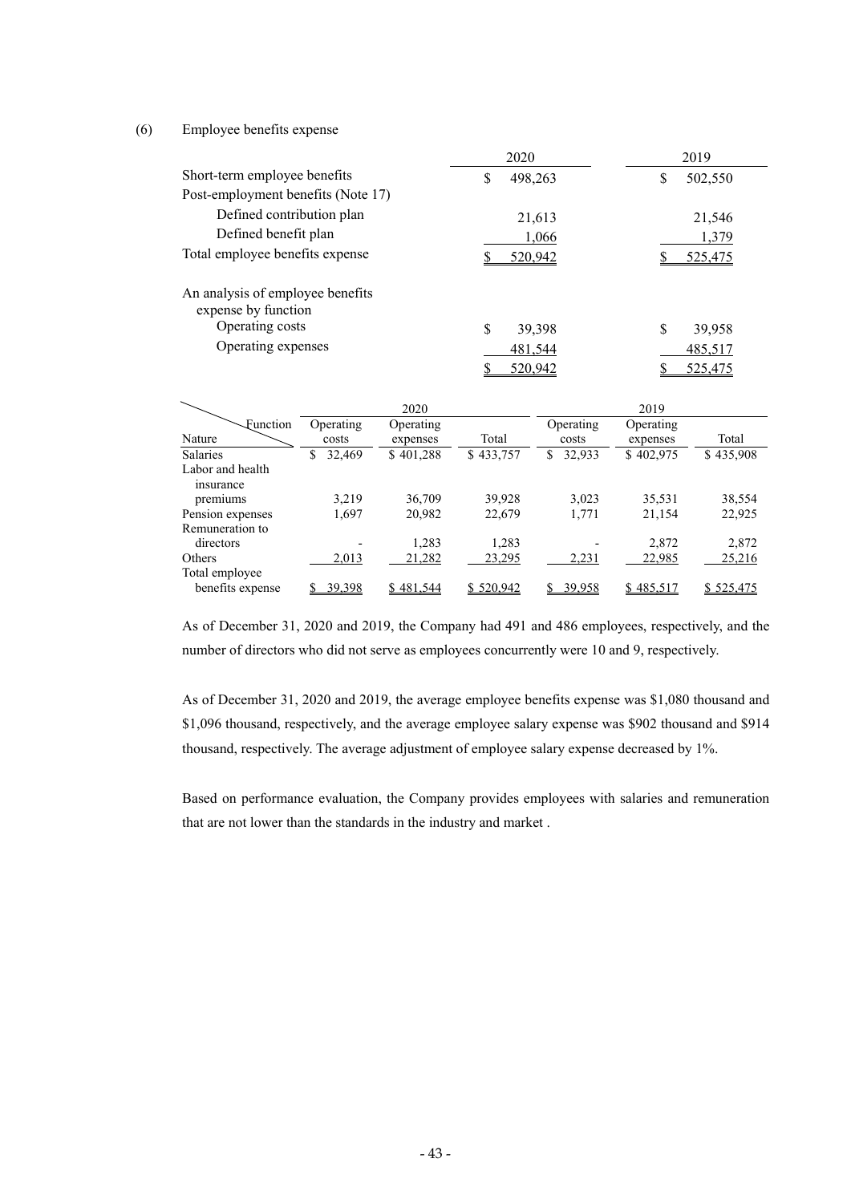(6) Employee benefits expense

| | 2020 | 2019 |
|---|---|---|
| Short-term employee benefits | $ 498,263 | $ 502,550 |
| Post-employment benefits (Note 17) | | |
| Defined contribution plan | 21,613 | 21,546 |
| Defined benefit plan | 1,066 | 1,379 |
| Total employee benefits expense | $ 520,942 | $ 525,475 |
| | | |
| An analysis of employee benefits expense by function | | |
| Operating costs | $ 39,398 | $ 39,958 |
| Operating expenses | 481,544 | 485,517 |
| | $ 520,942 | $ 525,475 |

| Function / Nature | 2020 Operating costs | 2020 Operating expenses | 2020 Total | 2019 Operating costs | 2019 Operating expenses | 2019 Total |
|---|---|---|---|---|---|---|
| Salaries | $ 32,469 | $ 401,288 | $ 433,757 | $ 32,933 | $ 402,975 | $ 435,908 |
| Labor and health insurance premiums | 3,219 | 36,709 | 39,928 | 3,023 | 35,531 | 38,554 |
| Pension expenses | 1,697 | 20,982 | 22,679 | 1,771 | 21,154 | 22,925 |
| Remuneration to directors | - | 1,283 | 1,283 | - | 2,872 | 2,872 |
| Others | 2,013 | 21,282 | 23,295 | 2,231 | 22,985 | 25,216 |
| Total employee benefits expense | $ 39,398 | $ 481,544 | $ 520,942 | $ 39,958 | $ 485,517 | $ 525,475 |

As of December 31, 2020 and 2019, the Company had 491 and 486 employees, respectively, and the number of directors who did not serve as employees concurrently were 10 and 9, respectively.

As of December 31, 2020 and 2019, the average employee benefits expense was $1,080 thousand and $1,096 thousand, respectively, and the average employee salary expense was $902 thousand and $914 thousand, respectively. The average adjustment of employee salary expense decreased by 1%.

Based on performance evaluation, the Company provides employees with salaries and remuneration that are not lower than the standards in the industry and market .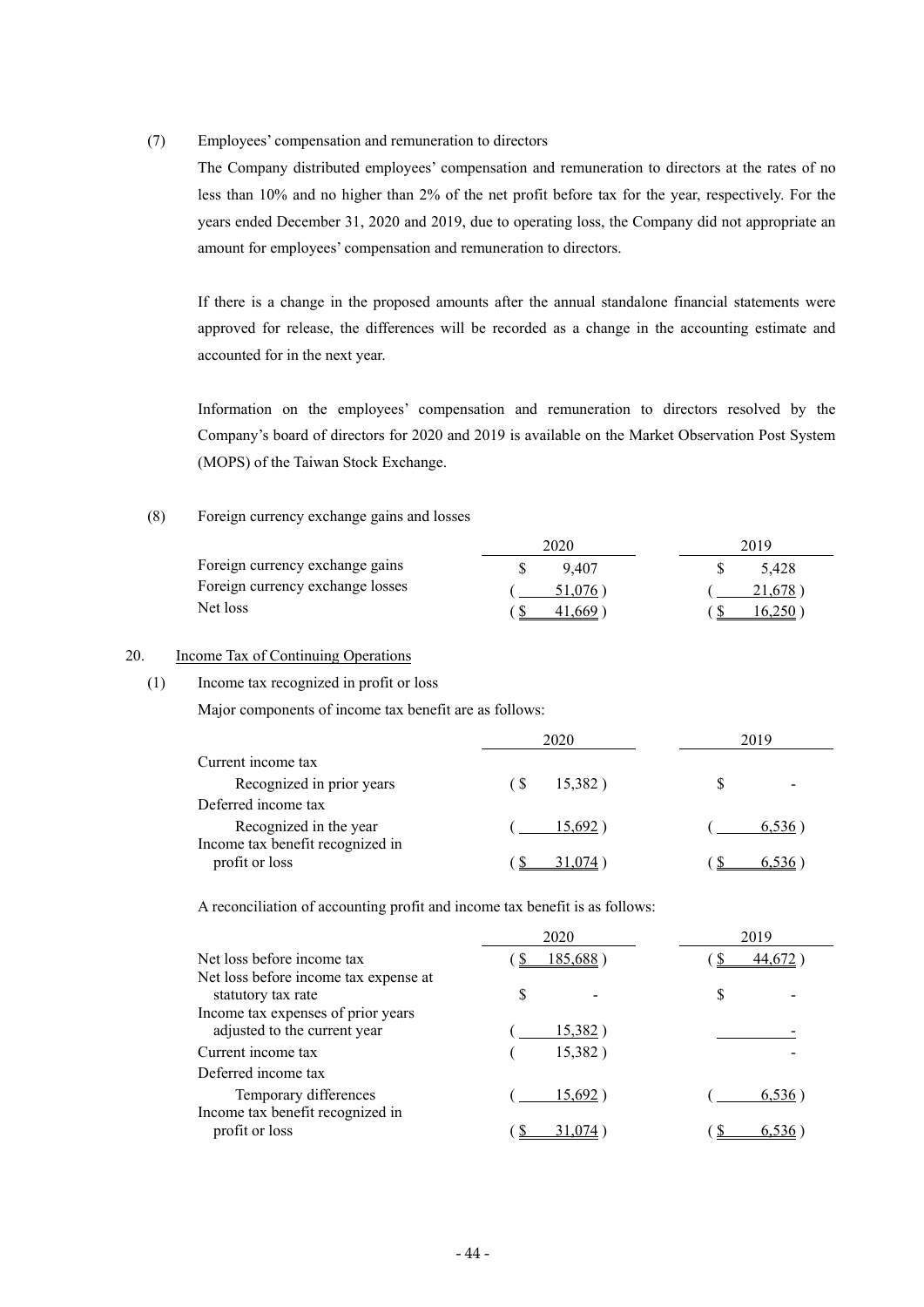(7) Employees' compensation and remuneration to directors

The Company distributed employees' compensation and remuneration to directors at the rates of no less than 10% and no higher than 2% of the net profit before tax for the year, respectively. For the years ended December 31, 2020 and 2019, due to operating loss, the Company did not appropriate an amount for employees' compensation and remuneration to directors.

If there is a change in the proposed amounts after the annual standalone financial statements were approved for release, the differences will be recorded as a change in the accounting estimate and accounted for in the next year.

Information on the employees' compensation and remuneration to directors resolved by the Company's board of directors for 2020 and 2019 is available on the Market Observation Post System (MOPS) of the Taiwan Stock Exchange.

(8) Foreign currency exchange gains and losses

| | 2020 | 2019 |
|---|---|---|
| Foreign currency exchange gains | $ 9,407 | $ 5,428 |
| Foreign currency exchange losses | ( 51,076 ) | ( 21,678 ) |
| Net loss | ( $ 41,669 ) | ( $ 16,250 ) |

20. Income Tax of Continuing Operations

(1) Income tax recognized in profit or loss

Major components of income tax benefit are as follows:

| | 2020 | 2019 |
|---|---|---|
| Current income tax | | |
| Recognized in prior years | ( $ 15,382 ) | $ - |
| Deferred income tax | | |
| Recognized in the year | ( 15,692 ) | ( 6,536 ) |
| Income tax benefit recognized in profit or loss | ( $ 31,074 ) | ( $ 6,536 ) |

A reconciliation of accounting profit and income tax benefit is as follows:

| | 2020 | 2019 |
|---|---|---|
| Net loss before income tax | ( $ 185,688 ) | ( $ 44,672 ) |
| Net loss before income tax expense at statutory tax rate | $ - | $ - |
| Income tax expenses of prior years adjusted to the current year | ( 15,382 ) | - |
| Current income tax | ( 15,382 ) | - |
| Deferred income tax | | |
| Temporary differences | ( 15,692 ) | ( 6,536 ) |
| Income tax benefit recognized in profit or loss | ( $ 31,074 ) | ( $ 6,536 ) |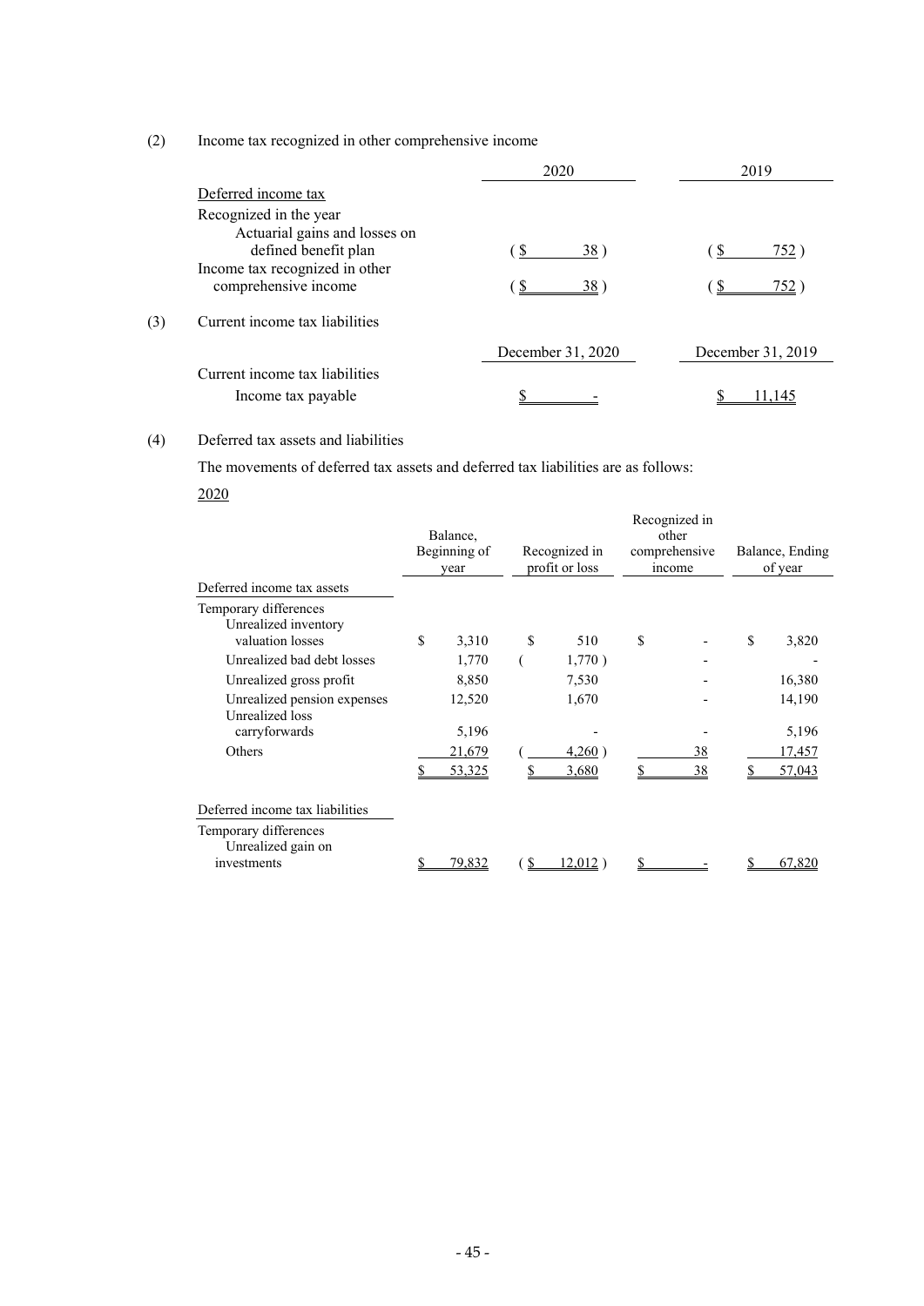(2) Income tax recognized in other comprehensive income

| | 2020 | 2019 |
|---|---|---|
| Deferred income tax | | |
| Recognized in the year | | |
| Actuarial gains and losses on defined benefit plan | ( $ 38 ) | ( $ 752 ) |
| Income tax recognized in other comprehensive income | ( $ 38 ) | ( $ 752 ) |

(3) Current income tax liabilities

| | December 31, 2020 | December 31, 2019 |
|---|---|---|
| Current income tax liabilities | | |
| Income tax payable | $ - | $ 11,145 |

(4) Deferred tax assets and liabilities

The movements of deferred tax assets and deferred tax liabilities are as follows:

2020

| | Balance, Beginning of year | Recognized in profit or loss | Recognized in other comprehensive income | Balance, Ending of year |
|---|---|---|---|---|
| Deferred income tax assets | | | | |
| Temporary differences | | | | |
| Unrealized inventory valuation losses | $ 3,310 | $ 510 | $ - | $ 3,820 |
| Unrealized bad debt losses | 1,770 | ( 1,770 ) | - | - |
| Unrealized gross profit | 8,850 | 7,530 | - | 16,380 |
| Unrealized pension expenses | 12,520 | 1,670 | - | 14,190 |
| Unrealized loss carryforwards | 5,196 | - | - | 5,196 |
| Others | 21,679 | ( 4,260 ) | 38 | 17,457 |
| | $ 53,325 | $ 3,680 | $ 38 | $ 57,043 |
| Deferred income tax liabilities | | | | |
| Temporary differences | | | | |
| Unrealized gain on investments | $ 79,832 | ( $ 12,012 ) | $ - | $ 67,820 |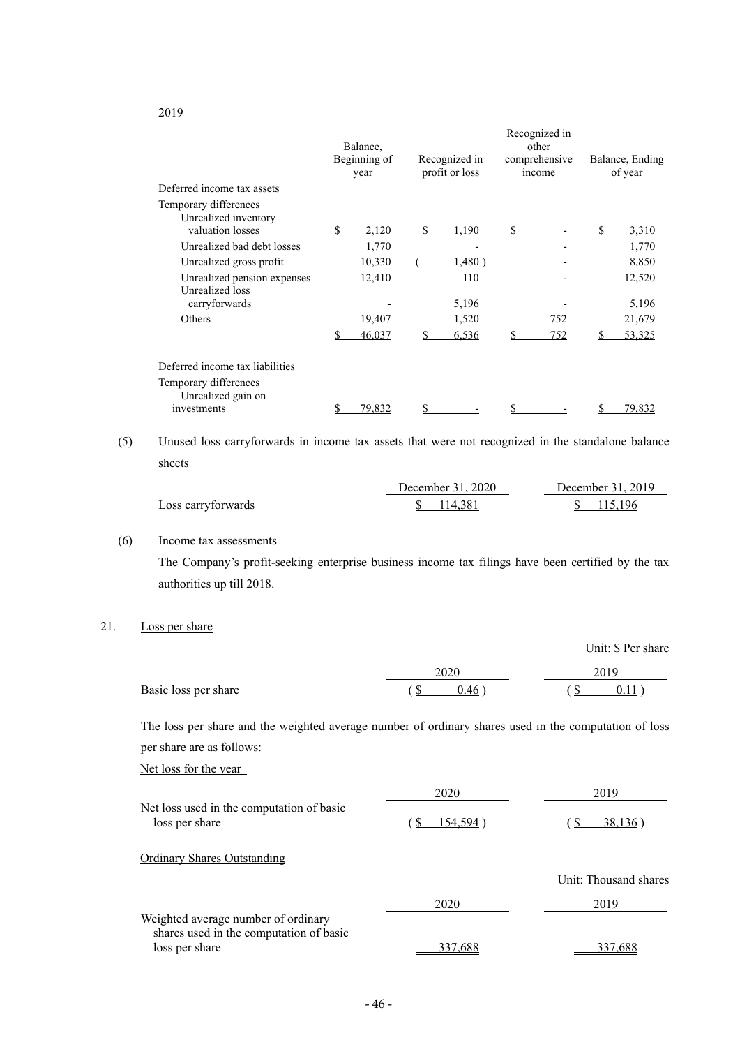2019

| | Balance, Beginning of year | Recognized in profit or loss | Recognized in other comprehensive income | Balance, Ending of year |
|---|---|---|---|---|
| Deferred income tax assets | | | | |
| Temporary differences | | | | |
| Unrealized inventory valuation losses | $ 2,120 | $ 1,190 | $ - | $ 3,310 |
| Unrealized bad debt losses | 1,770 | - | - | 1,770 |
| Unrealized gross profit | 10,330 | ( 1,480 ) | - | 8,850 |
| Unrealized pension expenses | 12,410 | 110 | - | 12,520 |
| Unrealized loss carryforwards | - | 5,196 | - | 5,196 |
| Others | 19,407 | 1,520 | 752 | 21,679 |
| | $ 46,037 | $ 6,536 | $ 752 | $ 53,325 |
| Deferred income tax liabilities | | | | |
| Temporary differences | | | | |
| Unrealized gain on investments | $ 79,832 | $ - | $ - | $ 79,832 |

(5) Unused loss carryforwards in income tax assets that were not recognized in the standalone balance sheets

| | December 31, 2020 | December 31, 2019 |
|---|---|---|
| Loss carryforwards | $ 114,381 | $ 115,196 |

(6) Income tax assessments

The Company's profit-seeking enterprise business income tax filings have been certified by the tax authorities up till 2018.

21. Loss per share

Unit: $ Per share

| | 2020 | 2019 |
|---|---|---|
| Basic loss per share | ( $ 0.46 ) | ( $ 0.11 ) |

The loss per share and the weighted average number of ordinary shares used in the computation of loss per share are as follows:

Net loss for the year

| | 2020 | 2019 |
|---|---|---|
| Net loss used in the computation of basic loss per share | ( $ 154,594 ) | ( $ 38,136 ) |

Ordinary Shares Outstanding

Unit: Thousand shares

| | 2020 | 2019 |
|---|---|---|
| Weighted average number of ordinary shares used in the computation of basic loss per share | 337,688 | 337,688 |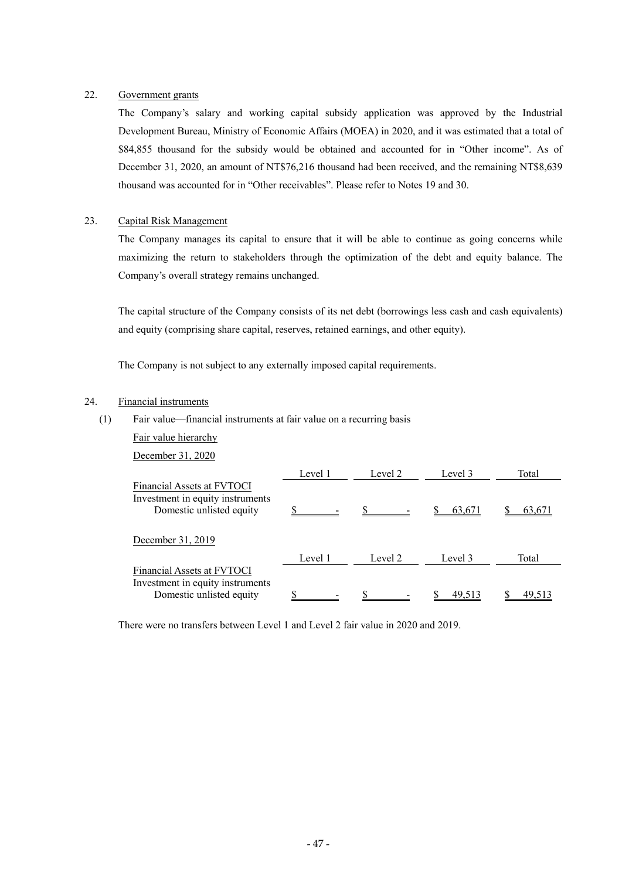22. Government grants

The Company's salary and working capital subsidy application was approved by the Industrial Development Bureau, Ministry of Economic Affairs (MOEA) in 2020, and it was estimated that a total of \$84,855 thousand for the subsidy would be obtained and accounted for in "Other income". As of December 31, 2020, an amount of NT\$76,216 thousand had been received, and the remaining NT\$8,639 thousand was accounted for in "Other receivables". Please refer to Notes 19 and 30.

23. Capital Risk Management

The Company manages its capital to ensure that it will be able to continue as going concerns while maximizing the return to stakeholders through the optimization of the debt and equity balance. The Company's overall strategy remains unchanged.

The capital structure of the Company consists of its net debt (borrowings less cash and cash equivalents) and equity (comprising share capital, reserves, retained earnings, and other equity).

The Company is not subject to any externally imposed capital requirements.

24. Financial instruments

(1) Fair value—financial instruments at fair value on a recurring basis

Fair value hierarchy

December 31, 2020

| | Level 1 | Level 2 | Level 3 | Total |
|---|---|---|---|---|
| Financial Assets at FVTOCI | | | | |
| Investment in equity instruments | | | | |
| Domestic unlisted equity | $ - | $ - | $ 63,671 | $ 63,671 |

December 31, 2019

| | Level 1 | Level 2 | Level 3 | Total |
|---|---|---|---|---|
| Financial Assets at FVTOCI | | | | |
| Investment in equity instruments | | | | |
| Domestic unlisted equity | $ - | $ - | $ 49,513 | $ 49,513 |

There were no transfers between Level 1 and Level 2 fair value in 2020 and 2019.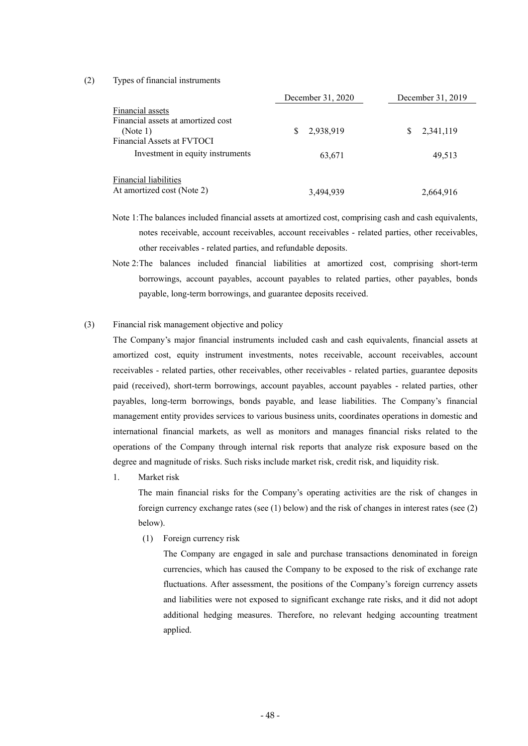(2) Types of financial instruments

| | December 31, 2020 | December 31, 2019 |
|---|---|---|
| Financial assets | | |
| Financial assets at amortized cost (Note 1) | $ 2,938,919 | $ 2,341,119 |
| Financial Assets at FVTOCI | | |
| Investment in equity instruments | 63,671 | 49,513 |
| | | |
| Financial liabilities | | |
| At amortized cost (Note 2) | 3,494,939 | 2,664,916 |

Note 1: The balances included financial assets at amortized cost, comprising cash and cash equivalents, notes receivable, account receivables, account receivables - related parties, other receivables, other receivables - related parties, and refundable deposits.

Note 2: The balances included financial liabilities at amortized cost, comprising short-term borrowings, account payables, account payables to related parties, other payables, bonds payable, long-term borrowings, and guarantee deposits received.

(3) Financial risk management objective and policy

The Company's major financial instruments included cash and cash equivalents, financial assets at amortized cost, equity instrument investments, notes receivable, account receivables, account receivables - related parties, other receivables, other receivables - related parties, guarantee deposits paid (received), short-term borrowings, account payables, account payables - related parties, other payables, long-term borrowings, bonds payable, and lease liabilities. The Company's financial management entity provides services to various business units, coordinates operations in domestic and international financial markets, as well as monitors and manages financial risks related to the operations of the Company through internal risk reports that analyze risk exposure based on the degree and magnitude of risks. Such risks include market risk, credit risk, and liquidity risk.

1. Market risk

   The main financial risks for the Company's operating activities are the risk of changes in foreign currency exchange rates (see (1) below) and the risk of changes in interest rates (see (2) below).

   (1) Foreign currency risk

   The Company are engaged in sale and purchase transactions denominated in foreign currencies, which has caused the Company to be exposed to the risk of exchange rate fluctuations. After assessment, the positions of the Company's foreign currency assets and liabilities were not exposed to significant exchange rate risks, and it did not adopt additional hedging measures. Therefore, no relevant hedging accounting treatment applied.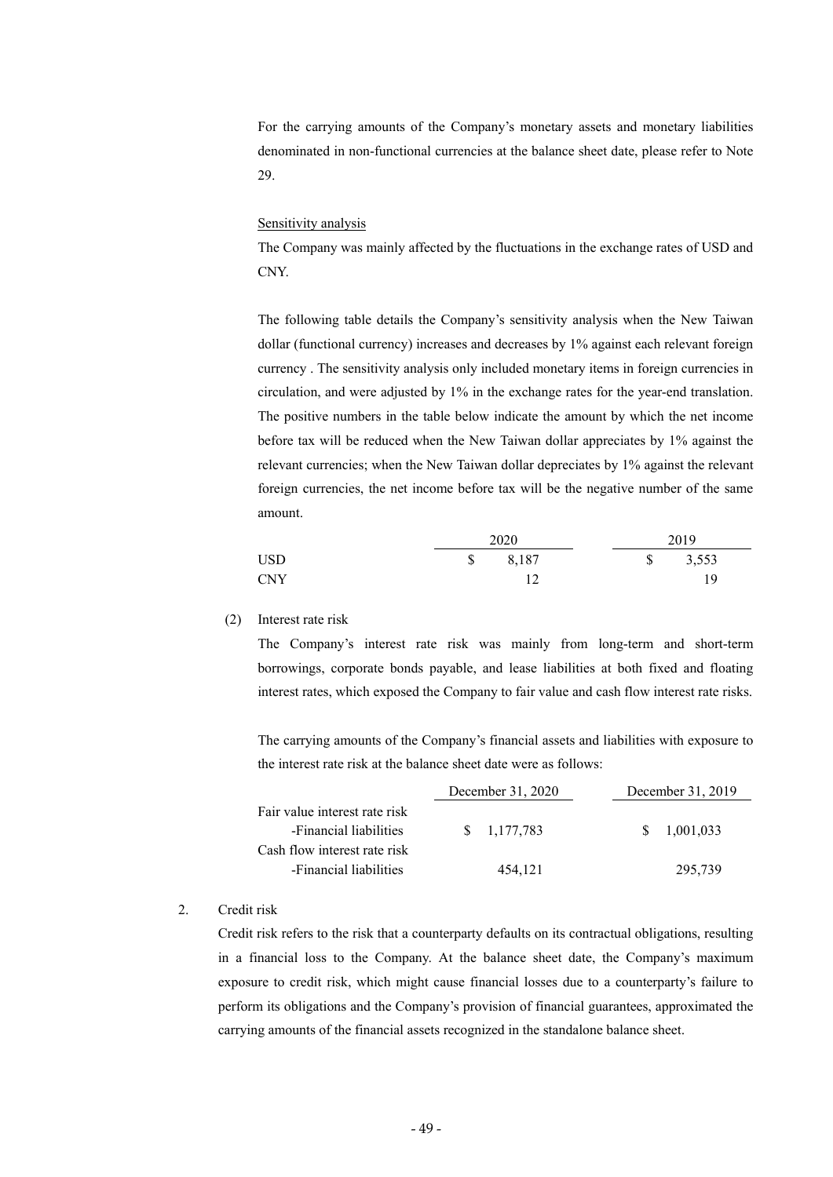For the carrying amounts of the Company's monetary assets and monetary liabilities denominated in non-functional currencies at the balance sheet date, please refer to Note 29.

Sensitivity analysis

The Company was mainly affected by the fluctuations in the exchange rates of USD and CNY.

The following table details the Company's sensitivity analysis when the New Taiwan dollar (functional currency) increases and decreases by 1% against each relevant foreign currency . The sensitivity analysis only included monetary items in foreign currencies in circulation, and were adjusted by 1% in the exchange rates for the year-end translation. The positive numbers in the table below indicate the amount by which the net income before tax will be reduced when the New Taiwan dollar appreciates by 1% against the relevant currencies; when the New Taiwan dollar depreciates by 1% against the relevant foreign currencies, the net income before tax will be the negative number of the same amount.

| | 2020 | 2019 |
|---|---|---|
| USD | $ 8,187 | $ 3,553 |
| CNY | 12 | 19 |

(2) Interest rate risk

The Company's interest rate risk was mainly from long-term and short-term borrowings, corporate bonds payable, and lease liabilities at both fixed and floating interest rates, which exposed the Company to fair value and cash flow interest rate risks.

The carrying amounts of the Company's financial assets and liabilities with exposure to the interest rate risk at the balance sheet date were as follows:

| | December 31, 2020 | December 31, 2019 |
|---|---|---|
| Fair value interest rate risk | | |
| -Financial liabilities | $ 1,177,783 | $ 1,001,033 |
| Cash flow interest rate risk | | |
| -Financial liabilities | 454,121 | 295,739 |

2. Credit risk

Credit risk refers to the risk that a counterparty defaults on its contractual obligations, resulting in a financial loss to the Company. At the balance sheet date, the Company's maximum exposure to credit risk, which might cause financial losses due to a counterparty's failure to perform its obligations and the Company's provision of financial guarantees, approximated the carrying amounts of the financial assets recognized in the standalone balance sheet.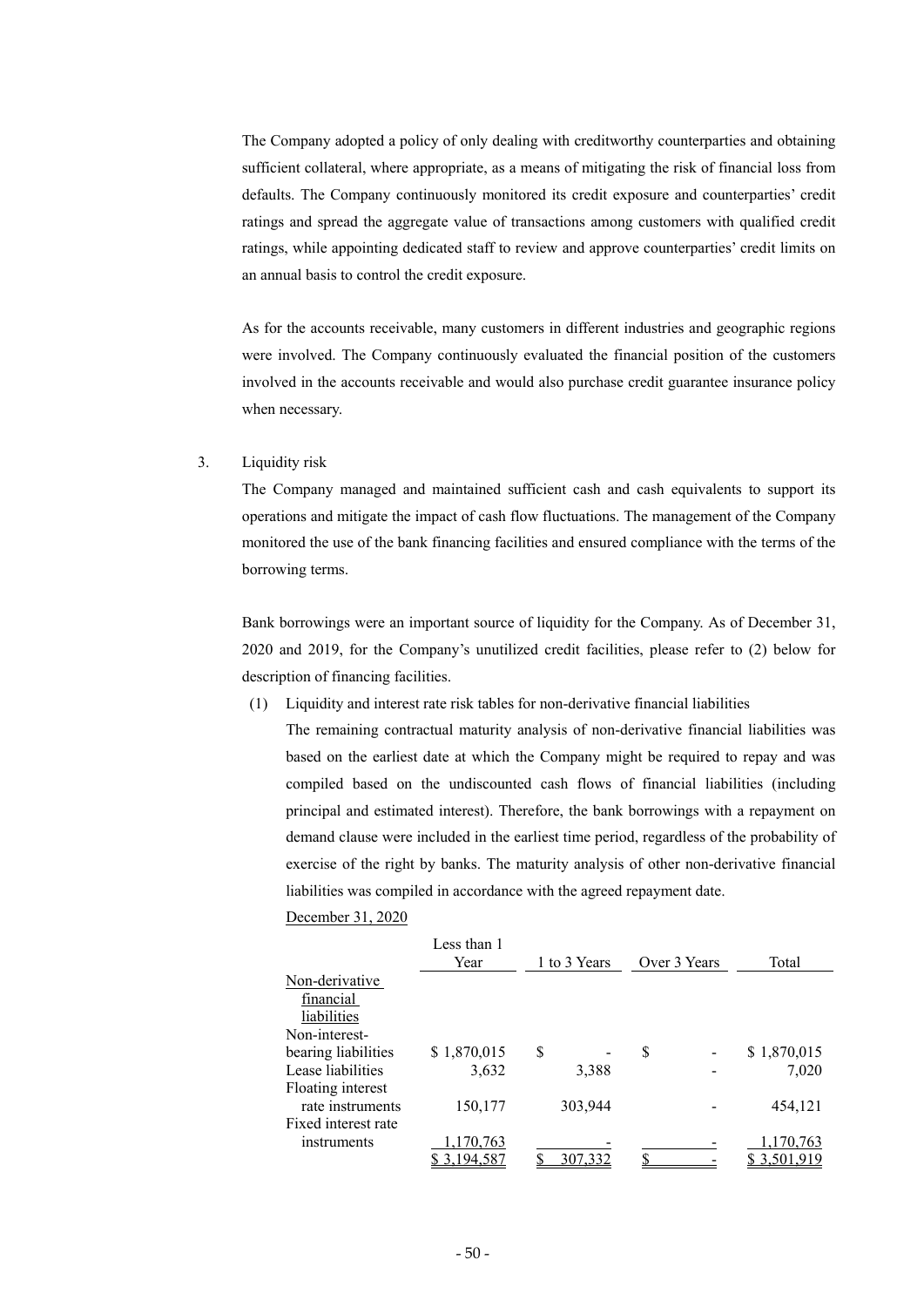The Company adopted a policy of only dealing with creditworthy counterparties and obtaining sufficient collateral, where appropriate, as a means of mitigating the risk of financial loss from defaults. The Company continuously monitored its credit exposure and counterparties' credit ratings and spread the aggregate value of transactions among customers with qualified credit ratings, while appointing dedicated staff to review and approve counterparties' credit limits on an annual basis to control the credit exposure.

As for the accounts receivable, many customers in different industries and geographic regions were involved. The Company continuously evaluated the financial position of the customers involved in the accounts receivable and would also purchase credit guarantee insurance policy when necessary.

3. Liquidity risk

The Company managed and maintained sufficient cash and cash equivalents to support its operations and mitigate the impact of cash flow fluctuations. The management of the Company monitored the use of the bank financing facilities and ensured compliance with the terms of the borrowing terms.

Bank borrowings were an important source of liquidity for the Company. As of December 31, 2020 and 2019, for the Company's unutilized credit facilities, please refer to (2) below for description of financing facilities.

(1) Liquidity and interest rate risk tables for non-derivative financial liabilities

The remaining contractual maturity analysis of non-derivative financial liabilities was based on the earliest date at which the Company might be required to repay and was compiled based on the undiscounted cash flows of financial liabilities (including principal and estimated interest). Therefore, the bank borrowings with a repayment on demand clause were included in the earliest time period, regardless of the probability of exercise of the right by banks. The maturity analysis of other non-derivative financial liabilities was compiled in accordance with the agreed repayment date.

December 31, 2020

| | Less than 1 Year | 1 to 3 Years | Over 3 Years | Total |
|---|---|---|---|---|
| Non-derivative financial liabilities | | | | |
| Non-interest-bearing liabilities | $ 1,870,015 | $ - | $ - | $ 1,870,015 |
| Lease liabilities | 3,632 | 3,388 | - | 7,020 |
| Floating interest rate instruments | 150,177 | 303,944 | - | 454,121 |
| Fixed interest rate instruments | 1,170,763 | - | - | 1,170,763 |
| | $ 3,194,587 | $ 307,332 | $ - | $ 3,501,919 |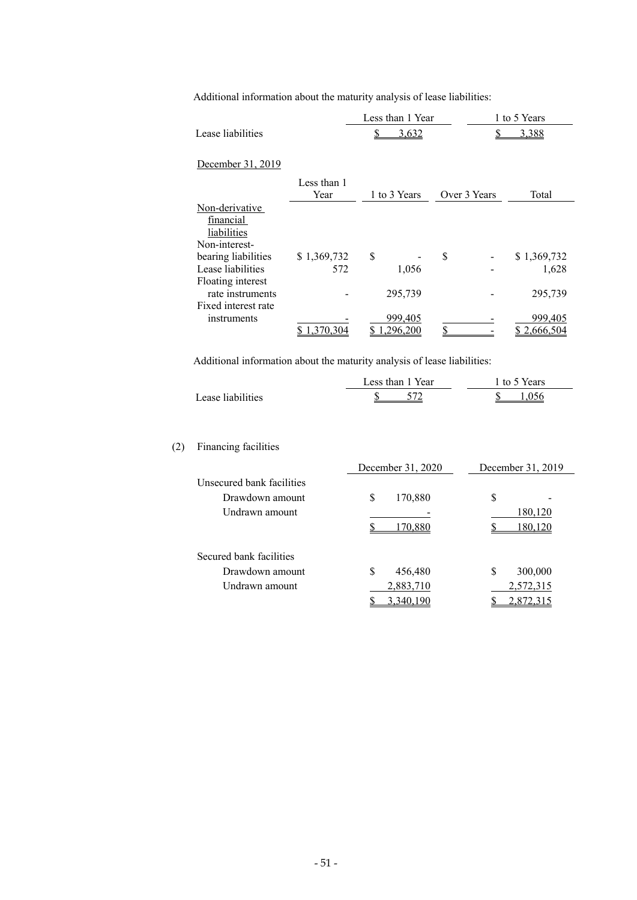Additional information about the maturity analysis of lease liabilities:

| | Less than 1 Year | 1 to 5 Years |
|---|---|---|
| Lease liabilities | $ 3,632 | $ 3,388 |

December 31, 2019

| | Less than 1 Year | 1 to 3 Years | Over 3 Years | Total |
|---|---|---|---|---|
| Non-derivative financial liabilities | | | | |
| Non-interest-bearing liabilities | $ 1,369,732 | $ - | $ - | $ 1,369,732 |
| Lease liabilities | 572 | 1,056 | - | 1,628 |
| Floating interest rate instruments | - | 295,739 | - | 295,739 |
| Fixed interest rate instruments | - | 999,405 | - | 999,405 |
| | $ 1,370,304 | $ 1,296,200 | $ - | $ 2,666,504 |

Additional information about the maturity analysis of lease liabilities:

| | Less than 1 Year | 1 to 5 Years |
|---|---|---|
| Lease liabilities | $ 572 | $ 1,056 |

(2) Financing facilities

| | December 31, 2020 | December 31, 2019 |
|---|---|---|
| Unsecured bank facilities | | |
| Drawdown amount | $ 170,880 | $ - |
| Undrawn amount | - | 180,120 |
| | $ 170,880 | $ 180,120 |
| Secured bank facilities | | |
| Drawdown amount | $ 456,480 | $ 300,000 |
| Undrawn amount | 2,883,710 | 2,572,315 |
| | $ 3,340,190 | $ 2,872,315 |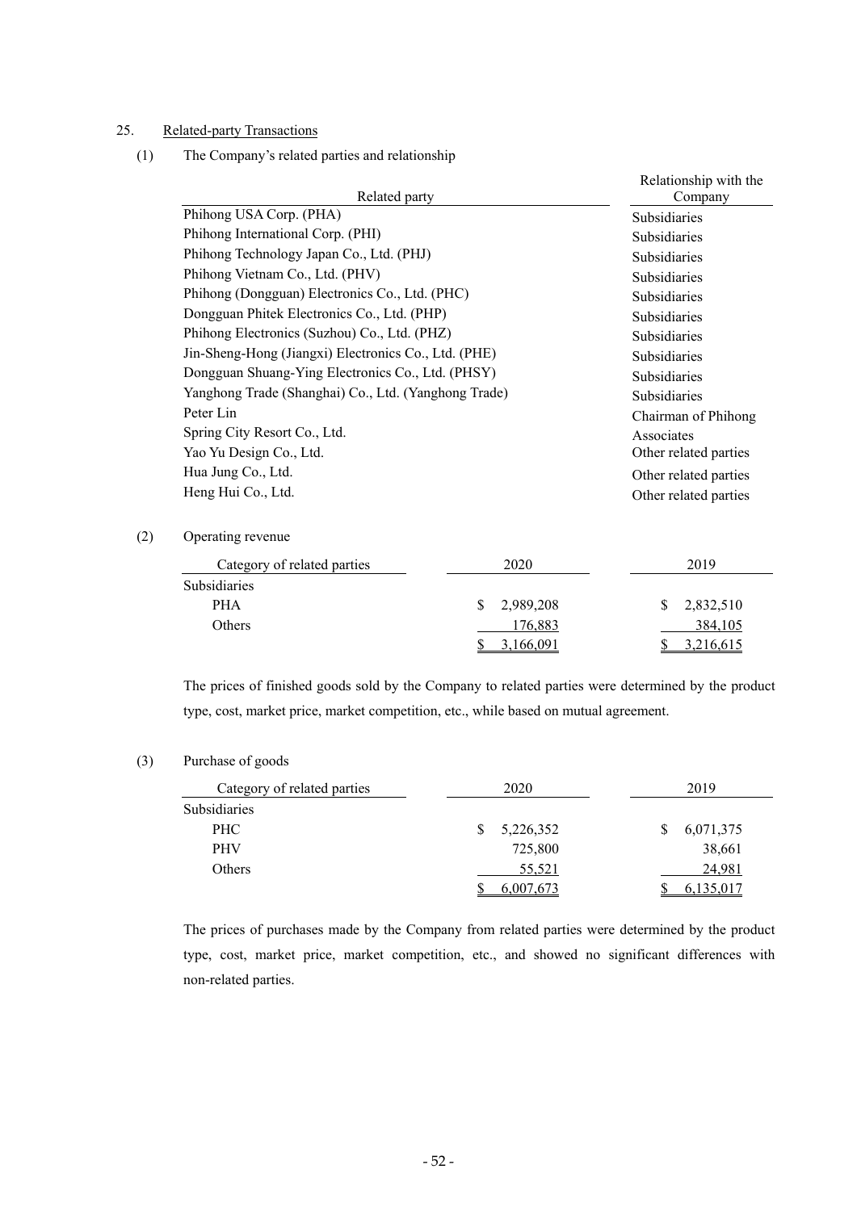## 25. Related-party Transactions

(1) The Company's related parties and relationship

| Related party | Relationship with the Company |
|---|---|
| Phihong USA Corp. (PHA) | Subsidiaries |
| Phihong International Corp. (PHI) | Subsidiaries |
| Phihong Technology Japan Co., Ltd. (PHJ) | Subsidiaries |
| Phihong Vietnam Co., Ltd. (PHV) | Subsidiaries |
| Phihong (Dongguan) Electronics Co., Ltd. (PHC) | Subsidiaries |
| Dongguan Phitek Electronics Co., Ltd. (PHP) | Subsidiaries |
| Phihong Electronics (Suzhou) Co., Ltd. (PHZ) | Subsidiaries |
| Jin-Sheng-Hong (Jiangxi) Electronics Co., Ltd. (PHE) | Subsidiaries |
| Dongguan Shuang-Ying Electronics Co., Ltd. (PHSY) | Subsidiaries |
| Yanghong Trade (Shanghai) Co., Ltd. (Yanghong Trade) | Subsidiaries |
| Peter Lin | Chairman of Phihong |
| Spring City Resort Co., Ltd. | Associates |
| Yao Yu Design Co., Ltd. | Other related parties |
| Hua Jung Co., Ltd. | Other related parties |
| Heng Hui Co., Ltd. | Other related parties |

(2) Operating revenue

| Category of related parties | 2020 | 2019 |
|---|---|---|
| Subsidiaries | | |
| PHA | $ 2,989,208 | $ 2,832,510 |
| Others | 176,883 | 384,105 |
| | $ 3,166,091 | $ 3,216,615 |

The prices of finished goods sold by the Company to related parties were determined by the product type, cost, market price, market competition, etc., while based on mutual agreement.

(3) Purchase of goods

| Category of related parties | 2020 | 2019 |
|---|---|---|
| Subsidiaries | | |
| PHC | $ 5,226,352 | $ 6,071,375 |
| PHV | 725,800 | 38,661 |
| Others | 55,521 | 24,981 |
| | $ 6,007,673 | $ 6,135,017 |

The prices of purchases made by the Company from related parties were determined by the product type, cost, market price, market competition, etc., and showed no significant differences with non-related parties.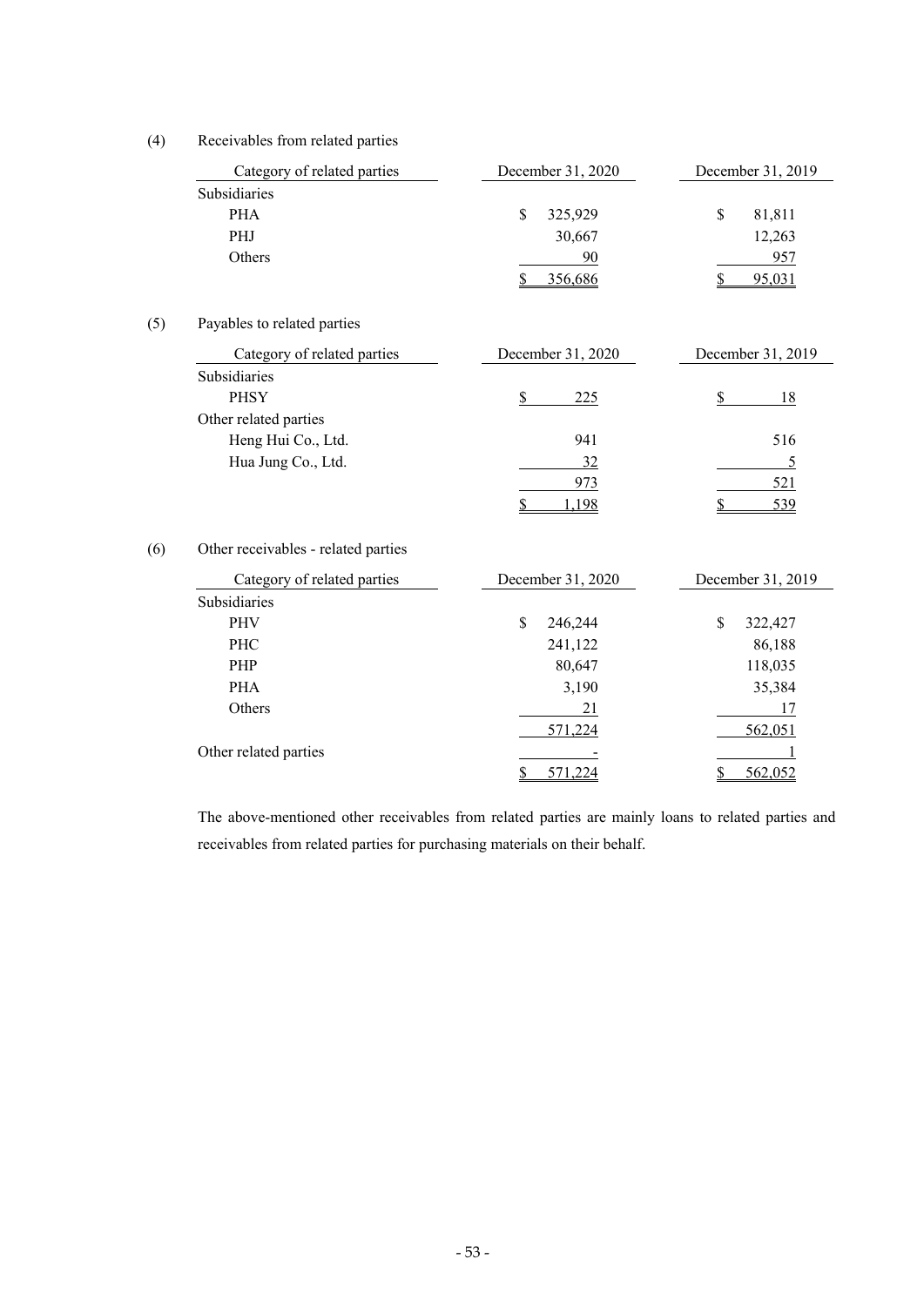(4) Receivables from related parties

| Category of related parties | December 31, 2020 | December 31, 2019 |
|---|---|---|
| Subsidiaries | | |
| PHA | $ 325,929 | $ 81,811 |
| PHJ | 30,667 | 12,263 |
| Others | 90 | 957 |
| | $ 356,686 | $ 95,031 |

(5) Payables to related parties

| Category of related parties | December 31, 2020 | December 31, 2019 |
|---|---|---|
| Subsidiaries | | |
| PHSY | $ 225 | $ 18 |
| Other related parties | | |
| Heng Hui Co., Ltd. | 941 | 516 |
| Hua Jung Co., Ltd. | 32 | 5 |
| | 973 | 521 |
| | $ 1,198 | $ 539 |

(6) Other receivables - related parties

| Category of related parties | December 31, 2020 | December 31, 2019 |
|---|---|---|
| Subsidiaries | | |
| PHV | $ 246,244 | $ 322,427 |
| PHC | 241,122 | 86,188 |
| PHP | 80,647 | 118,035 |
| PHA | 3,190 | 35,384 |
| Others | 21 | 17 |
| | 571,224 | 562,051 |
| Other related parties | - | 1 |
| | $ 571,224 | $ 562,052 |

The above-mentioned other receivables from related parties are mainly loans to related parties and receivables from related parties for purchasing materials on their behalf.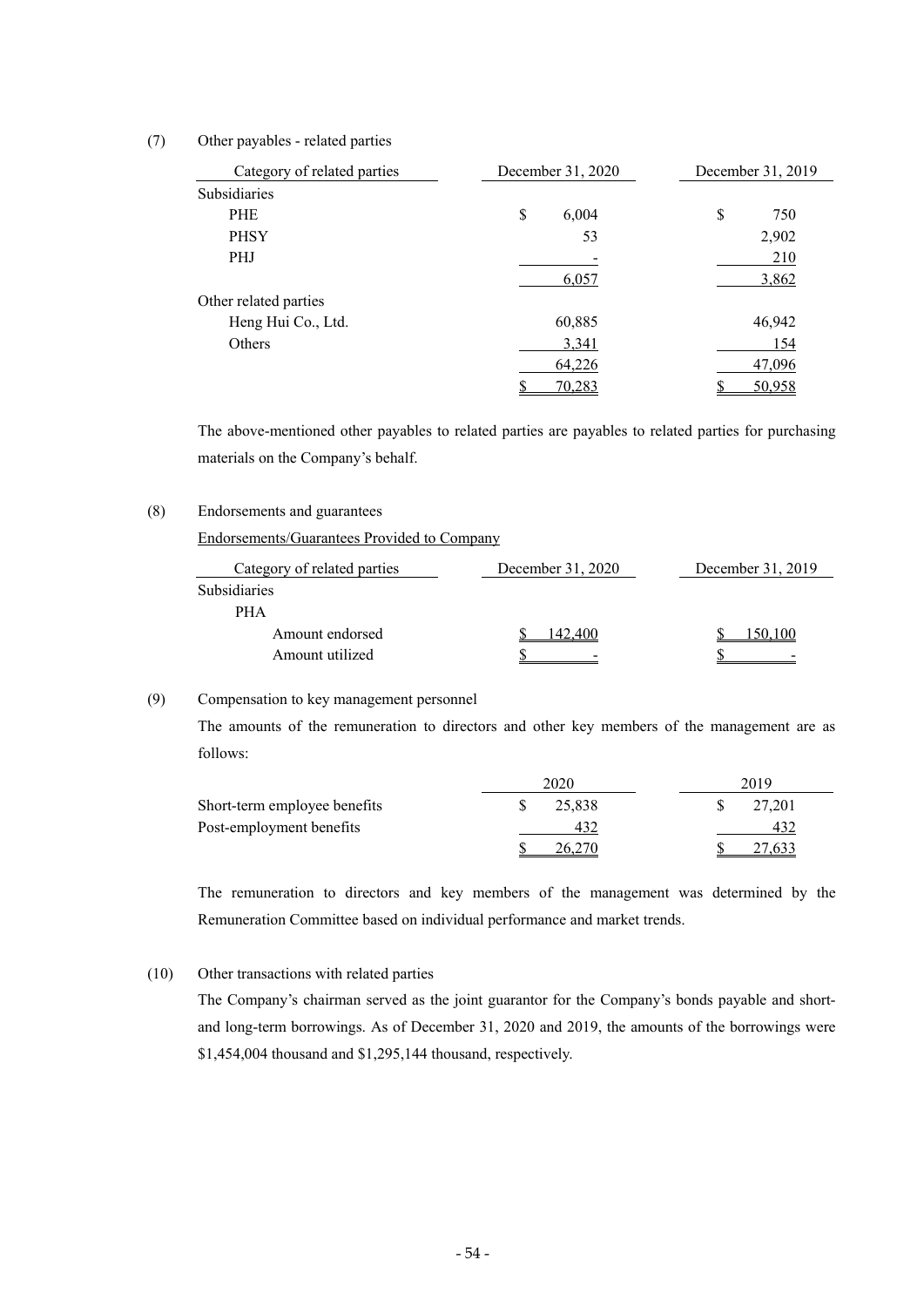(7) Other payables - related parties

| Category of related parties | December 31, 2020 | December 31, 2019 |
|---|---|---|
| Subsidiaries | | |
| PHE | $ 6,004 | $ 750 |
| PHSY | 53 | 2,902 |
| PHJ | - | 210 |
| | 6,057 | 3,862 |
| Other related parties | | |
| Heng Hui Co., Ltd. | 60,885 | 46,942 |
| Others | 3,341 | 154 |
| | 64,226 | 47,096 |
| | $ 70,283 | $ 50,958 |

The above-mentioned other payables to related parties are payables to related parties for purchasing materials on the Company's behalf.

(8) Endorsements and guarantees

Endorsements/Guarantees Provided to Company

| Category of related parties | December 31, 2020 | December 31, 2019 |
|---|---|---|
| Subsidiaries | | |
| PHA | | |
| Amount endorsed | $ 142,400 | $ 150,100 |
| Amount utilized | $ - | $ - |

(9) Compensation to key management personnel

The amounts of the remuneration to directors and other key members of the management are as follows:

| | 2020 | 2019 |
|---|---|---|
| Short-term employee benefits | $ 25,838 | $ 27,201 |
| Post-employment benefits | 432 | 432 |
| | $ 26,270 | $ 27,633 |

The remuneration to directors and key members of the management was determined by the Remuneration Committee based on individual performance and market trends.

(10) Other transactions with related parties

The Company's chairman served as the joint guarantor for the Company's bonds payable and short- and long-term borrowings. As of December 31, 2020 and 2019, the amounts of the borrowings were $1,454,004 thousand and $1,295,144 thousand, respectively.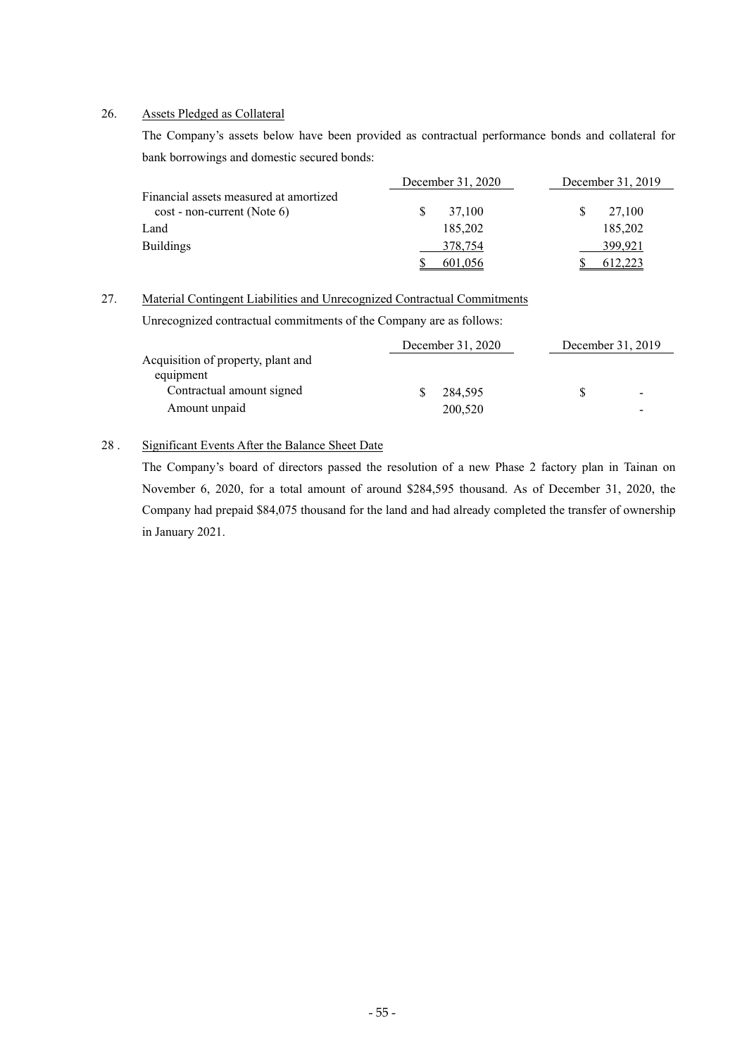26. Assets Pledged as Collateral

The Company's assets below have been provided as contractual performance bonds and collateral for bank borrowings and domestic secured bonds:

| | December 31, 2020 | December 31, 2019 |
|---|---|---|
| Financial assets measured at amortized cost - non-current (Note 6) | $ 37,100 | $ 27,100 |
| Land | 185,202 | 185,202 |
| Buildings | 378,754 | 399,921 |
| | $ 601,056 | $ 612,223 |

27. Material Contingent Liabilities and Unrecognized Contractual Commitments

Unrecognized contractual commitments of the Company are as follows:

| | December 31, 2020 | December 31, 2019 |
|---|---|---|
| Acquisition of property, plant and equipment | | |
| Contractual amount signed | $ 284,595 | $ - |
| Amount unpaid | 200,520 | - |

28 . Significant Events After the Balance Sheet Date

The Company's board of directors passed the resolution of a new Phase 2 factory plan in Tainan on November 6, 2020, for a total amount of around $284,595 thousand. As of December 31, 2020, the Company had prepaid $84,075 thousand for the land and had already completed the transfer of ownership in January 2021.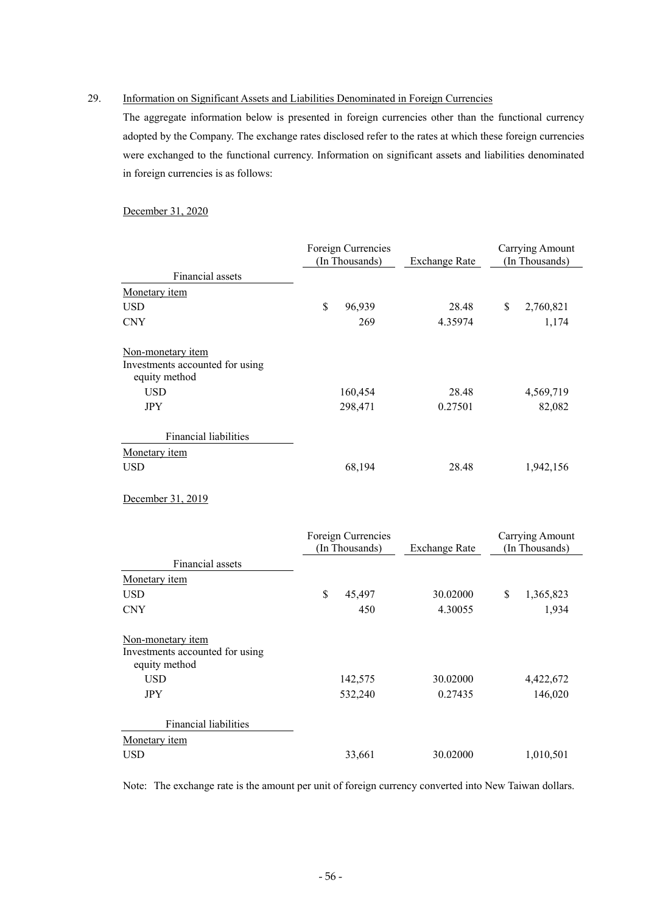29. Information on Significant Assets and Liabilities Denominated in Foreign Currencies

The aggregate information below is presented in foreign currencies other than the functional currency adopted by the Company. The exchange rates disclosed refer to the rates at which these foreign currencies were exchanged to the functional currency. Information on significant assets and liabilities denominated in foreign currencies is as follows:

December 31, 2020

| | Foreign Currencies (In Thousands) | Exchange Rate | Carrying Amount (In Thousands) |
|---|---|---|---|
| Financial assets | | | |
| Monetary item | | | |
| USD | $ 96,939 | 28.48 | $ 2,760,821 |
| CNY | 269 | 4.35974 | 1,174 |
| Non-monetary item | | | |
| Investments accounted for using equity method | | | |
| USD | 160,454 | 28.48 | 4,569,719 |
| JPY | 298,471 | 0.27501 | 82,082 |
| Financial liabilities | | | |
| Monetary item | | | |
| USD | 68,194 | 28.48 | 1,942,156 |

December 31, 2019

| | Foreign Currencies (In Thousands) | Exchange Rate | Carrying Amount (In Thousands) |
|---|---|---|---|
| Financial assets | | | |
| Monetary item | | | |
| USD | $ 45,497 | 30.02000 | $ 1,365,823 |
| CNY | 450 | 4.30055 | 1,934 |
| Non-monetary item | | | |
| Investments accounted for using equity method | | | |
| USD | 142,575 | 30.02000 | 4,422,672 |
| JPY | 532,240 | 0.27435 | 146,020 |
| Financial liabilities | | | |
| Monetary item | | | |
| USD | 33,661 | 30.02000 | 1,010,501 |

Note: The exchange rate is the amount per unit of foreign currency converted into New Taiwan dollars.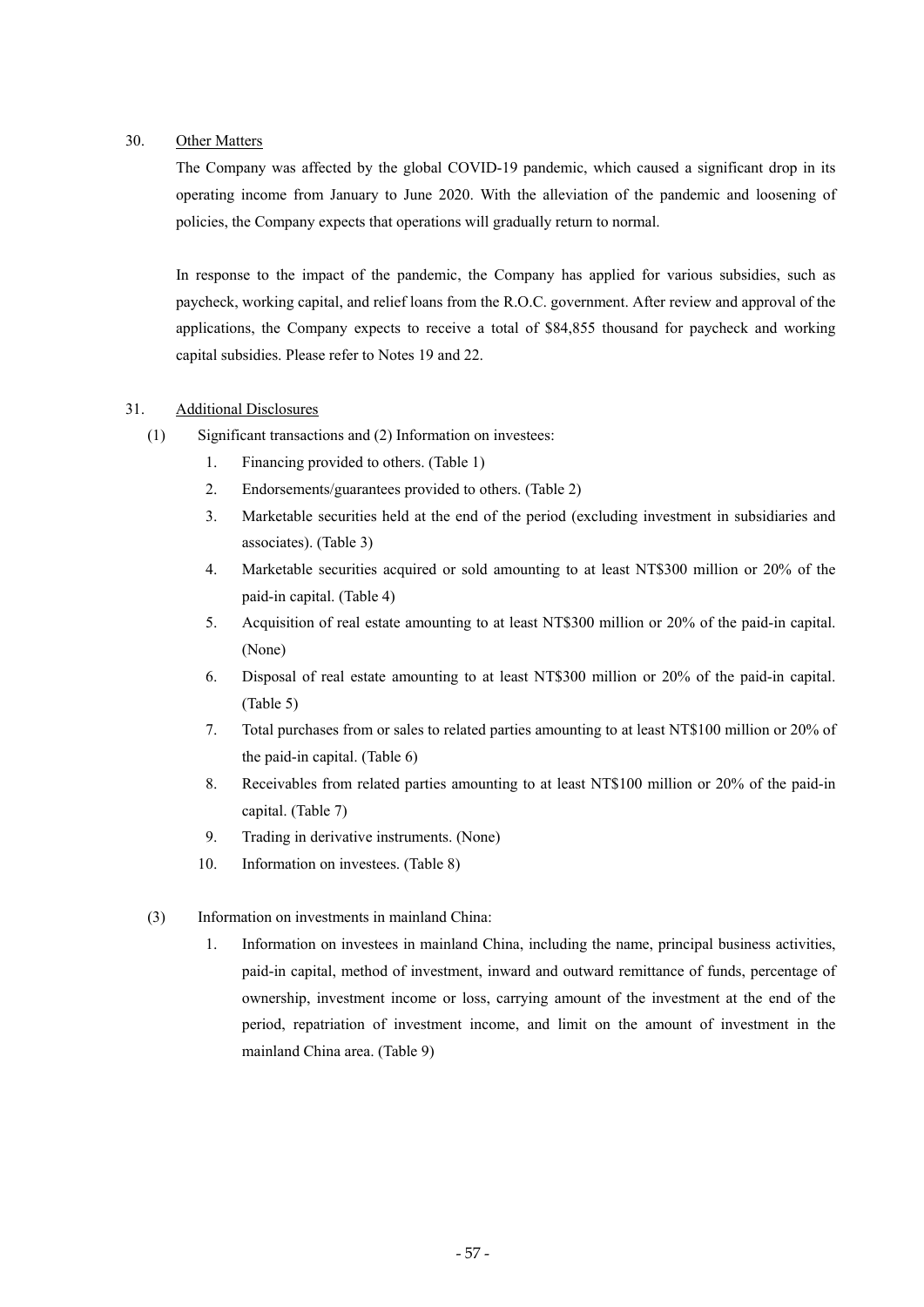30. Other Matters

The Company was affected by the global COVID-19 pandemic, which caused a significant drop in its operating income from January to June 2020. With the alleviation of the pandemic and loosening of policies, the Company expects that operations will gradually return to normal.

In response to the impact of the pandemic, the Company has applied for various subsidies, such as paycheck, working capital, and relief loans from the R.O.C. government. After review and approval of the applications, the Company expects to receive a total of $84,855 thousand for paycheck and working capital subsidies. Please refer to Notes 19 and 22.

31. Additional Disclosures

(1) Significant transactions and (2) Information on investees:

1. Financing provided to others. (Table 1)
2. Endorsements/guarantees provided to others. (Table 2)
3. Marketable securities held at the end of the period (excluding investment in subsidiaries and associates). (Table 3)
4. Marketable securities acquired or sold amounting to at least NT$300 million or 20% of the paid-in capital. (Table 4)
5. Acquisition of real estate amounting to at least NT$300 million or 20% of the paid-in capital. (None)
6. Disposal of real estate amounting to at least NT$300 million or 20% of the paid-in capital. (Table 5)
7. Total purchases from or sales to related parties amounting to at least NT$100 million or 20% of the paid-in capital. (Table 6)
8. Receivables from related parties amounting to at least NT$100 million or 20% of the paid-in capital. (Table 7)
9. Trading in derivative instruments. (None)
10. Information on investees. (Table 8)

(3) Information on investments in mainland China:

1. Information on investees in mainland China, including the name, principal business activities, paid-in capital, method of investment, inward and outward remittance of funds, percentage of ownership, investment income or loss, carrying amount of the investment at the end of the period, repatriation of investment income, and limit on the amount of investment in the mainland China area. (Table 9)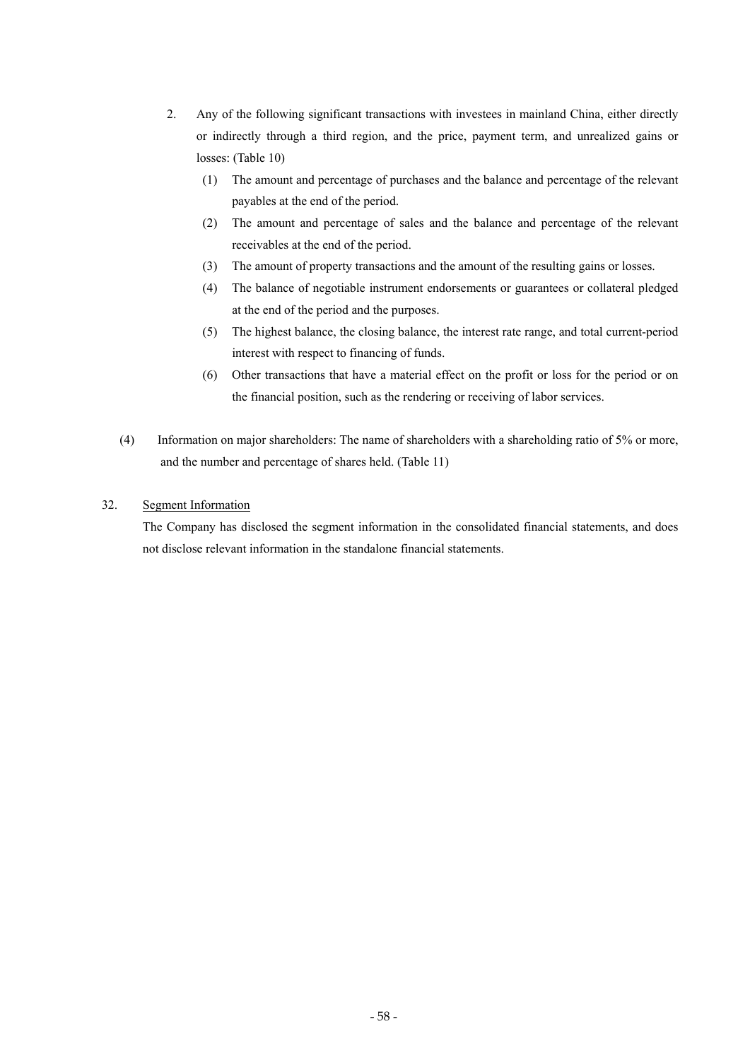2. Any of the following significant transactions with investees in mainland China, either directly or indirectly through a third region, and the price, payment term, and unrealized gains or losses: (Table 10)

   (1) The amount and percentage of purchases and the balance and percentage of the relevant payables at the end of the period.

   (2) The amount and percentage of sales and the balance and percentage of the relevant receivables at the end of the period.

   (3) The amount of property transactions and the amount of the resulting gains or losses.

   (4) The balance of negotiable instrument endorsements or guarantees or collateral pledged at the end of the period and the purposes.

   (5) The highest balance, the closing balance, the interest rate range, and total current-period interest with respect to financing of funds.

   (6) Other transactions that have a material effect on the profit or loss for the period or on the financial position, such as the rendering or receiving of labor services.

(4) Information on major shareholders: The name of shareholders with a shareholding ratio of 5% or more, and the number and percentage of shares held. (Table 11)

32. Segment Information

The Company has disclosed the segment information in the consolidated financial statements, and does not disclose relevant information in the standalone financial statements.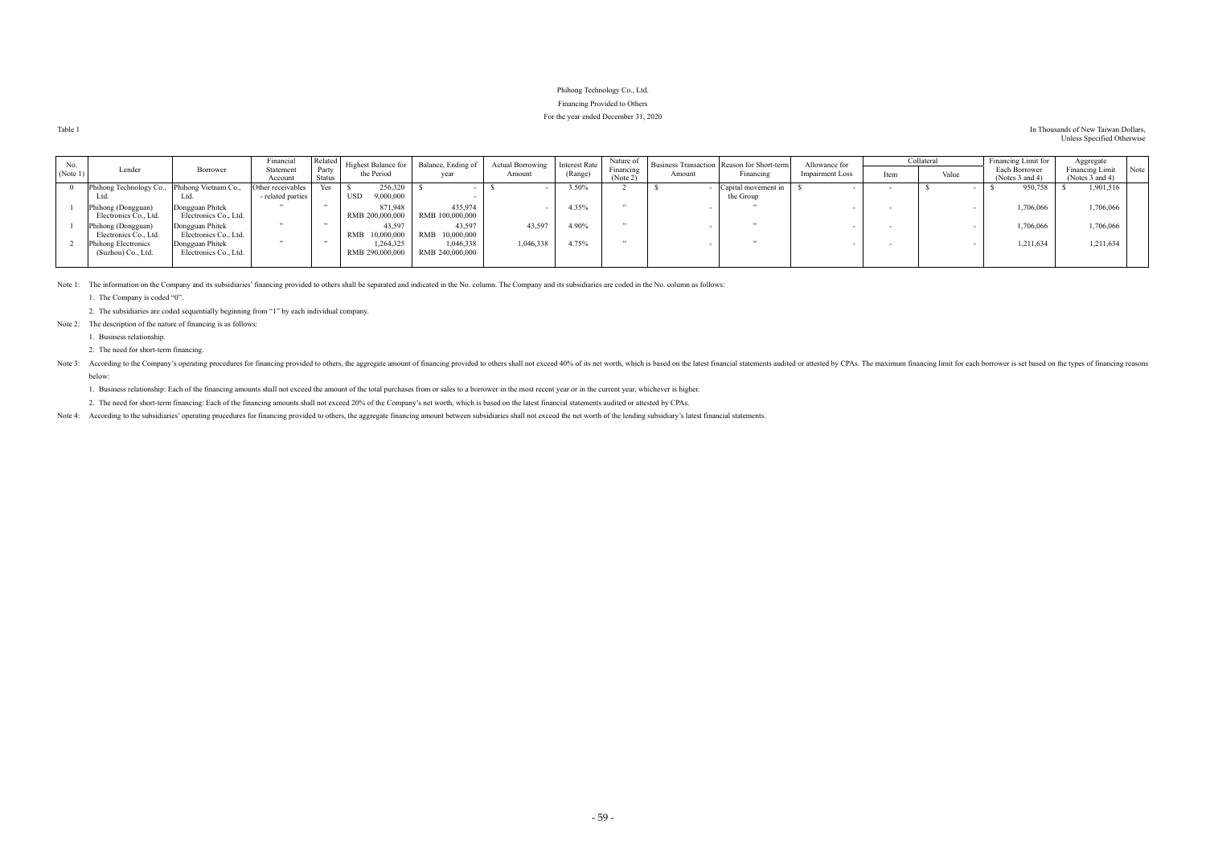Phihong Technology Co., Ltd.

Financing Provided to Others

For the year ended December 31, 2020

Table 1

In Thousands of New Taiwan Dollars, Unless Specified Otherwise

| No. (Note 1) | Lender | Borrower | Financial Statement Account | Related Party Status | Highest Balance for the Period | Balance, Ending of year | Actual Borrowing Amount | Interest Rate (Range) | Nature of Financing (Note 2) | Business Transaction Amount | Reason for Short-term Financing | Allowance for Impairment Loss | Collateral | | Financing Limit for Each Borrower (Notes 3 and 4) | Aggregate Financing Limit (Notes 3 and 4) | Note |
|---|---|---|---|---|---|---|---|---|---|---|---|---|---|---|---|---|---|
| | | | | | | | | | | | | | Item | Value | | | |
| 0 | Phihong Technology Co., Ltd. | Phihong Vietnam Co., Ltd. | Other receivables - related parties | Yes | $ 256,320 USD 9,000,000 | $ - - | $ - | 3.50% | 2 | $ - | Capital movement in the Group | $ - | - | $ - | $ 950,758 | $ 1,901,516 | |
| 1 | Phihong (Dongguan) Electronics Co., Ltd. | Dongguan Phitek Electronics Co., Ltd. | " | " | 871,948 RMB 200,000,000 | 435,974 RMB 100,000,000 | - | 4.35% | " | - | " | - | - | - | 1,706,066 | 1,706,066 | |
| 1 | Phihong (Dongguan) Electronics Co., Ltd. | Dongguan Phitek Electronics Co., Ltd. | " | " | 43,597 RMB 10,000,000 | 43,597 RMB 10,000,000 | 43,597 | 4.90% | " | - | " | - | - | - | 1,706,066 | 1,706,066 | |
| 2 | Phihong Electronics (Suzhou) Co., Ltd. | Dongguan Phitek Electronics Co., Ltd. | " | " | 1,264,325 RMB 290,000,000 | 1,046,338 RMB 240,000,000 | 1,046,338 | 4.75% | " | - | " | - | - | - | 1,211,634 | 1,211,634 | |

Note 1: The information on the Company and its subsidiaries' financing provided to others shall be separated and indicated in the No. column. The Company and its subsidiaries are coded in the No. column as follows:

1. The Company is coded "0".
2. The subsidiaries are coded sequentially beginning from "1" by each individual company.

Note 2: The description of the nature of financing is as follows:

1. Business relationship.
2. The need for short-term financing.

Note 3: According to the Company's operating procedures for financing provided to others, the aggregate amount of financing provided to others shall not exceed 40% of its net worth, which is based on the latest financial statements audited or attested by CPAs. The maximum financing limit for each borrower is set based on the types of financing reasons below:

1. Business relationship: Each of the financing amounts shall not exceed the amount of the total purchases from or sales to a borrower in the most recent year or in the current year, whichever is higher.
2. The need for short-term financing: Each of the financing amounts shall not exceed 20% of the Company's net worth, which is based on the latest financial statements audited or attested by CPAs.

Note 4: According to the subsidiaries' operating procedures for financing provided to others, the aggregate financing amount between subsidiaries shall not exceed the net worth of the lending subsidiary's latest financial statements.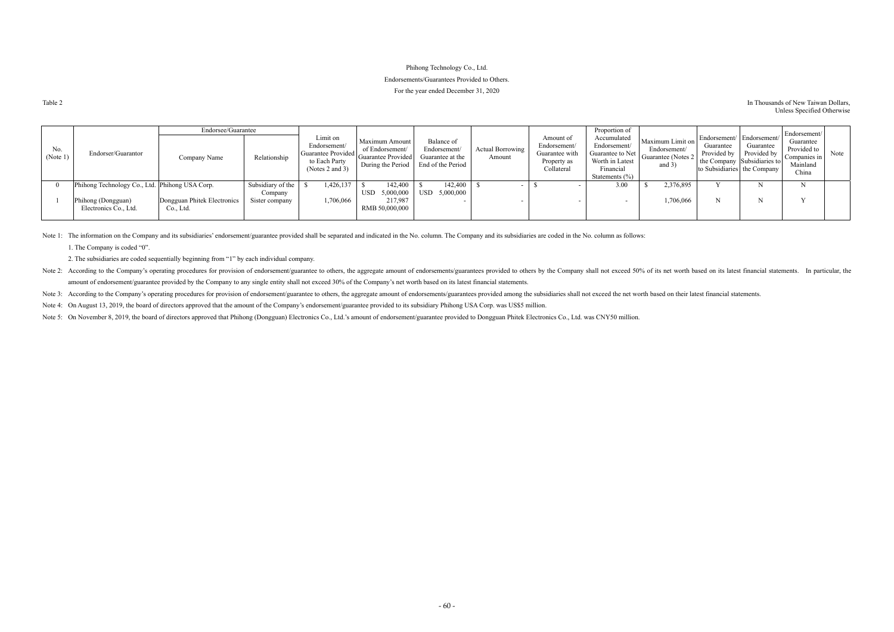Phihong Technology Co., Ltd.

Endorsements/Guarantees Provided to Others.

For the year ended December 31, 2020

Table 2

In Thousands of New Taiwan Dollars, Unless Specified Otherwise

| No. (Note 1) | Endorser/Guarantor | Endorsee/Guarantee | | Limit on Endorsement/ Guarantee Provided to Each Party (Notes 2 and 3) | Maximum Amount of Endorsement/ Guarantee Provided During the Period | Balance of Endorsement/ Guarantee at the End of the Period | Actual Borrowing Amount | Amount of Endorsement/ Guarantee with Property as Collateral | Proportion of Accumulated Endorsement/ Guarantee to Net Worth in Latest Financial Statements (%) | Maximum Limit on Endorsement/ Guarantee (Notes 2 and 3) | Endorsement/ Guarantee Provided by the Company to Subsidiaries | Endorsement/ Guarantee Provided by Subsidiaries to the Company | Endorsement/ Guarantee Provided to Companies in Mainland China | Note |
|---|---|---|---|---|---|---|---|---|---|---|---|---|---|---|
| | | Company Name | Relationship | | | | | | | | | | | |
| 0 | Phihong Technology Co., Ltd. | Phihong USA Corp. | Subsidiary of the Company | $ 1,426,137 | $ 142,400 USD 5,000,000 | $ 142,400 USD 5,000,000 | $ - | $ - | 3.00 | $ 2,376,895 | Y | N | N | |
| 1 | Phihong (Dongguan) Electronics Co., Ltd. | Dongguan Phitek Electronics Co., Ltd. | Sister company | 1,706,066 | 217,987 RMB 50,000,000 | - | - | - | - | 1,706,066 | N | N | Y | |

Note 1: The information on the Company and its subsidiaries' endorsement/guarantee provided shall be separated and indicated in the No. column. The Company and its subsidiaries are coded in the No. column as follows:

1. The Company is coded "0".

2. The subsidiaries are coded sequentially beginning from "1" by each individual company.

Note 2: According to the Company's operating procedures for provision of endorsement/guarantee to others, the aggregate amount of endorsements/guarantees provided to others by the Company shall not exceed 50% of its net worth based on its latest financial statements. In particular, the amount of endorsement/guarantee provided by the Company to any single entity shall not exceed 30% of the Company's net worth based on its latest financial statements.

Note 3: According to the Company's operating procedures for provision of endorsement/guarantee to others, the aggregate amount of endorsements/guarantees provided among the subsidiaries shall not exceed the net worth based on their latest financial statements.

Note 4: On August 13, 2019, the board of directors approved that the amount of the Company's endorsement/guarantee provided to its subsidiary Phihong USA Corp. was US$5 million.

Note 5: On November 8, 2019, the board of directors approved that Phihong (Dongguan) Electronics Co., Ltd.'s amount of endorsement/guarantee provided to Dongguan Phitek Electronics Co., Ltd. was CNY50 million.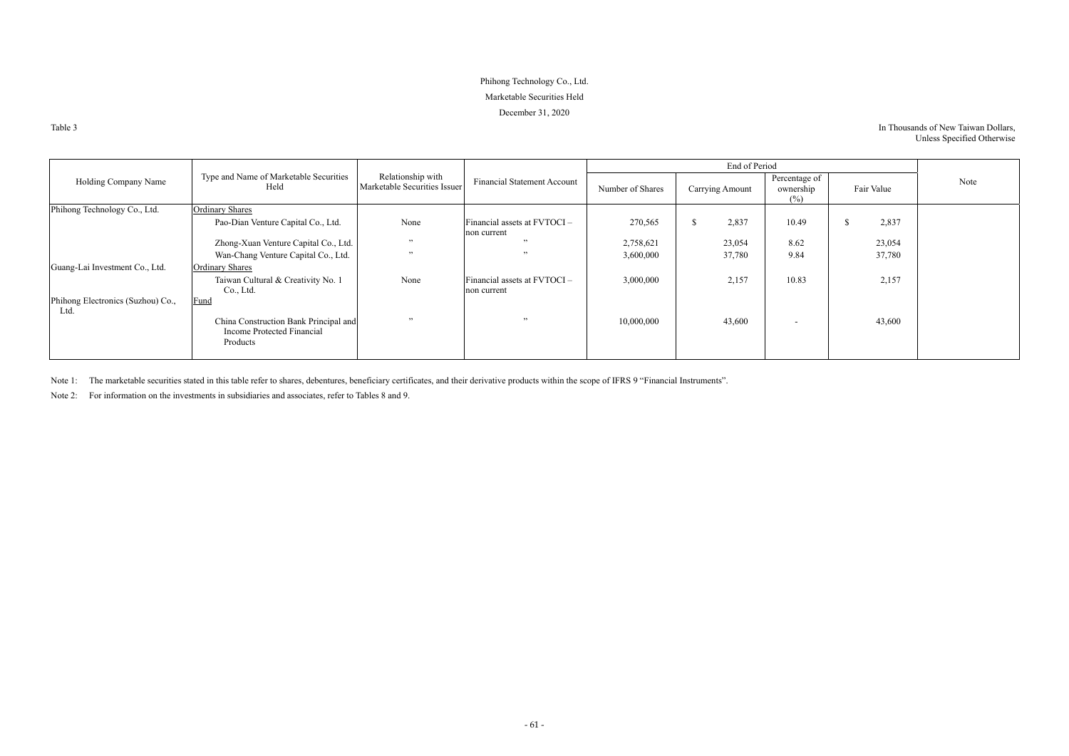Phihong Technology Co., Ltd.

Marketable Securities Held

December 31, 2020

Table 3

In Thousands of New Taiwan Dollars, Unless Specified Otherwise

| Holding Company Name | Type and Name of Marketable Securities Held | Relationship with Marketable Securities Issuer | Financial Statement Account | End of Period | | | | Note |
|---|---|---|---|---|---|---|---|---|
| | | | | Number of Shares | Carrying Amount | Percentage of ownership (%) | Fair Value | |
| Phihong Technology Co., Ltd. | Ordinary Shares | | | | | | | |
| | Pao-Dian Venture Capital Co., Ltd. | None | Financial assets at FVTOCI – non current | 270,565 | $ 2,837 | 10.49 | $ 2,837 | |
| | Zhong-Xuan Venture Capital Co., Ltd. | " | " | 2,758,621 | 23,054 | 8.62 | 23,054 | |
| | Wan-Chang Venture Capital Co., Ltd. | " | " | 3,600,000 | 37,780 | 9.84 | 37,780 | |
| Guang-Lai Investment Co., Ltd. | Ordinary Shares | | | | | | | |
| | Taiwan Cultural & Creativity No. 1 Co., Ltd. | None | Financial assets at FVTOCI – non current | 3,000,000 | 2,157 | 10.83 | 2,157 | |
| Phihong Electronics (Suzhou) Co., Ltd. | Fund | | | | | | | |
| | China Construction Bank Principal and Income Protected Financial Products | " | " | 10,000,000 | 43,600 | - | 43,600 | |

Note 1: The marketable securities stated in this table refer to shares, debentures, beneficiary certificates, and their derivative products within the scope of IFRS 9 "Financial Instruments".

Note 2: For information on the investments in subsidiaries and associates, refer to Tables 8 and 9.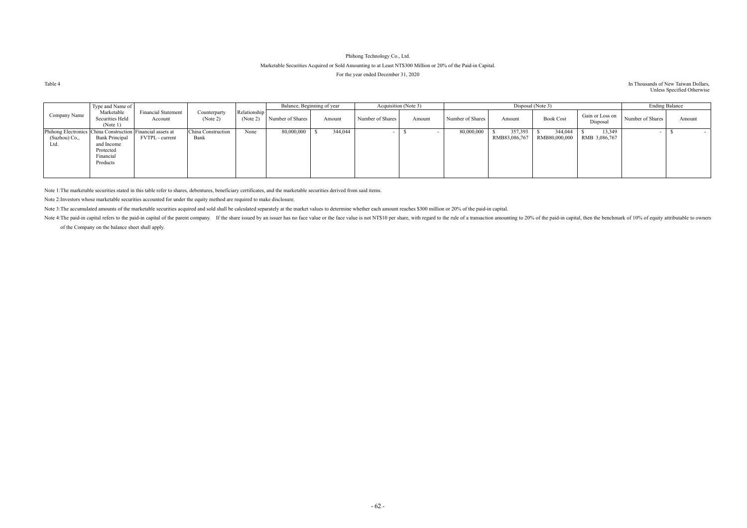Phihong Technology Co., Ltd.

Marketable Securities Acquired or Sold Amounting to at Least NT$300 Million or 20% of the Paid-in Capital.

For the year ended December 31, 2020

Table 4

In Thousands of New Taiwan Dollars, Unless Specified Otherwise

| Company Name | Type and Name of Marketable Securities Held (Note 1) | Financial Statement Account | Counterparty (Note 2) | Relationship (Note 2) | Balance, Beginning of year | | Acquisition (Note 3) | | Disposal (Note 3) | | | | Ending Balance | |
|---|---|---|---|---|---|---|---|---|---|---|---|---|---|---|
| | | | | | Number of Shares | Amount | Number of Shares | Amount | Number of Shares | Amount | Book Cost | Gain or Loss on Disposal | Number of Shares | Amount |
| Phihong Electronics (Suzhou) Co., Ltd. | China Construction Bank Principal and Income Protected Financial Products | Financial assets at FVTPL - current | China Construction Bank | None | 80,000,000 | $ 344,044 | - | $ - | 80,000,000 | $ 357,393 RMB83,086,767 | $ 344,044 RMB80,000,000 | $ 13,349 RMB 3,086,767 | - | $ - |

Note 1:The marketable securities stated in this table refer to shares, debentures, beneficiary certificates, and the marketable securities derived from said items.

Note 2:Investors whose marketable securities accounted for under the equity method are required to make disclosure.

Note 3:The accumulated amounts of the marketable securities acquired and sold shall be calculated separately at the market values to determine whether each amount reaches $300 million or 20% of the paid-in capital.

Note 4:The paid-in capital refers to the paid-in capital of the parent company. If the share issued by an issuer has no face value or the face value is not NT$10 per share, with regard to the rule of a transaction amounting to 20% of the paid-in capital, then the benchmark of 10% of equity attributable to owners of the Company on the balance sheet shall apply.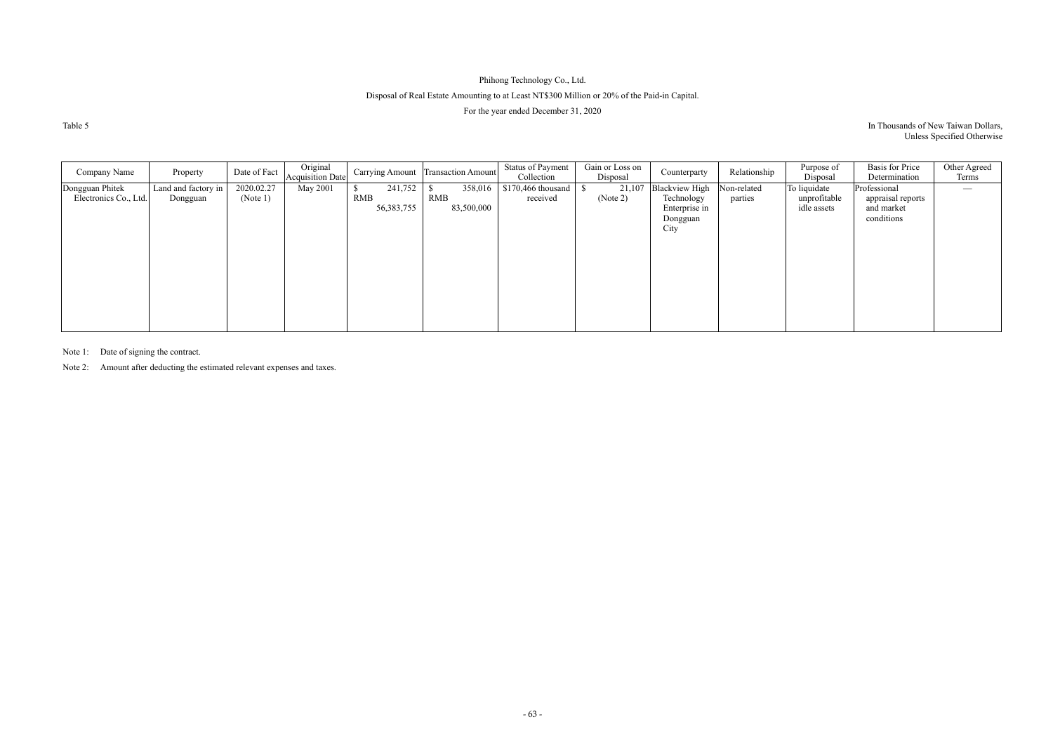Phihong Technology Co., Ltd.

Disposal of Real Estate Amounting to at Least NT$300 Million or 20% of the Paid-in Capital.

For the year ended December 31, 2020

Table 5

In Thousands of New Taiwan Dollars, Unless Specified Otherwise

| Company Name | Property | Date of Fact | Original Acquisition Date | Carrying Amount | Transaction Amount | Status of Payment Collection | Gain or Loss on Disposal | Counterparty | Relationship | Purpose of Disposal | Basis for Price Determination | Other Agreed Terms |
|---|---|---|---|---|---|---|---|---|---|---|---|---|
| Dongguan Phitek Electronics Co., Ltd. | Land and factory in Dongguan | 2020.02.27 (Note 1) | May 2001 | $ 241,752 RMB 56,383,755 | $ 358,016 RMB 83,500,000 | $170,466 thousand received | $ 21,107 (Note 2) | Blackview High Technology Enterprise in Dongguan City | Non-related parties | To liquidate unprofitable idle assets | Professional appraisal reports and market conditions | — |

Note 1: Date of signing the contract.

Note 2: Amount after deducting the estimated relevant expenses and taxes.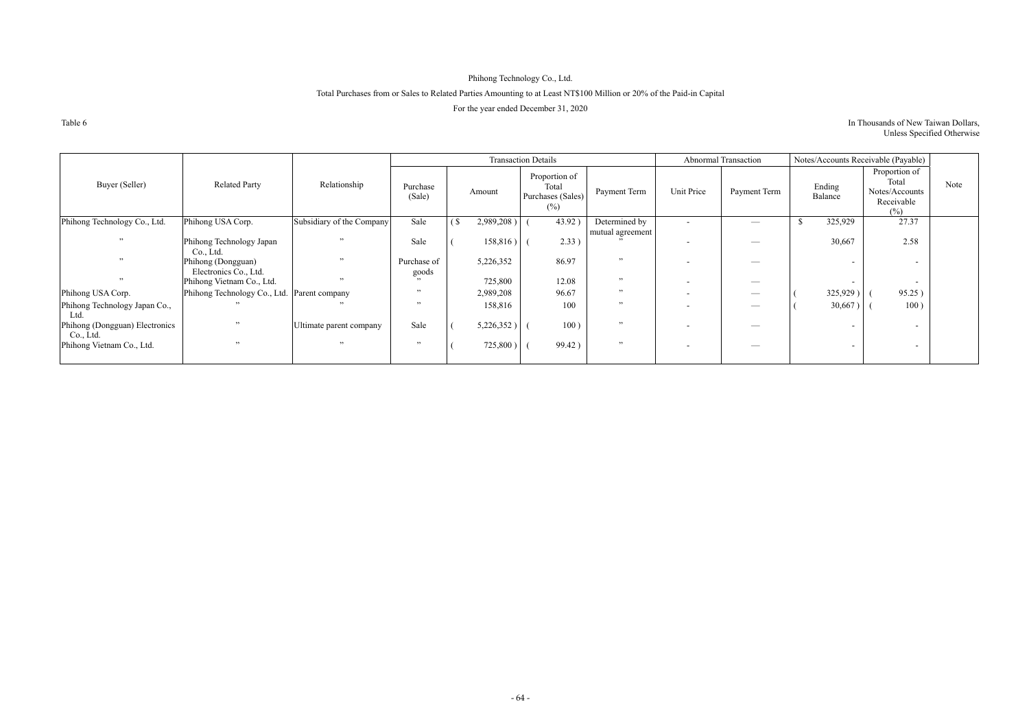Phihong Technology Co., Ltd.

Total Purchases from or Sales to Related Parties Amounting to at Least NT$100 Million or 20% of the Paid-in Capital

For the year ended December 31, 2020

Table 6

In Thousands of New Taiwan Dollars, Unless Specified Otherwise

| Buyer (Seller) | Related Party | Relationship | Transaction Details | | | | Abnormal Transaction | | Notes/Accounts Receivable (Payable) | | Note |
|---|---|---|---|---|---|---|---|---|---|---|---|
| | | | Purchase (Sale) | Amount | Proportion of Total Purchases (Sales) (%) | Payment Term | Unit Price | Payment Term | Ending Balance | Proportion of Total Notes/Accounts Receivable (%) | |
| Phihong Technology Co., Ltd. | Phihong USA Corp. | Subsidiary of the Company | Sale | ( $ 2,989,208 ) | ( 43.92 ) | Determined by mutual agreement | - | — | $ 325,929 | 27.37 | |
| " | Phihong Technology Japan Co., Ltd. | " | Sale | ( 158,816 ) | ( 2.33 ) | " | - | — | 30,667 | 2.58 | |
| " | Phihong (Dongguan) Electronics Co., Ltd. | " | Purchase of goods | 5,226,352 | 86.97 | " | - | — | - | - | |
| " | Phihong Vietnam Co., Ltd. | " | " | 725,800 | 12.08 | " | - | — | - | - | |
| Phihong USA Corp. | Phihong Technology Co., Ltd. | Parent company | " | 2,989,208 | 96.67 | " | - | — | ( 325,929 ) | ( 95.25 ) | |
| Phihong Technology Japan Co., Ltd. | " | " | " | 158,816 | 100 | " | - | — | ( 30,667 ) | ( 100 ) | |
| Phihong (Dongguan) Electronics Co., Ltd. | " | Ultimate parent company | Sale | ( 5,226,352 ) | ( 100 ) | " | - | — | - | - | |
| Phihong Vietnam Co., Ltd. | " | " | " | ( 725,800 ) | ( 99.42 ) | " | - | — | - | - | |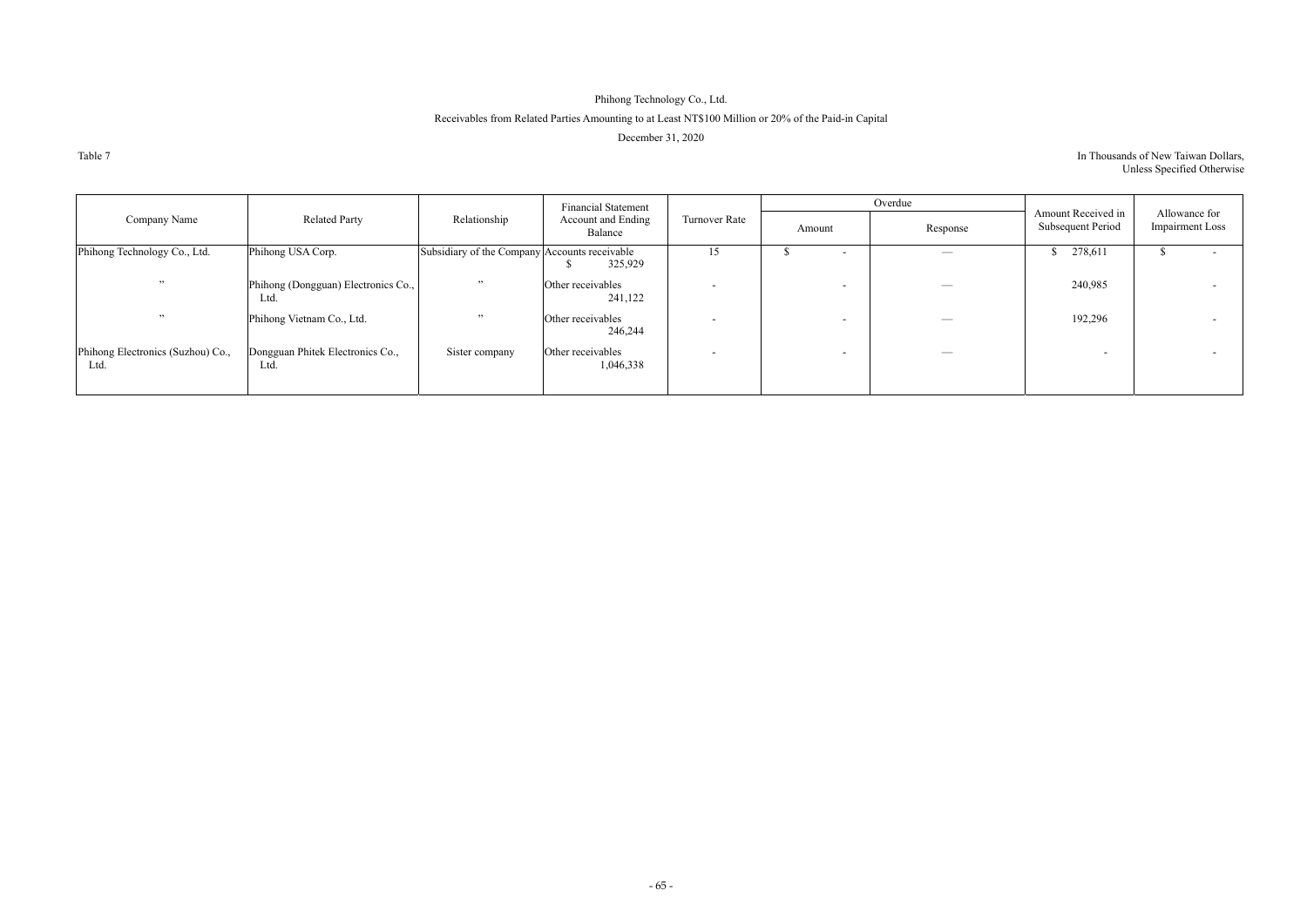Phihong Technology Co., Ltd.

Receivables from Related Parties Amounting to at Least NT$100 Million or 20% of the Paid-in Capital

December 31, 2020

Table 7

In Thousands of New Taiwan Dollars, Unless Specified Otherwise

| Company Name | Related Party | Relationship | Financial Statement Account and Ending Balance | Turnover Rate | Overdue | | Amount Received in Subsequent Period | Allowance for Impairment Loss |
|---|---|---|---|---|---|---|---|---|
| | | | | | Amount | Response | | |
| Phihong Technology Co., Ltd. | Phihong USA Corp. | Subsidiary of the Company | Accounts receivable $ 325,929 | 15 | $ - | — | $ 278,611 | $ - |
| " | Phihong (Dongguan) Electronics Co., Ltd. | " | Other receivables 241,122 | - | - | — | 240,985 | - |
| " | Phihong Vietnam Co., Ltd. | " | Other receivables 246,244 | - | - | — | 192,296 | - |
| Phihong Electronics (Suzhou) Co., Ltd. | Dongguan Phitek Electronics Co., Ltd. | Sister company | Other receivables 1,046,338 | - | - | — | - | - |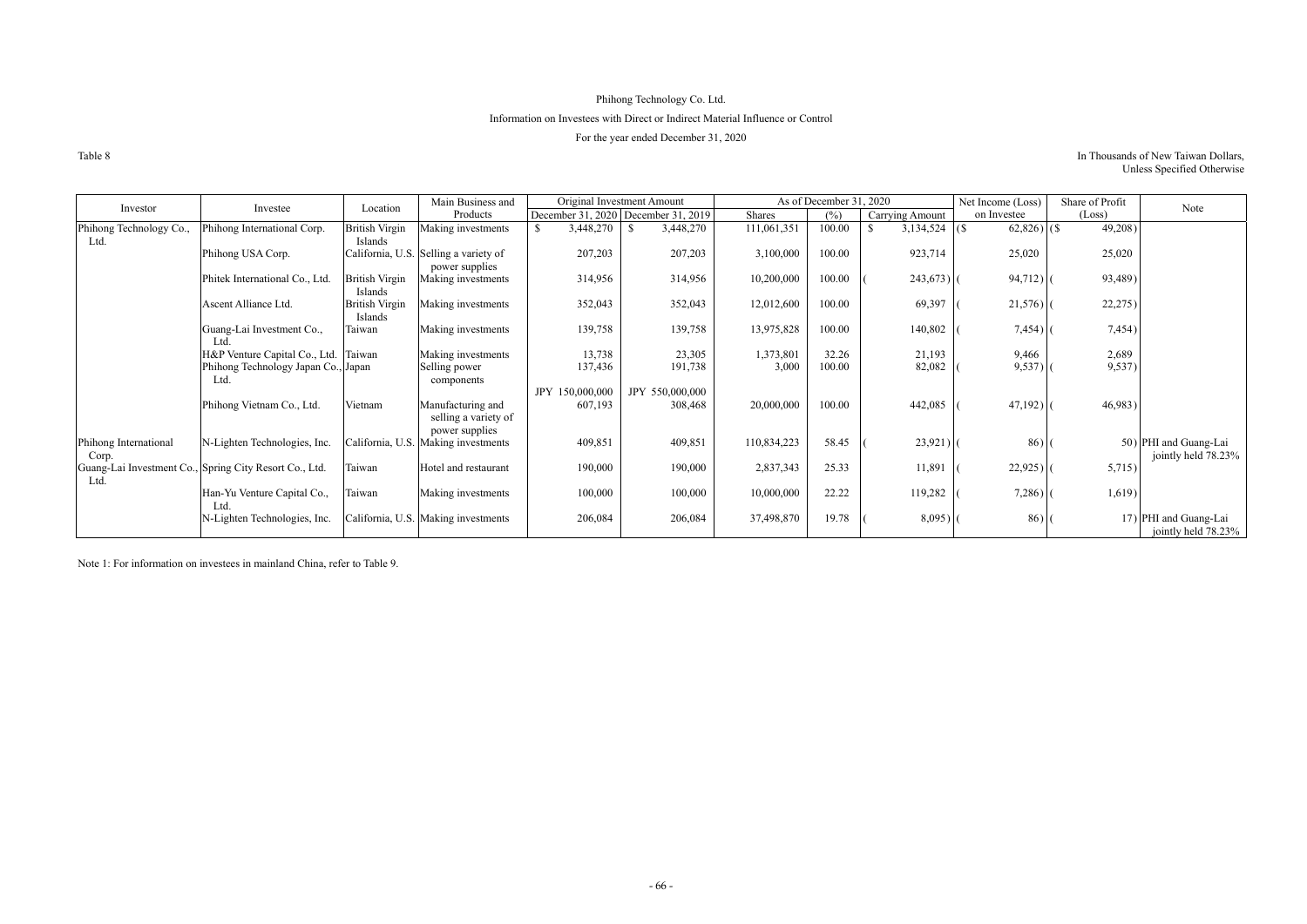Phihong Technology Co. Ltd.

Information on Investees with Direct or Indirect Material Influence or Control

For the year ended December 31, 2020

Table 8

In Thousands of New Taiwan Dollars, Unless Specified Otherwise

| Investor | Investee | Location | Main Business and Products | Original Investment Amount | | As of December 31, 2020 | | | Net Income (Loss) on Investee | Share of Profit (Loss) | Note |
|---|---|---|---|---|---|---|---|---|---|---|---|
| | | | | December 31, 2020 | December 31, 2019 | Shares | (%) | Carrying Amount | | | |
| Phihong Technology Co., Ltd. | Phihong International Corp. | British Virgin Islands | Making investments | $ 3,448,270 | $ 3,448,270 | 111,061,351 | 100.00 | $ 3,134,524 | ($ 62,826) | ($ 49,208) | |
| | Phihong USA Corp. | California, U.S. | Selling a variety of power supplies | 207,203 | 207,203 | 3,100,000 | 100.00 | 923,714 | 25,020 | 25,020 | |
| | Phitek International Co., Ltd. | British Virgin Islands | Making investments | 314,956 | 314,956 | 10,200,000 | 100.00 | ( 243,673) | ( 94,712) | ( 93,489) | |
| | Ascent Alliance Ltd. | British Virgin Islands | Making investments | 352,043 | 352,043 | 12,012,600 | 100.00 | 69,397 | ( 21,576) | ( 22,275) | |
| | Guang-Lai Investment Co., Ltd. | Taiwan | Making investments | 139,758 | 139,758 | 13,975,828 | 100.00 | 140,802 | ( 7,454) | ( 7,454) | |
| | H&P Venture Capital Co., Ltd. | Taiwan | Making investments | 13,738 | 23,305 | 1,373,801 | 32.26 | 21,193 | 9,466 | 2,689 | |
| | Phihong Technology Japan Co., Ltd. | Japan | Selling power components | 137,436<br>JPY 150,000,000 | 191,738<br>JPY 550,000,000 | 3,000 | 100.00 | 82,082 | ( 9,537) | ( 9,537) | |
| | Phihong Vietnam Co., Ltd. | Vietnam | Manufacturing and selling a variety of power supplies | 607,193 | 308,468 | 20,000,000 | 100.00 | 442,085 | ( 47,192) | ( 46,983) | |
| Phihong International Corp. | N-Lighten Technologies, Inc. | California, U.S. | Making investments | 409,851 | 409,851 | 110,834,223 | 58.45 | ( 23,921) | ( 86) | ( 50) | PHI and Guang-Lai jointly held 78.23% |
| Guang-Lai Investment Co., Ltd. | Spring City Resort Co., Ltd. | Taiwan | Hotel and restaurant | 190,000 | 190,000 | 2,837,343 | 25.33 | 11,891 | ( 22,925) | ( 5,715) | |
| | Han-Yu Venture Capital Co., Ltd. | Taiwan | Making investments | 100,000 | 100,000 | 10,000,000 | 22.22 | 119,282 | ( 7,286) | ( 1,619) | |
| | N-Lighten Technologies, Inc. | California, U.S. | Making investments | 206,084 | 206,084 | 37,498,870 | 19.78 | ( 8,095) | ( 86) | ( 17) | PHI and Guang-Lai jointly held 78.23% |

Note 1: For information on investees in mainland China, refer to Table 9.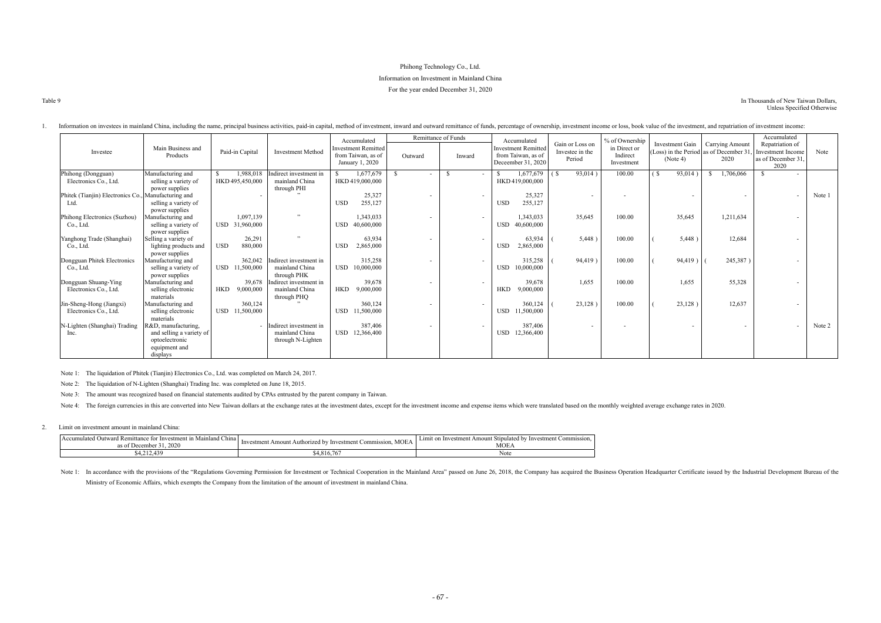Phihong Technology Co., Ltd.

Information on Investment in Mainland China

For the year ended December 31, 2020

Table 9

In Thousands of New Taiwan Dollars, Unless Specified Otherwise

1. Information on investees in mainland China, including the name, principal business activities, paid-in capital, method of investment, inward and outward remittance of funds, percentage of ownership, investment income or loss, book value of the investment, and repatriation of investment income:

| Investee | Main Business and Products | Paid-in Capital | Investment Method | Accumulated Investment Remitted from Taiwan, as of January 1, 2020 | Remittance of Funds | | Accumulated Investment Remitted from Taiwan, as of Decemeber 31, 2020 | Gain or Loss on Investee in the Period | % of Ownership in Direct or Indirect Investment | Investment Gain (Loss) in the Period (Note 4) | Carrying Amount as of December 31, 2020 | Accumulated Repatriation of Investment Income as of December 31, 2020 | Note |
|---|---|---|---|---|---|---|---|---|---|---|---|---|---|
| | | | | | Outward | Inward | | | | | | | |
| Phihong (Dongguan) Electronics Co., Ltd. | Manufacturing and selling a variety of power supplies | $ 1,988,018 HKD 495,450,000 | Indirect investment in mainland China through PHI | $ 1,677,679 HKD 419,000,000 | $ - | $ - | $ 1,677,679 HKD 419,000,000 | ( $ 93,014 ) | 100.00 | ( $ 93,014 ) | $ 1,706,066 | $ - | |
| Phitek (Tianjin) Electronics Co., Ltd. | Manufacturing and selling a variety of power supplies | - | " | 25,327 USD 255,127 | - | - | 25,327 USD 255,127 | - | - | - | - | - | Note 1 |
| Phihong Electronics (Suzhou) Co., Ltd. | Manufacturing and selling a variety of power supplies | 1,097,139 USD 31,960,000 | " | 1,343,033 USD 40,600,000 | - | - | 1,343,033 USD 40,600,000 | 35,645 | 100.00 | 35,645 | 1,211,634 | - | |
| Yanghong Trade (Shanghai) Co., Ltd. | Selling a variety of lighting products and power supplies | 26,291 USD 880,000 | " | 63,934 USD 2,865,000 | - | - | 63,934 USD 2,865,000 | ( 5,448 ) | 100.00 | ( 5,448 ) | 12,684 | - | |
| Dongguan Phitek Electronics Co., Ltd. | Manufacturing and selling a variety of power supplies | 362,042 USD 11,500,000 | Indirect investment in mainland China through PHK | 315,258 USD 10,000,000 | - | - | 315,258 USD 10,000,000 | ( 94,419 ) | 100.00 | ( 94,419 ) | ( 245,387 ) | - | |
| Dongguan Shuang-Ying Electronics Co., Ltd. | Manufacturing and selling electronic materials | 39,678 HKD 9,000,000 | Indirect investment in mainland China through PHQ | 39,678 HKD 9,000,000 | - | - | 39,678 HKD 9,000,000 | 1,655 | 100.00 | 1,655 | 55,328 | - | |
| Jin-Sheng-Hong (Jiangxi) Electronics Co., Ltd. | Manufacturing and selling electronic materials | 360,124 USD 11,500,000 | " | 360,124 USD 11,500,000 | - | - | 360,124 USD 11,500,000 | ( 23,128 ) | 100.00 | ( 23,128 ) | 12,637 | - | |
| N-Lighten (Shanghai) Trading Inc. | R&D, manufacturing, and selling a variety of optoelectronic equipment and displays | - | Indirect investment in mainland China through N-Lighten | 387,406 USD 12,366,400 | - | - | 387,406 USD 12,366,400 | - | - | - | - | - | Note 2 |

Note 1: The liquidation of Phitek (Tianjin) Electronics Co., Ltd. was completed on March 24, 2017.

Note 2: The liquidation of N-Lighten (Shanghai) Trading Inc. was completed on June 18, 2015.

Note 3: The amount was recognized based on financial statements audited by CPAs entrusted by the parent company in Taiwan.

Note 4: The foreign currencies in this are converted into New Taiwan dollars at the exchange rates at the investment dates, except for the investment income and expense items which were translated based on the monthly weighted average exchange rates in 2020.

2. Limit on investment amount in mainland China:

| Accumulated Outward Remittance for Investment in Mainland China as of December 31, 2020 | Investment Amount Authorized by Investment Commission, MOEA | Limit on Investment Amount Stipulated by Investment Commission, MOEA |
|---|---|---|
| $4,212,439 | $4,816,767 | Note |

Note 1: In accordance with the provisions of the "Regulations Governing Permission for Investment or Technical Cooperation in the Mainland Area" passed on June 26, 2018, the Company has acquired the Business Operation Headquarter Certificate issued by the Industrial Development Bureau of the Ministry of Economic Affairs, which exempts the Company from the limitation of the amount of investment in mainland China.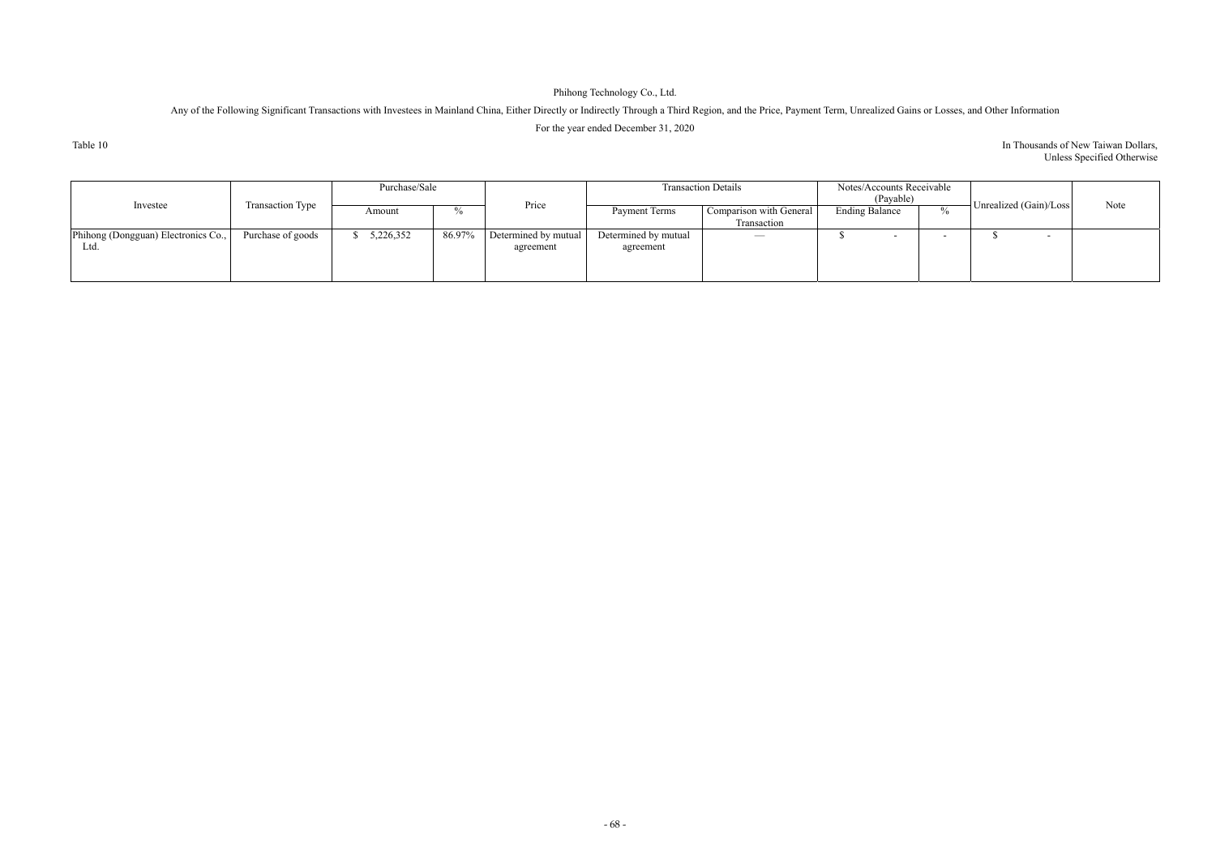Phihong Technology Co., Ltd.

Any of the Following Significant Transactions with Investees in Mainland China, Either Directly or Indirectly Through a Third Region, and the Price, Payment Term, Unrealized Gains or Losses, and Other Information

For the year ended December 31, 2020

Table 10

In Thousands of New Taiwan Dollars, Unless Specified Otherwise

| Investee | Transaction Type | Purchase/Sale | | Price | Transaction Details | | Notes/Accounts Receivable (Payable) | | Unrealized (Gain)/Loss | Note |
|---|---|---|---|---|---|---|---|---|---|---|
| | | Amount | % | | Payment Terms | Comparison with General Transaction | Ending Balance | % | | |
| Phihong (Dongguan) Electronics Co., Ltd. | Purchase of goods | $ 5,226,352 | 86.97% | Determined by mutual agreement | Determined by mutual agreement | — | $ - | - | $ - | |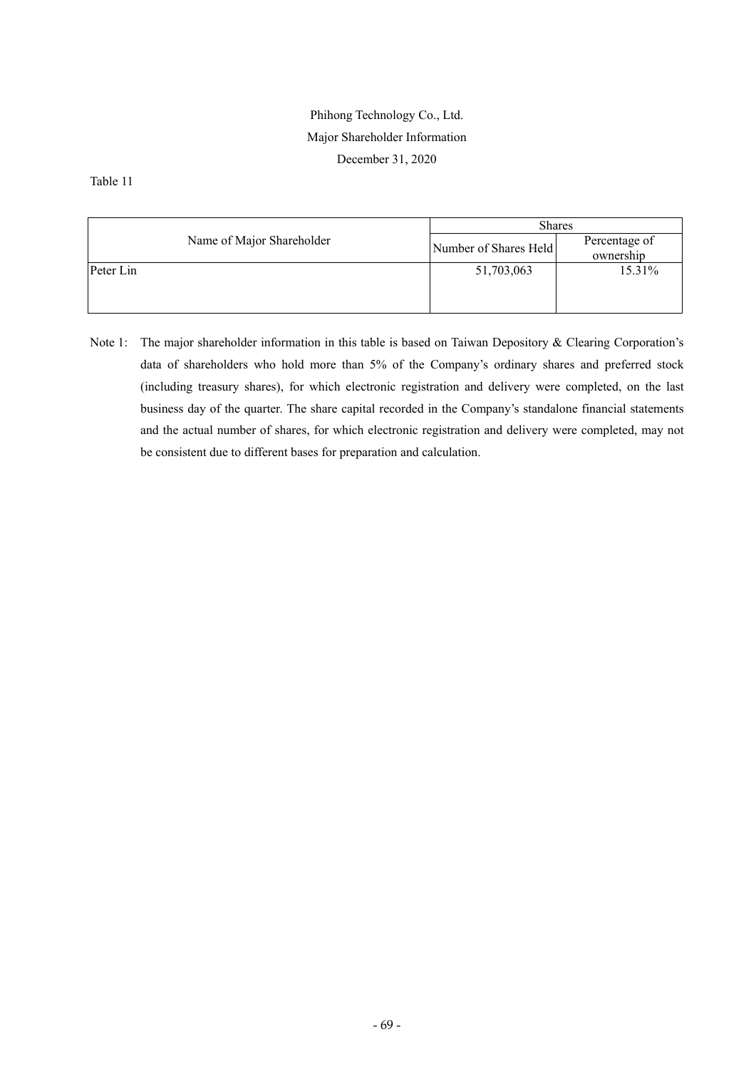Phihong Technology Co., Ltd.

Major Shareholder Information

December 31, 2020

Table 11

| Name of Major Shareholder | Shares | |
|---|---|---|
| | Number of Shares Held | Percentage of ownership |
| Peter Lin | 51,703,063 | 15.31% |

Note 1: The major shareholder information in this table is based on Taiwan Depository & Clearing Corporation's data of shareholders who hold more than 5% of the Company's ordinary shares and preferred stock (including treasury shares), for which electronic registration and delivery were completed, on the last business day of the quarter. The share capital recorded in the Company's standalone financial statements and the actual number of shares, for which electronic registration and delivery were completed, may not be consistent due to different bases for preparation and calculation.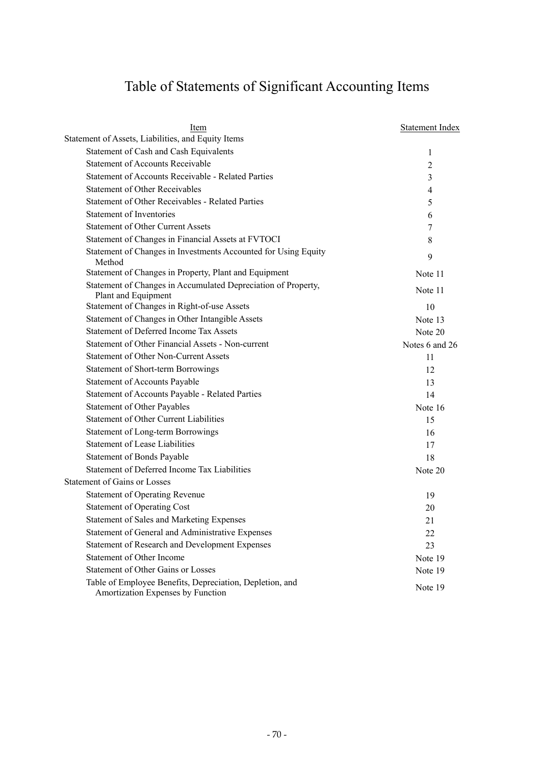# Table of Statements of Significant Accounting Items

| Item | Statement Index |
|---|---|
| Statement of Assets, Liabilities, and Equity Items | |
| Statement of Cash and Cash Equivalents | 1 |
| Statement of Accounts Receivable | 2 |
| Statement of Accounts Receivable - Related Parties | 3 |
| Statement of Other Receivables | 4 |
| Statement of Other Receivables - Related Parties | 5 |
| Statement of Inventories | 6 |
| Statement of Other Current Assets | 7 |
| Statement of Changes in Financial Assets at FVTOCI | 8 |
| Statement of Changes in Investments Accounted for Using Equity Method | 9 |
| Statement of Changes in Property, Plant and Equipment | Note 11 |
| Statement of Changes in Accumulated Depreciation of Property, Plant and Equipment | Note 11 |
| Statement of Changes in Right-of-use Assets | 10 |
| Statement of Changes in Other Intangible Assets | Note 13 |
| Statement of Deferred Income Tax Assets | Note 20 |
| Statement of Other Financial Assets - Non-current | Notes 6 and 26 |
| Statement of Other Non-Current Assets | 11 |
| Statement of Short-term Borrowings | 12 |
| Statement of Accounts Payable | 13 |
| Statement of Accounts Payable - Related Parties | 14 |
| Statement of Other Payables | Note 16 |
| Statement of Other Current Liabilities | 15 |
| Statement of Long-term Borrowings | 16 |
| Statement of Lease Liabilities | 17 |
| Statement of Bonds Payable | 18 |
| Statement of Deferred Income Tax Liabilities | Note 20 |
| Statement of Gains or Losses | |
| Statement of Operating Revenue | 19 |
| Statement of Operating Cost | 20 |
| Statement of Sales and Marketing Expenses | 21 |
| Statement of General and Administrative Expenses | 22 |
| Statement of Research and Development Expenses | 23 |
| Statement of Other Income | Note 19 |
| Statement of Other Gains or Losses | Note 19 |
| Table of Employee Benefits, Depreciation, Depletion, and Amortization Expenses by Function | Note 19 |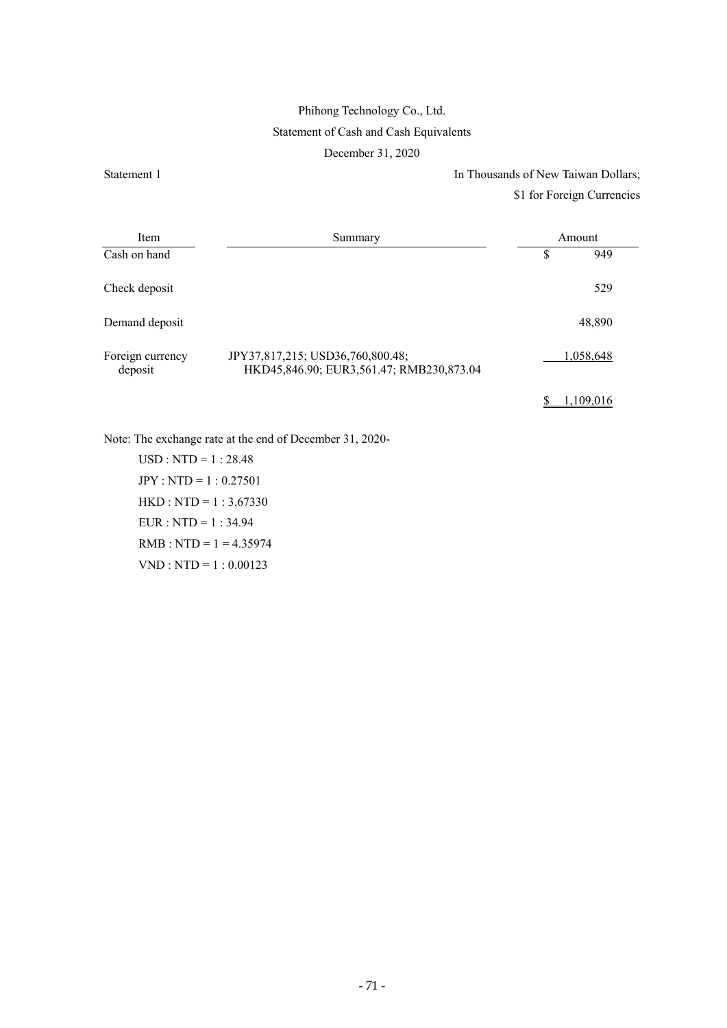Phihong Technology Co., Ltd.

Statement of Cash and Cash Equivalents

December 31, 2020

Statement 1

In Thousands of New Taiwan Dollars;
$1 for Foreign Currencies

| Item | Summary | Amount |
|---|---|---|
| Cash on hand | | $ 949 |
| Check deposit | | 529 |
| Demand deposit | | 48,890 |
| Foreign currency deposit | JPY37,817,215; USD36,760,800.48; HKD45,846.90; EUR3,561.47; RMB230,873.04 | 1,058,648 |
| | | $ 1,109,016 |

Note: The exchange rate at the end of December 31, 2020-

USD : NTD = 1 : 28.48

JPY : NTD = 1 : 0.27501

HKD : NTD = 1 : 3.67330

EUR : NTD = 1 : 34.94

RMB : NTD = 1 = 4.35974

VND : NTD = 1 : 0.00123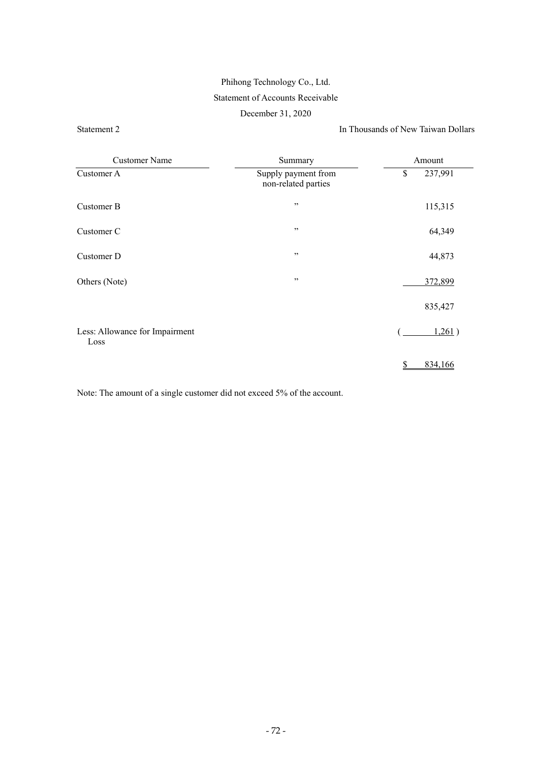Phihong Technology Co., Ltd.

Statement of Accounts Receivable

December 31, 2020

Statement 2

In Thousands of New Taiwan Dollars

| Customer Name | Summary | Amount |
|---|---|---|
| Customer A | Supply payment from non-related parties | $ 237,991 |
| Customer B | ” | 115,315 |
| Customer C | ” | 64,349 |
| Customer D | ” | 44,873 |
| Others (Note) | ” | 372,899 |
| | | 835,427 |
| Less: Allowance for Impairment Loss | | ( 1,261 ) |
| | | $ 834,166 |

Note: The amount of a single customer did not exceed 5% of the account.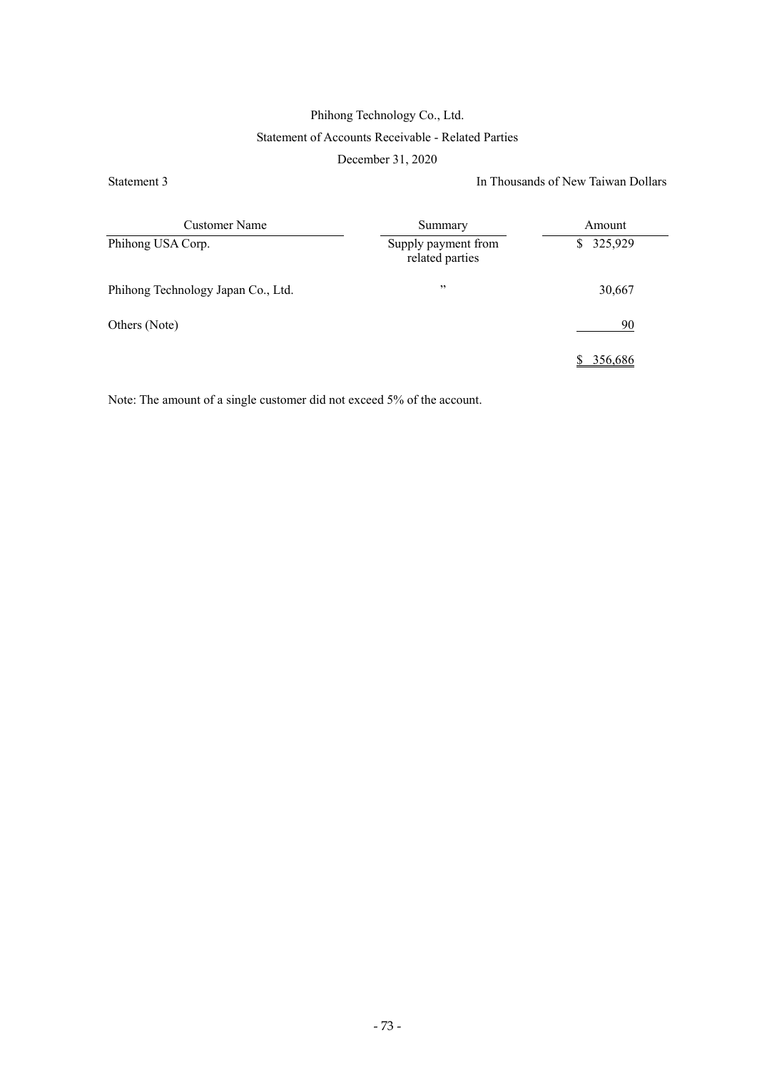Phihong Technology Co., Ltd.

Statement of Accounts Receivable - Related Parties

December 31, 2020

Statement 3

In Thousands of New Taiwan Dollars

| Customer Name | Summary | Amount |
|---|---|---|
| Phihong USA Corp. | Supply payment from related parties | $ 325,929 |
| Phihong Technology Japan Co., Ltd. | ” | 30,667 |
| Others (Note) | | 90 |
| | | $ 356,686 |

Note: The amount of a single customer did not exceed 5% of the account.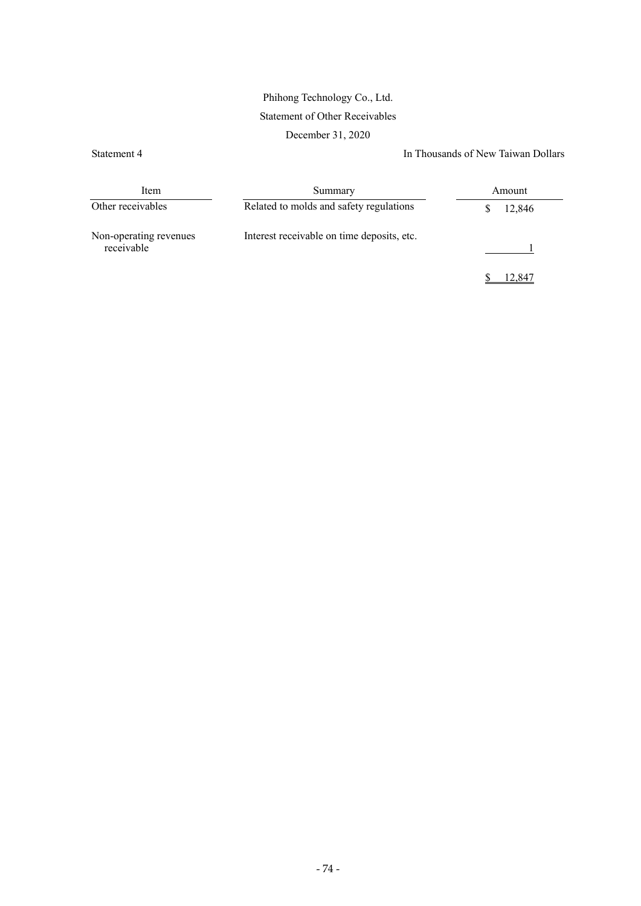Phihong Technology Co., Ltd.

Statement of Other Receivables

December 31, 2020

Statement 4

In Thousands of New Taiwan Dollars

| Item | Summary | Amount |
|---|---|---|
| Other receivables | Related to molds and safety regulations | $ 12,846 |
| Non-operating revenues receivable | Interest receivable on time deposits, etc. | 1 |
| | | $ 12,847 |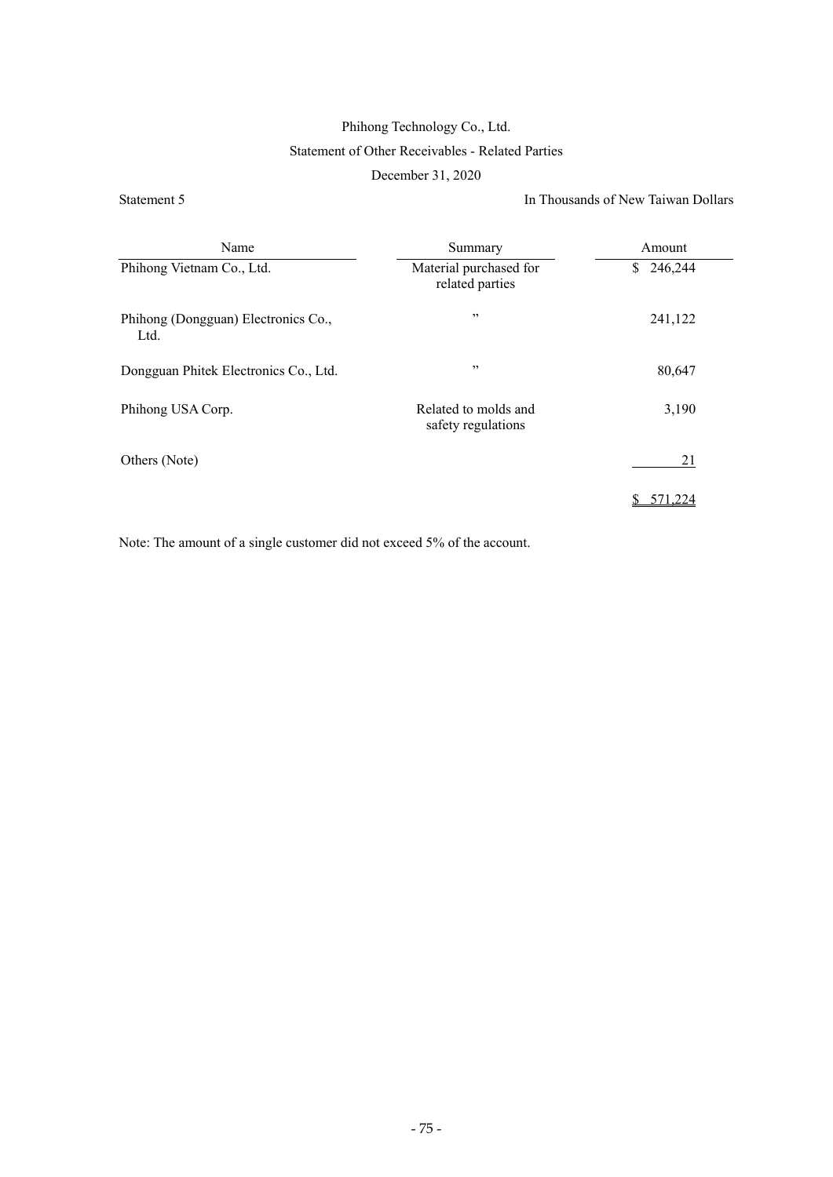Phihong Technology Co., Ltd.

Statement of Other Receivables - Related Parties

December 31, 2020

Statement 5

In Thousands of New Taiwan Dollars

| Name | Summary | Amount |
|---|---|---|
| Phihong Vietnam Co., Ltd. | Material purchased for related parties | $ 246,244 |
| Phihong (Dongguan) Electronics Co., Ltd. | ” | 241,122 |
| Dongguan Phitek Electronics Co., Ltd. | ” | 80,647 |
| Phihong USA Corp. | Related to molds and safety regulations | 3,190 |
| Others (Note) | | 21 |
| | | $ 571,224 |

Note: The amount of a single customer did not exceed 5% of the account.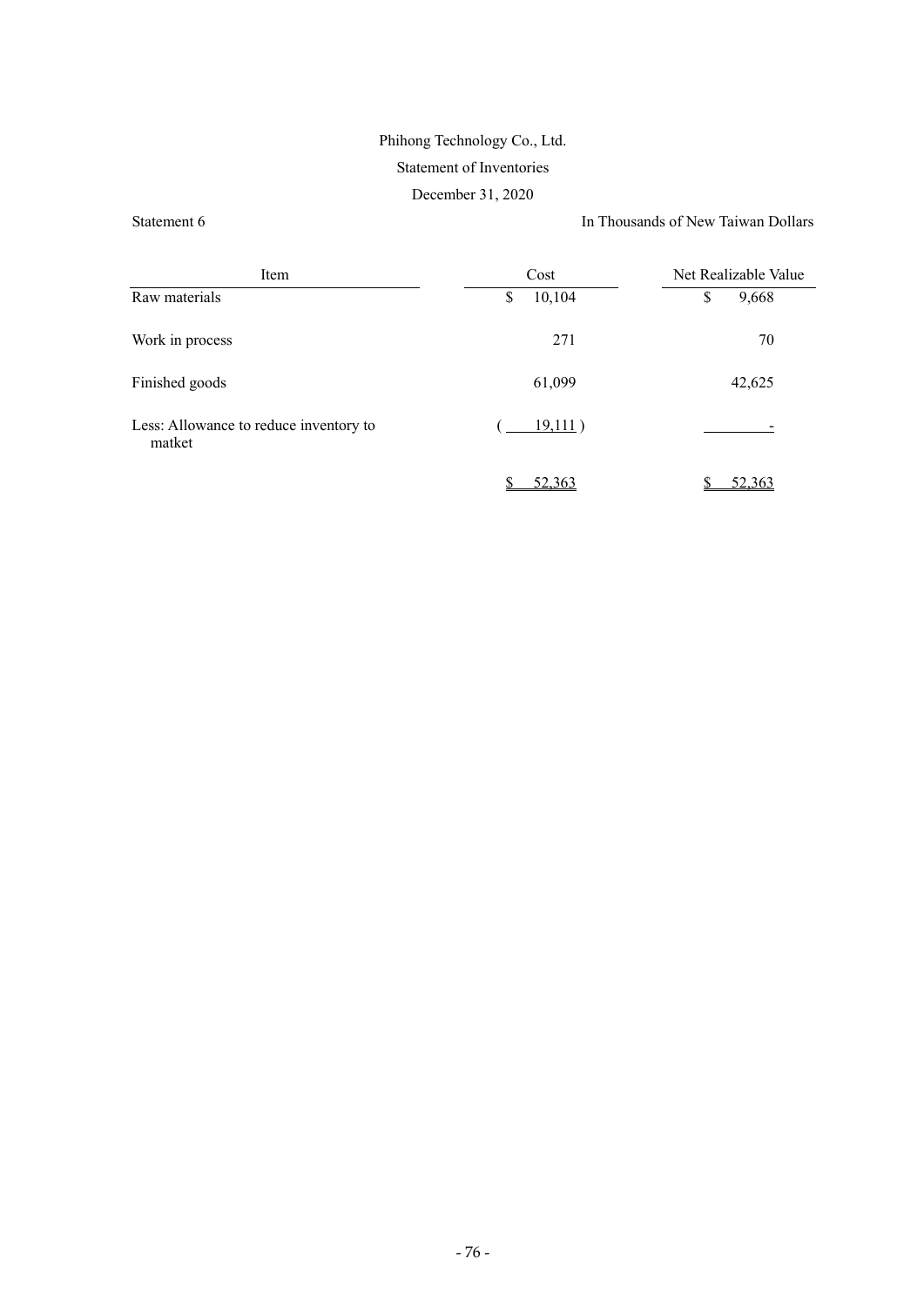Phihong Technology Co., Ltd.

Statement of Inventories

December 31, 2020

Statement 6

In Thousands of New Taiwan Dollars

| Item | Cost | Net Realizable Value |
|---|---|---|
| Raw materials | $ 10,104 | $ 9,668 |
| Work in process | 271 | 70 |
| Finished goods | 61,099 | 42,625 |
| Less: Allowance to reduce inventory to matket | ( 19,111 ) | - |
| | $ 52,363 | $ 52,363 |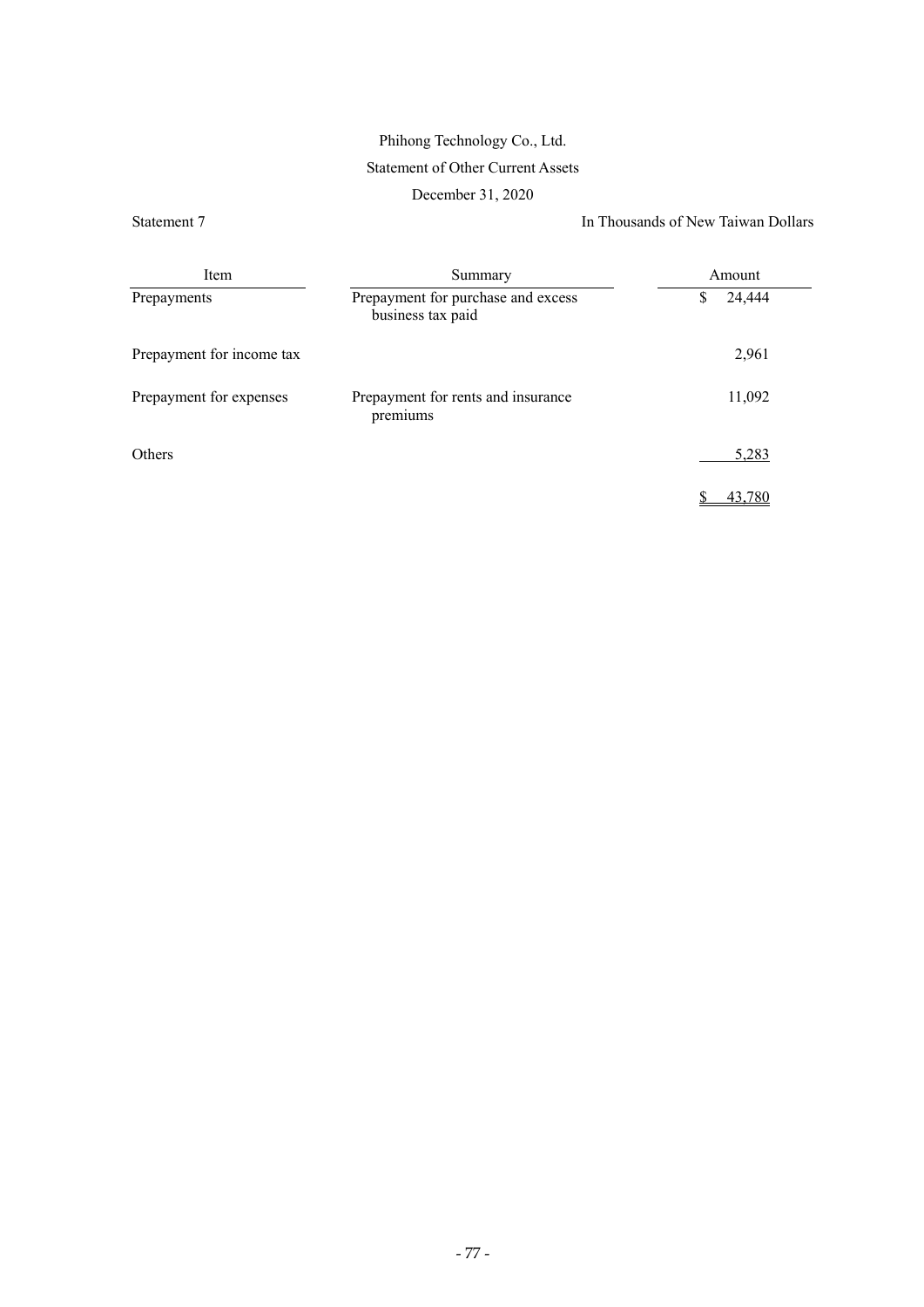Phihong Technology Co., Ltd.

Statement of Other Current Assets

December 31, 2020

Statement 7

In Thousands of New Taiwan Dollars

| Item | Summary | Amount |
|---|---|---|
| Prepayments | Prepayment for purchase and excess business tax paid | $ 24,444 |
| Prepayment for income tax | | 2,961 |
| Prepayment for expenses | Prepayment for rents and insurance premiums | 11,092 |
| Others | | 5,283 |
| | | $ 43,780 |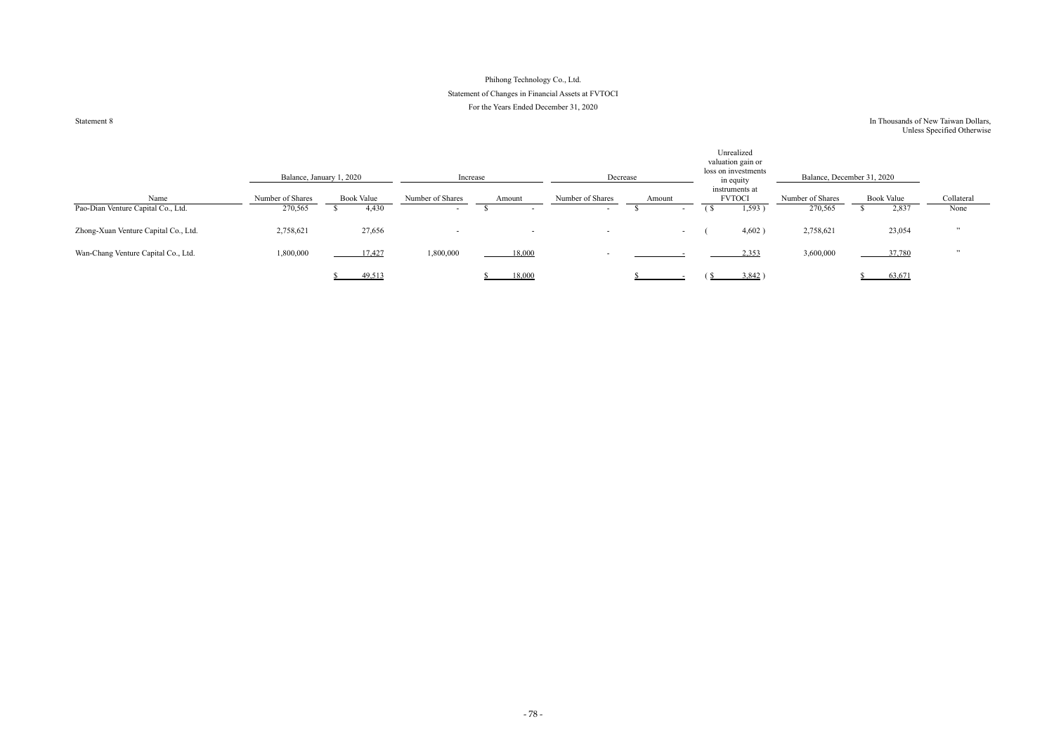# Phihong Technology Co., Ltd.

## Statement of Changes in Financial Assets at FVTOCI

### For the Years Ended December 31, 2020

Statement 8

In Thousands of New Taiwan Dollars, Unless Specified Otherwise

| Name | Balance, January 1, 2020 | | Increase | | Decrease | | Unrealized valuation gain or loss on investments in equity instruments at FVTOCI | Balance, December 31, 2020 | | Collateral |
|---|---|---|---|---|---|---|---|---|---|---|
| | Number of Shares | Book Value | Number of Shares | Amount | Number of Shares | Amount | | Number of Shares | Book Value | |
| Pao-Dian Venture Capital Co., Ltd. | 270,565 | $ 4,430 | - | $ - | - | $ - | ( $ 1,593 ) | 270,565 | $ 2,837 | None |
| Zhong-Xuan Venture Capital Co., Ltd. | 2,758,621 | 27,656 | - | - | - | - | ( 4,602 ) | 2,758,621 | 23,054 | " |
| Wan-Chang Venture Capital Co., Ltd. | 1,800,000 | 17,427 | 1,800,000 | 18,000 | - | - | 2,353 | 3,600,000 | 37,780 | " |
| | | $ 49,513 | | $ 18,000 | | $ - | ( $ 3,842 ) | | $ 63,671 | |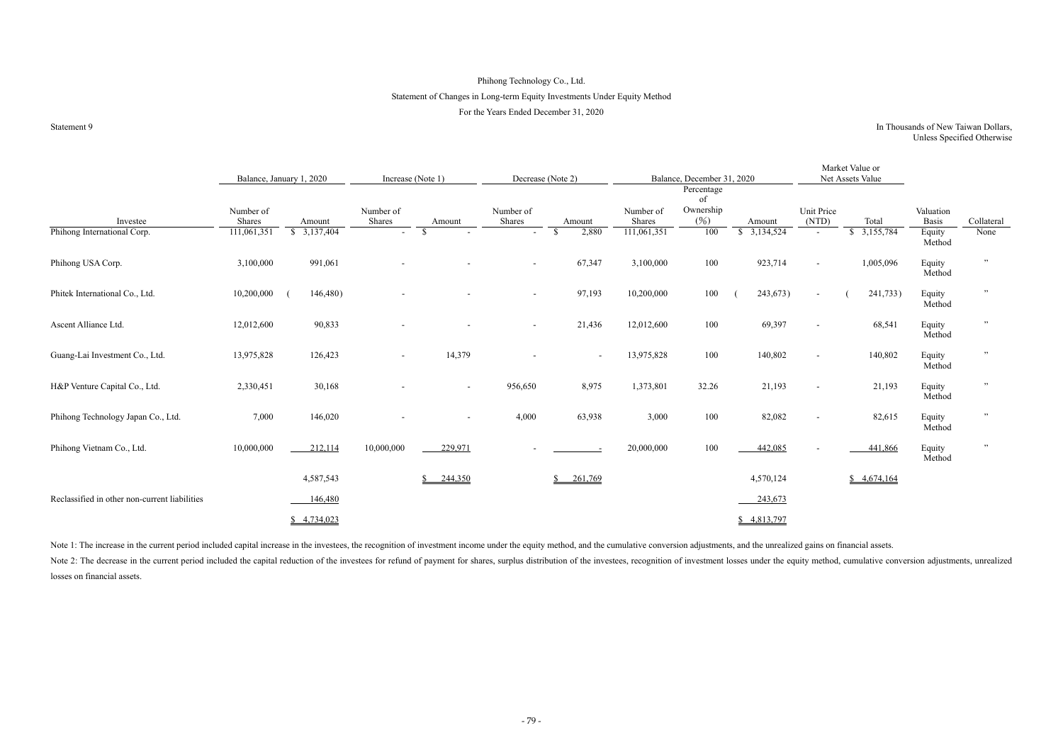Phihong Technology Co., Ltd.

Statement of Changes in Long-term Equity Investments Under Equity Method

For the Years Ended December 31, 2020

Statement 9

In Thousands of New Taiwan Dollars, Unless Specified Otherwise

| | Balance, January 1, 2020 | | Increase (Note 1) | | Decrease (Note 2) | | Balance, December 31, 2020 | | | Market Value or Net Assets Value | | | |
|---|---|---|---|---|---|---|---|---|---|---|---|---|---|
| Investee | Number of Shares | Amount | Number of Shares | Amount | Number of Shares | Amount | Number of Shares | Percentage of Ownership (%) | Amount | Unit Price (NTD) | Total | Valuation Basis | Collateral |
| Phihong International Corp. | 111,061,351 | $ 3,137,404 | - | $ - | - | $ 2,880 | 111,061,351 | 100 | $ 3,134,524 | - | $ 3,155,784 | Equity Method | None |
| Phihong USA Corp. | 3,100,000 | 991,061 | - | - | - | 67,347 | 3,100,000 | 100 | 923,714 | - | 1,005,096 | Equity Method | " |
| Phitek International Co., Ltd. | 10,200,000 | ( 146,480) | - | - | - | 97,193 | 10,200,000 | 100 | ( 243,673) | - | ( 241,733) | Equity Method | " |
| Ascent Alliance Ltd. | 12,012,600 | 90,833 | - | - | - | 21,436 | 12,012,600 | 100 | 69,397 | - | 68,541 | Equity Method | " |
| Guang-Lai Investment Co., Ltd. | 13,975,828 | 126,423 | - | 14,379 | - | - | 13,975,828 | 100 | 140,802 | - | 140,802 | Equity Method | " |
| H&P Venture Capital Co., Ltd. | 2,330,451 | 30,168 | - | - | 956,650 | 8,975 | 1,373,801 | 32.26 | 21,193 | - | 21,193 | Equity Method | " |
| Phihong Technology Japan Co., Ltd. | 7,000 | 146,020 | - | - | 4,000 | 63,938 | 3,000 | 100 | 82,082 | - | 82,615 | Equity Method | " |
| Phihong Vietnam Co., Ltd. | 10,000,000 | 212,114 | 10,000,000 | 229,971 | - | - | 20,000,000 | 100 | 442,085 | - | 441,866 | Equity Method | " |
| | | 4,587,543 | | $ 244,350 | | $ 261,769 | | | 4,570,124 | | $ 4,674,164 | | |
| Reclassified in other non-current liabilities | | 146,480 | | | | | | | 243,673 | | | | |
| | | $ 4,734,023 | | | | | | | $ 4,813,797 | | | | |

Note 1: The increase in the current period included capital increase in the investees, the recognition of investment income under the equity method, and the cumulative conversion adjustments, and the unrealized gains on financial assets.

Note 2: The decrease in the current period included the capital reduction of the investees for refund of payment for shares, surplus distribution of the investees, recognition of investment losses under the equity method, cumulative conversion adjustments, unrealized losses on financial assets.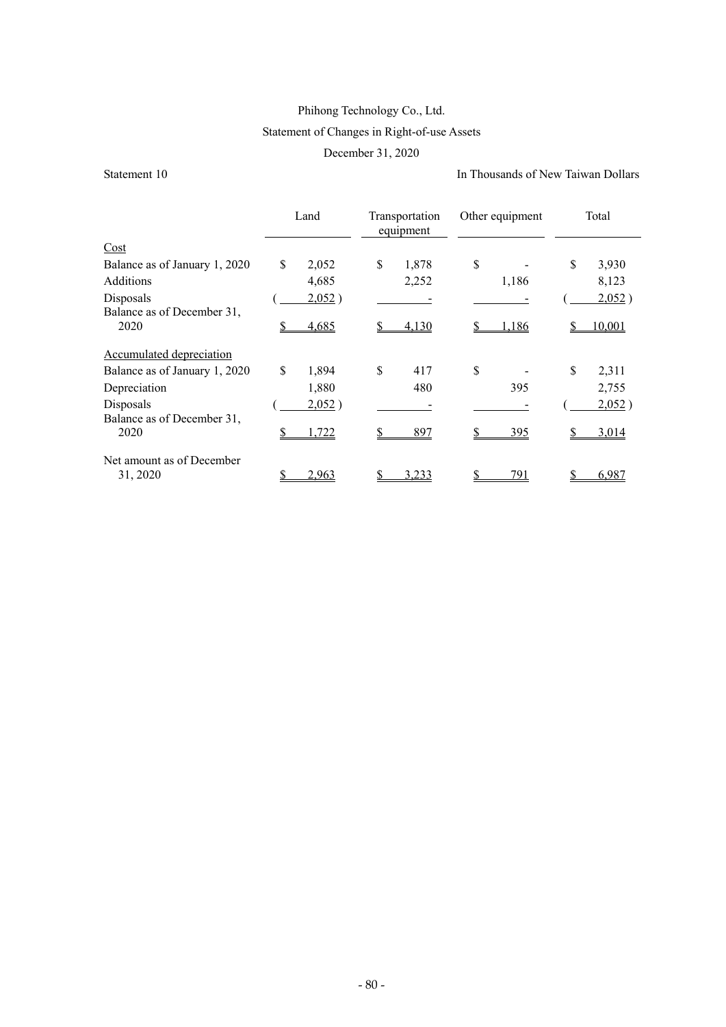Phihong Technology Co., Ltd.

Statement of Changes in Right-of-use Assets

December 31, 2020

Statement 10

In Thousands of New Taiwan Dollars

| | Land | Transportation equipment | Other equipment | Total |
|---|---|---|---|---|
| Cost | | | | |
| Balance as of January 1, 2020 | $ 2,052 | $ 1,878 | $ - | $ 3,930 |
| Additions | 4,685 | 2,252 | 1,186 | 8,123 |
| Disposals | ( 2,052 ) | - | - | ( 2,052 ) |
| Balance as of December 31, 2020 | $ 4,685 | $ 4,130 | $ 1,186 | $ 10,001 |
| Accumulated depreciation | | | | |
| Balance as of January 1, 2020 | $ 1,894 | $ 417 | $ - | $ 2,311 |
| Depreciation | 1,880 | 480 | 395 | 2,755 |
| Disposals | ( 2,052 ) | - | - | ( 2,052 ) |
| Balance as of December 31, 2020 | $ 1,722 | $ 897 | $ 395 | $ 3,014 |
| Net amount as of December 31, 2020 | $ 2,963 | $ 3,233 | $ 791 | $ 6,987 |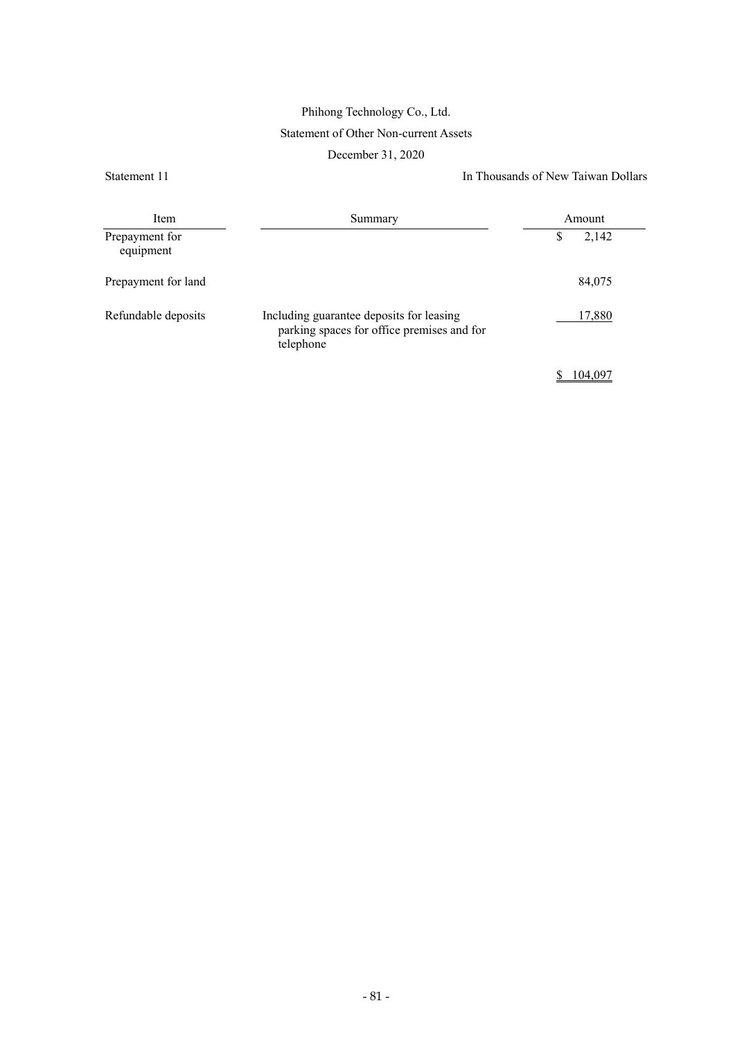Phihong Technology Co., Ltd.

Statement of Other Non-current Assets

December 31, 2020

Statement 11

In Thousands of New Taiwan Dollars

| Item | Summary | Amount |
|---|---|---|
| Prepayment for equipment | | $ 2,142 |
| Prepayment for land | | 84,075 |
| Refundable deposits | Including guarantee deposits for leasing parking spaces for office premises and for telephone | 17,880 |
| | | $ 104,097 |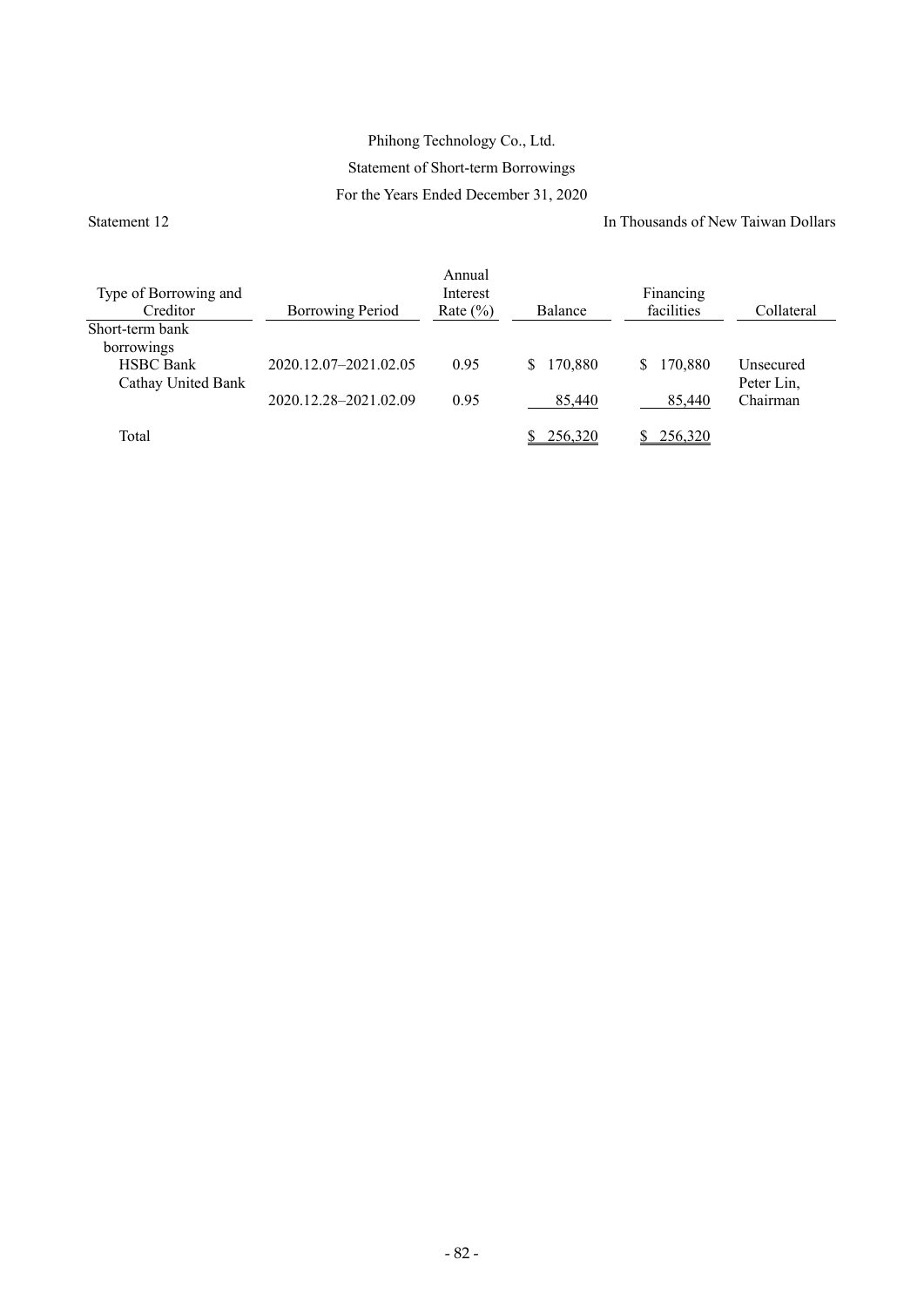Phihong Technology Co., Ltd.

Statement of Short-term Borrowings

For the Years Ended December 31, 2020

Statement 12

In Thousands of New Taiwan Dollars

| Type of Borrowing and Creditor | Borrowing Period | Annual Interest Rate (%) | Balance | Financing facilities | Collateral |
|---|---|---|---|---|---|
| Short-term bank borrowings | | | | | |
| HSBC Bank | 2020.12.07–2021.02.05 | 0.95 | $ 170,880 | $ 170,880 | Unsecured |
| Cathay United Bank | 2020.12.28–2021.02.09 | 0.95 | 85,440 | 85,440 | Peter Lin, Chairman |
| Total | | | $ 256,320 | $ 256,320 | |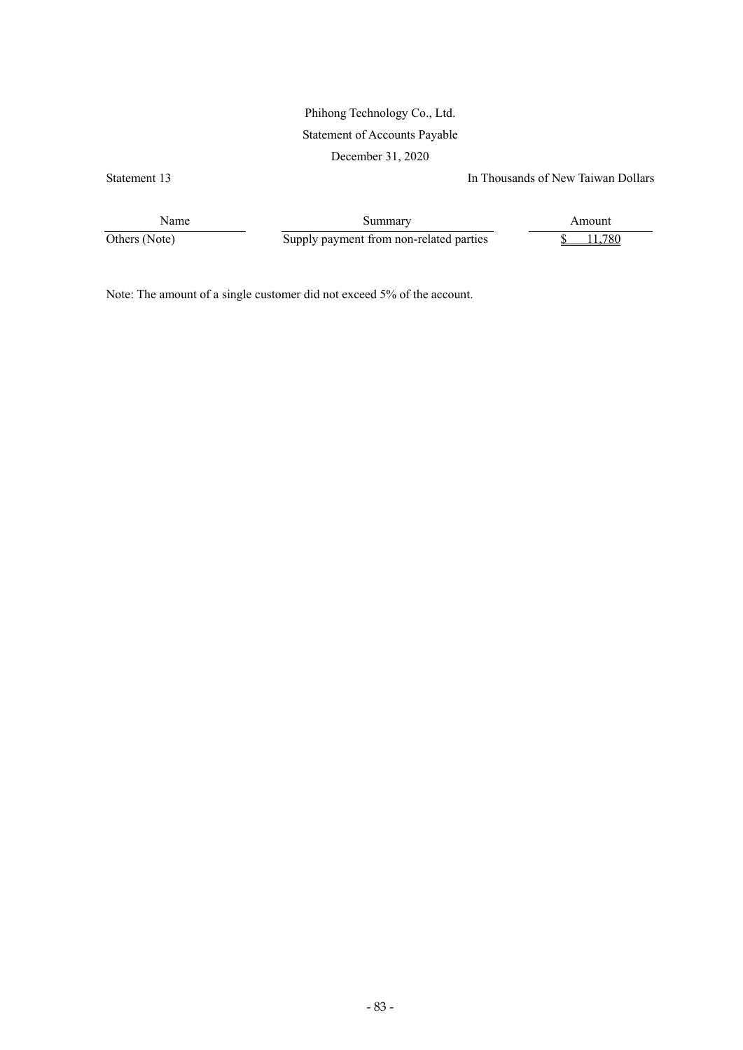Phihong Technology Co., Ltd.

Statement of Accounts Payable

December 31, 2020

Statement 13

In Thousands of New Taiwan Dollars

| Name | Summary | Amount |
|---|---|---|
| Others (Note) | Supply payment from non-related parties | $ 11,780 |

Note: The amount of a single customer did not exceed 5% of the account.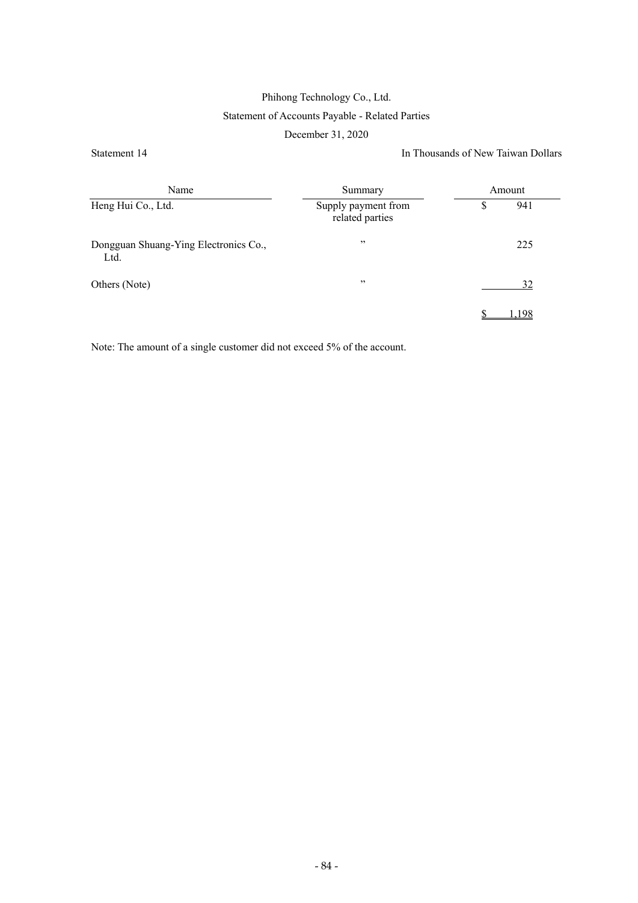# Phihong Technology Co., Ltd.

## Statement of Accounts Payable - Related Parties

## December 31, 2020

Statement 14

In Thousands of New Taiwan Dollars

| Name | Summary | Amount |
|---|---|---|
| Heng Hui Co., Ltd. | Supply payment from related parties | $ 941 |
| Dongguan Shuang-Ying Electronics Co., Ltd. | 〃 | 225 |
| Others (Note) | 〃 | 32 |
| | | $ 1,198 |

Note: The amount of a single customer did not exceed 5% of the account.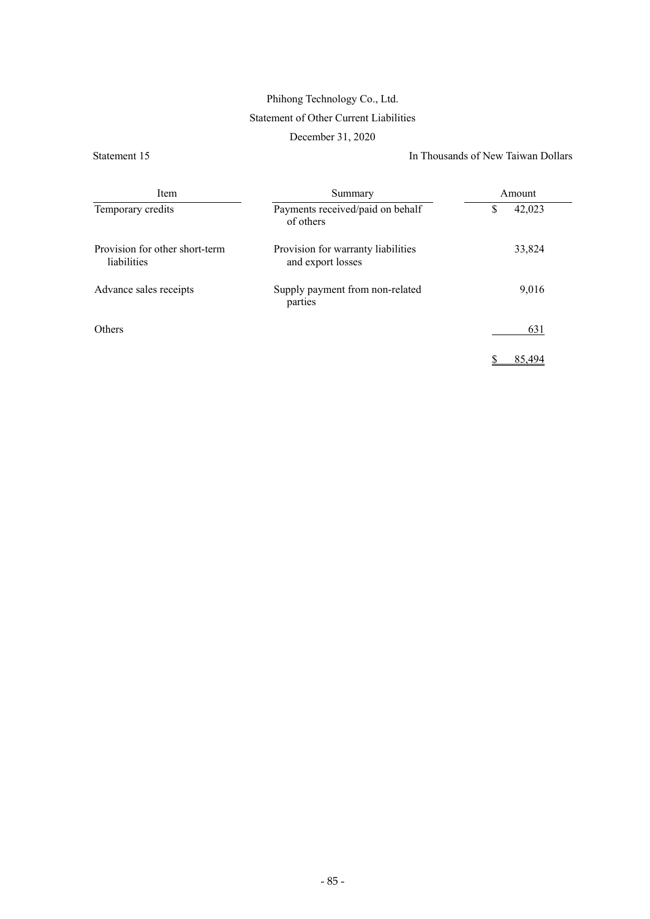Phihong Technology Co., Ltd.

Statement of Other Current Liabilities

December 31, 2020

Statement 15 | In Thousands of New Taiwan Dollars

| Item | Summary | Amount |
|---|---|---|
| Temporary credits | Payments received/paid on behalf of others | $ 42,023 |
| Provision for other short-term liabilities | Provision for warranty liabilities and export losses | 33,824 |
| Advance sales receipts | Supply payment from non-related parties | 9,016 |
| Others | | 631 |
| | | $ 85,494 |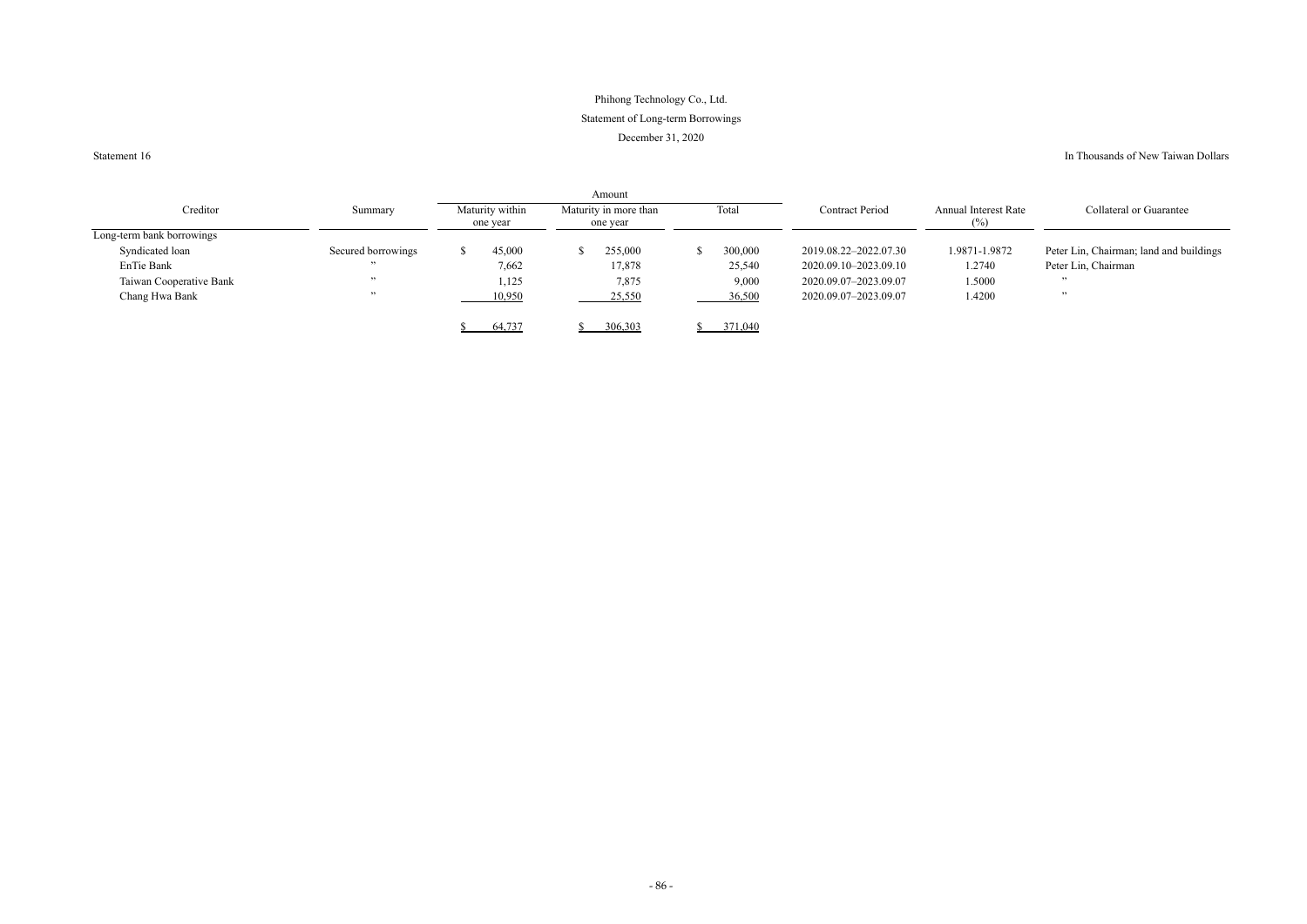Phihong Technology Co., Ltd.

Statement of Long-term Borrowings

December 31, 2020

Statement 16

In Thousands of New Taiwan Dollars

| Creditor | Summary | Amount | | | Contract Period | Annual Interest Rate (%) | Collateral or Guarantee |
|---|---|---|---|---|---|---|---|
| | | Maturity within one year | Maturity in more than one year | Total | | | |
| Long-term bank borrowings | | | | | | | |
| Syndicated loan | Secured borrowings | $ 45,000 | $ 255,000 | $ 300,000 | 2019.08.22–2022.07.30 | 1.9871-1.9872 | Peter Lin, Chairman; land and buildings |
| EnTie Bank | ” | 7,662 | 17,878 | 25,540 | 2020.09.10–2023.09.10 | 1.2740 | Peter Lin, Chairman |
| Taiwan Cooperative Bank | ” | 1,125 | 7,875 | 9,000 | 2020.09.07–2023.09.07 | 1.5000 | ” |
| Chang Hwa Bank | ” | 10,950 | 25,550 | 36,500 | 2020.09.07–2023.09.07 | 1.4200 | ” |
| | | $ 64,737 | $ 306,303 | $ 371,040 | | | |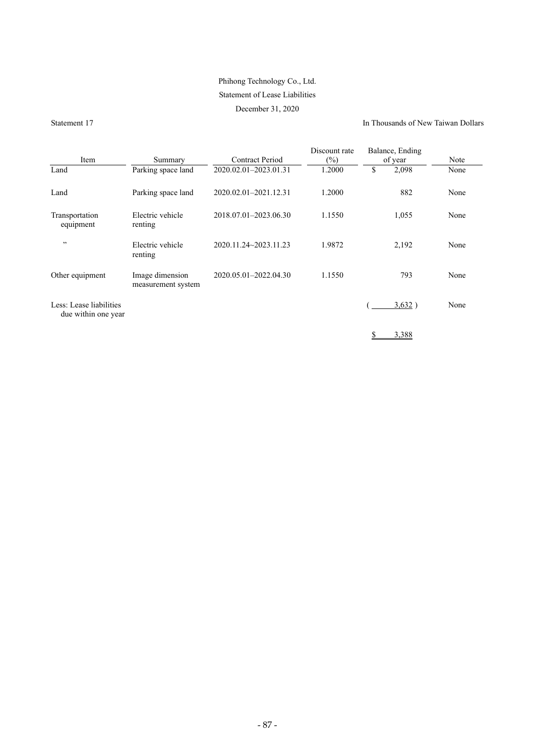Phihong Technology Co., Ltd.

Statement of Lease Liabilities

December 31, 2020

Statement 17

In Thousands of New Taiwan Dollars

| Item | Summary | Contract Period | Discount rate (%) | Balance, Ending of year | Note |
|---|---|---|---|---|---|
| Land | Parking space land | 2020.02.01–2023.01.31 | 1.2000 | $ 2,098 | None |
| Land | Parking space land | 2020.02.01–2021.12.31 | 1.2000 | 882 | None |
| Transportation equipment | Electric vehicle renting | 2018.07.01–2023.06.30 | 1.1550 | 1,055 | None |
| " | Electric vehicle renting | 2020.11.24~2023.11.23 | 1.9872 | 2,192 | None |
| Other equipment | Image dimension measurement system | 2020.05.01–2022.04.30 | 1.1550 | 793 | None |
| Less: Lease liabilities due within one year | | | | ( 3,632 ) | None |
| | | | | $ 3,388 | |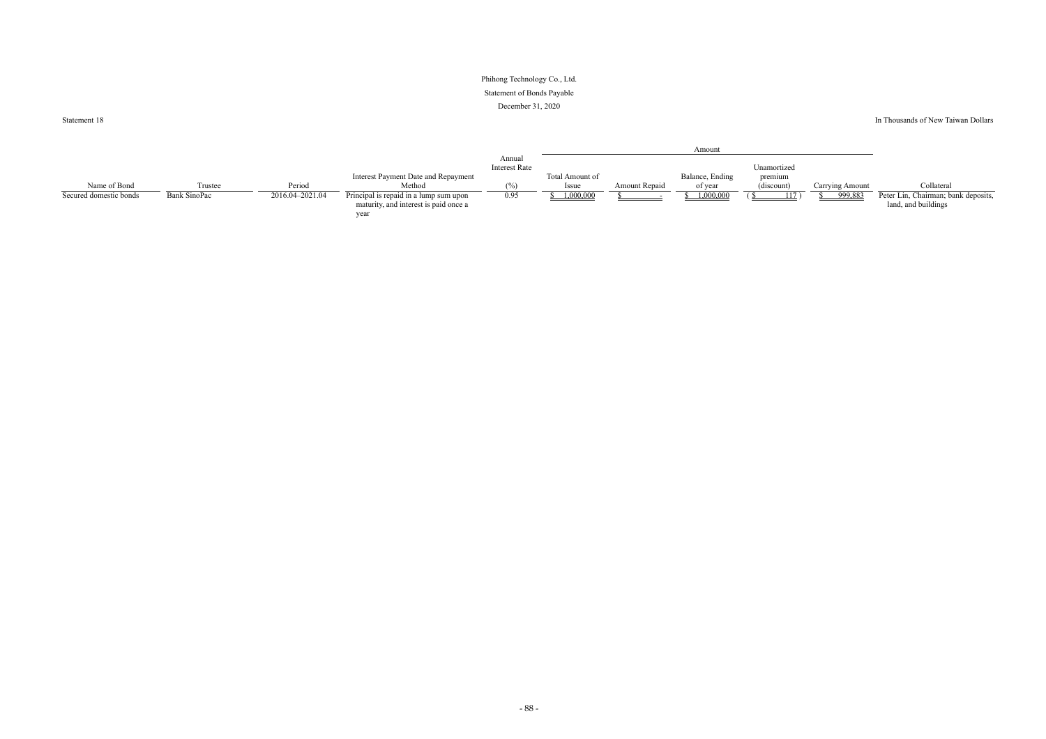Phihong Technology Co., Ltd.

Statement of Bonds Payable

December 31, 2020

Statement 18

In Thousands of New Taiwan Dollars

| Name of Bond | Trustee | Period | Interest Payment Date and Repayment Method | Annual Interest Rate (%) | Amount | | | | | Collateral |
|---|---|---|---|---|---|---|---|---|---|---|
| | | | | | Total Amount of Issue | Amount Repaid | Balance, Ending of year | Unamortized premium (discount) | Carrying Amount | |
| Secured domestic bonds | Bank SinoPac | 2016.04–2021.04 | Principal is repaid in a lump sum upon maturity, and interest is paid once a year | 0.95 | $ 1,000,000 | $ - | $ 1,000,000 | ( $ 117 ) | $ 999,883 | Peter Lin, Chairman; bank deposits, land, and buildings |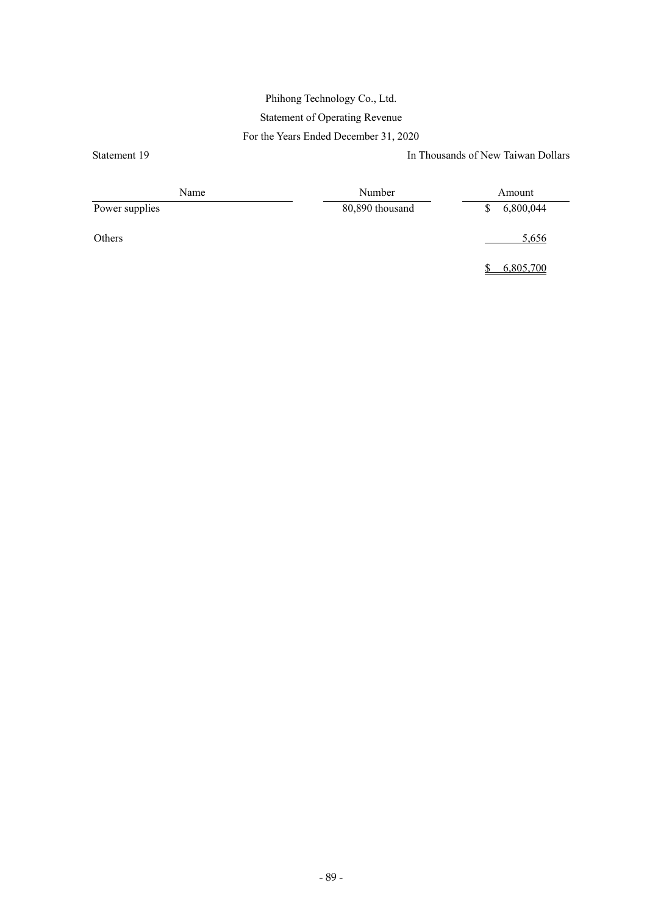Phihong Technology Co., Ltd.

Statement of Operating Revenue

For the Years Ended December 31, 2020

Statement 19

In Thousands of New Taiwan Dollars

| Name | Number | Amount |
|---|---|---|
| Power supplies | 80,890 thousand | $ 6,800,044 |
| Others | | 5,656 |
| | | $ 6,805,700 |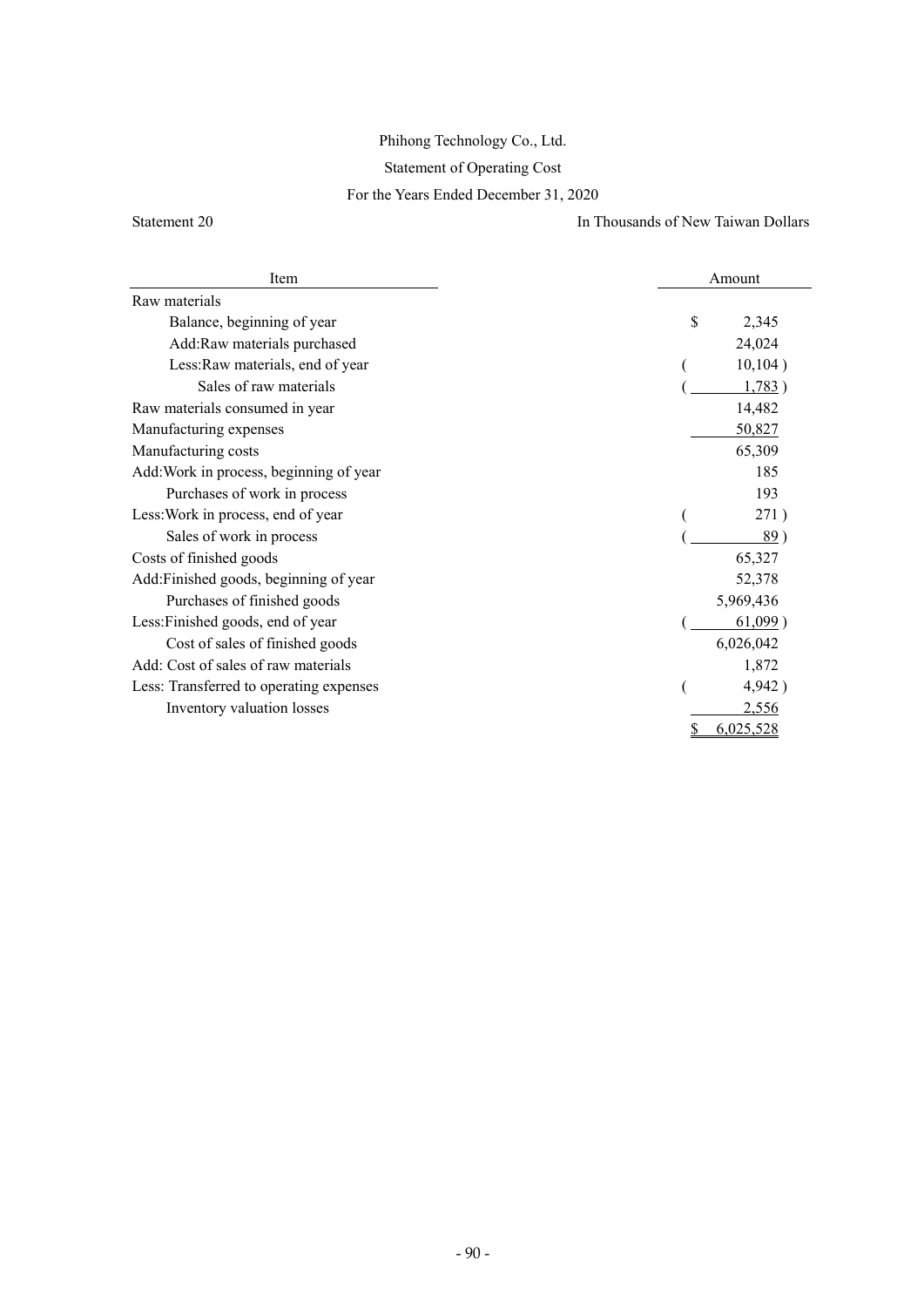Phihong Technology Co., Ltd.

Statement of Operating Cost

For the Years Ended December 31, 2020

Statement 20

In Thousands of New Taiwan Dollars

| Item | Amount |
|---|---|
| Raw materials | |
| Balance, beginning of year | $ 2,345 |
| Add:Raw materials purchased | 24,024 |
| Less:Raw materials, end of year | ( 10,104 ) |
| Sales of raw materials | ( 1,783 ) |
| Raw materials consumed in year | 14,482 |
| Manufacturing expenses | 50,827 |
| Manufacturing costs | 65,309 |
| Add:Work in process, beginning of year | 185 |
| Purchases of work in process | 193 |
| Less:Work in process, end of year | ( 271 ) |
| Sales of work in process | ( 89 ) |
| Costs of finished goods | 65,327 |
| Add:Finished goods, beginning of year | 52,378 |
| Purchases of finished goods | 5,969,436 |
| Less:Finished goods, end of year | ( 61,099 ) |
| Cost of sales of finished goods | 6,026,042 |
| Add: Cost of sales of raw materials | 1,872 |
| Less: Transferred to operating expenses | ( 4,942 ) |
| Inventory valuation losses | 2,556 |
| | $ 6,025,528 |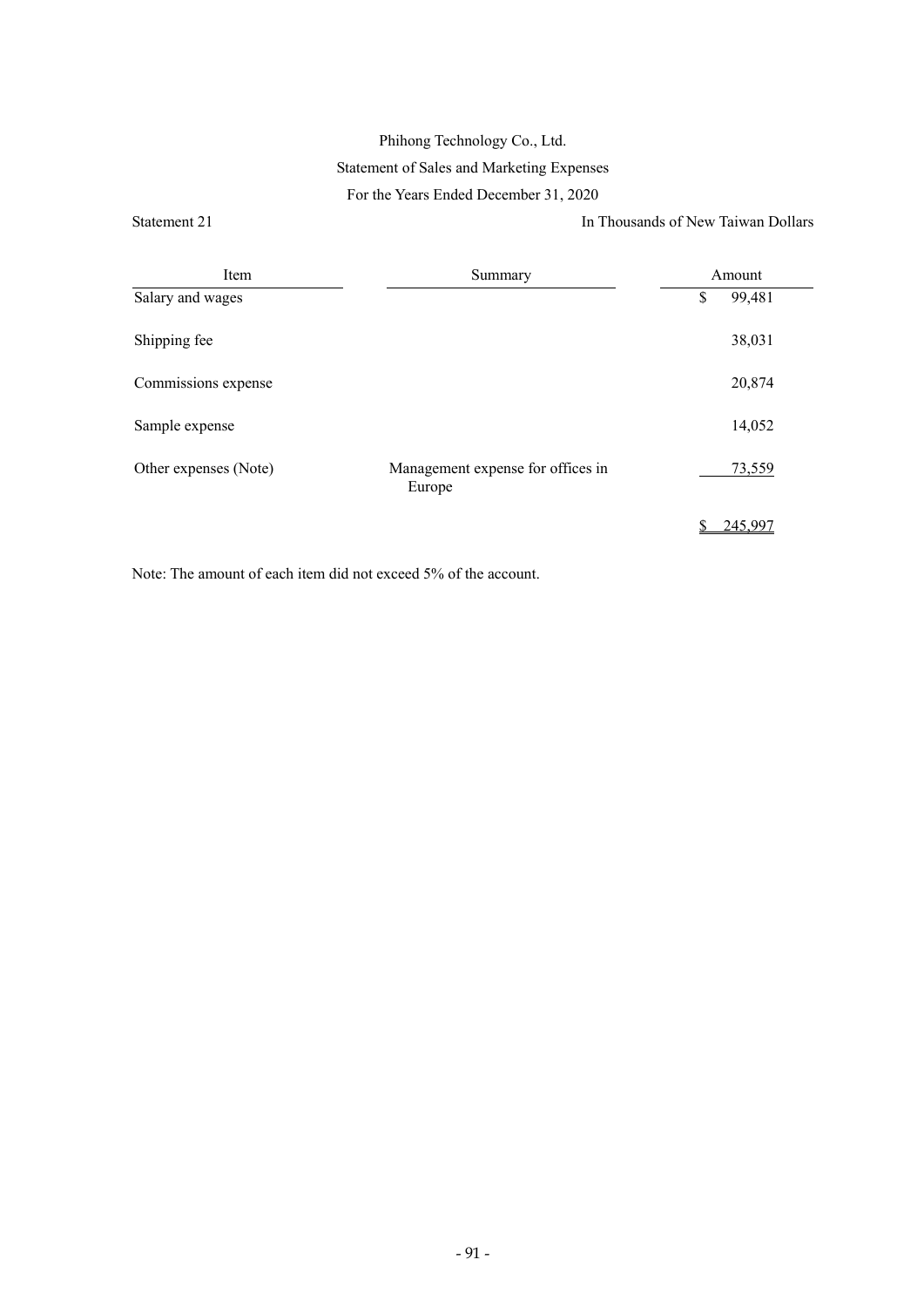Phihong Technology Co., Ltd.

Statement of Sales and Marketing Expenses

For the Years Ended December 31, 2020

Statement 21

In Thousands of New Taiwan Dollars

| Item | Summary | Amount |
|---|---|---|
| Salary and wages | | $ 99,481 |
| Shipping fee | | 38,031 |
| Commissions expense | | 20,874 |
| Sample expense | | 14,052 |
| Other expenses (Note) | Management expense for offices in Europe | 73,559 |
| | | $ 245,997 |

Note: The amount of each item did not exceed 5% of the account.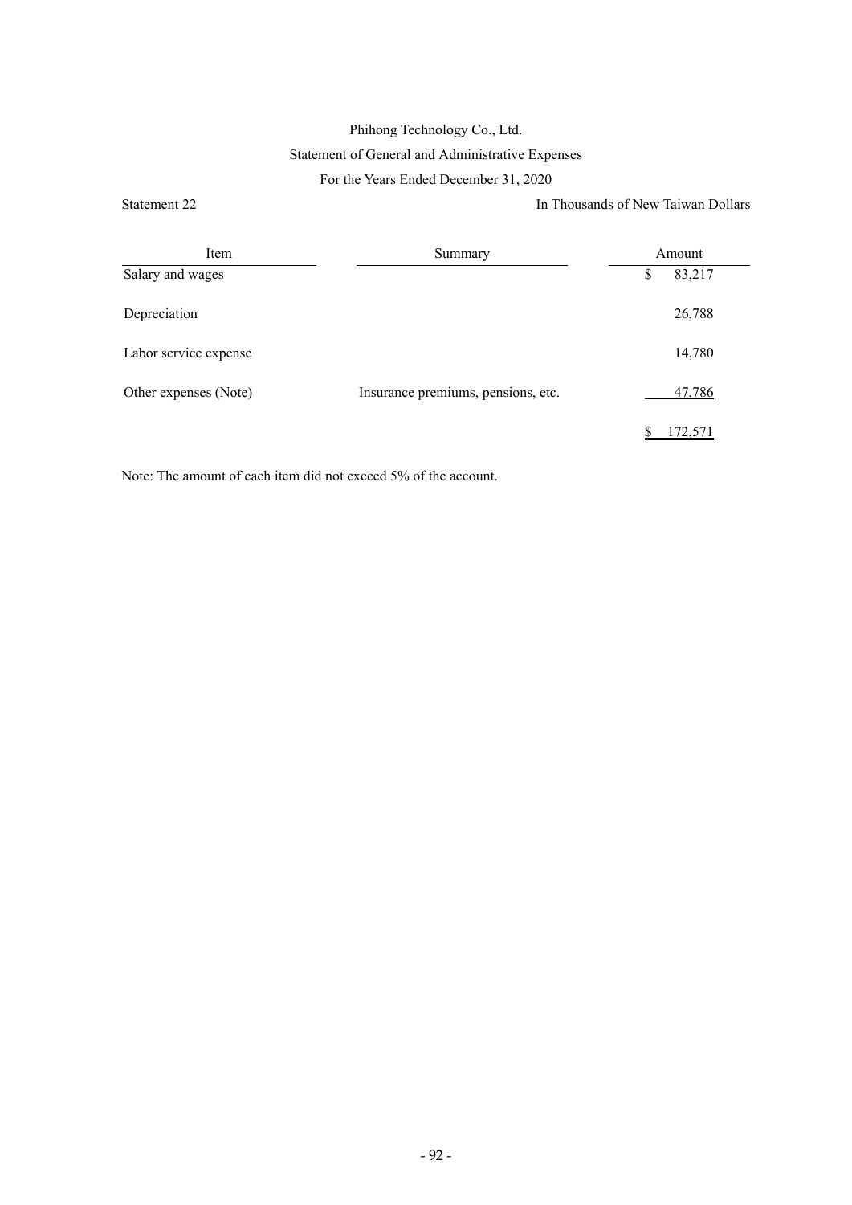Phihong Technology Co., Ltd.

Statement of General and Administrative Expenses

For the Years Ended December 31, 2020

Statement 22

In Thousands of New Taiwan Dollars

| Item | Summary | Amount |
|---|---|---|
| Salary and wages | | $ 83,217 |
| Depreciation | | 26,788 |
| Labor service expense | | 14,780 |
| Other expenses (Note) | Insurance premiums, pensions, etc. | 47,786 |
| | | $ 172,571 |

Note: The amount of each item did not exceed 5% of the account.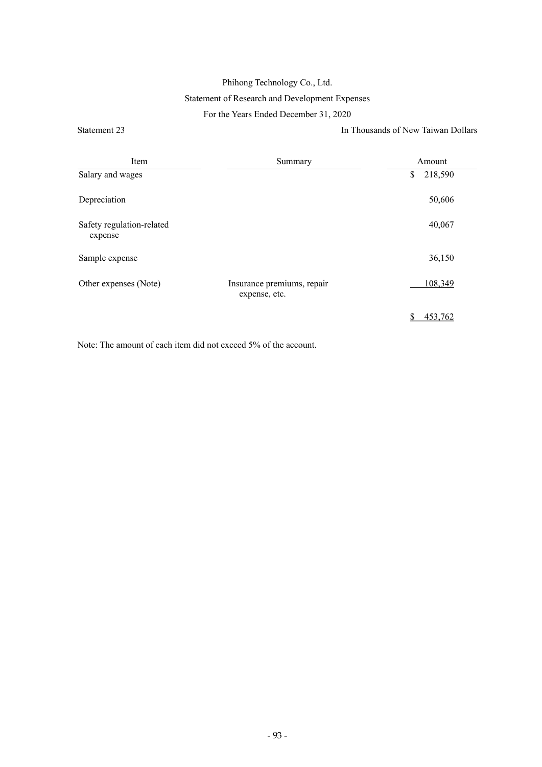Phihong Technology Co., Ltd.

Statement of Research and Development Expenses

For the Years Ended December 31, 2020

Statement 23

In Thousands of New Taiwan Dollars

| Item | Summary | Amount |
|---|---|---|
| Salary and wages | | $ 218,590 |
| Depreciation | | 50,606 |
| Safety regulation-related expense | | 40,067 |
| Sample expense | | 36,150 |
| Other expenses (Note) | Insurance premiums, repair expense, etc. | 108,349 |
| | | $ 453,762 |

Note: The amount of each item did not exceed 5% of the account.